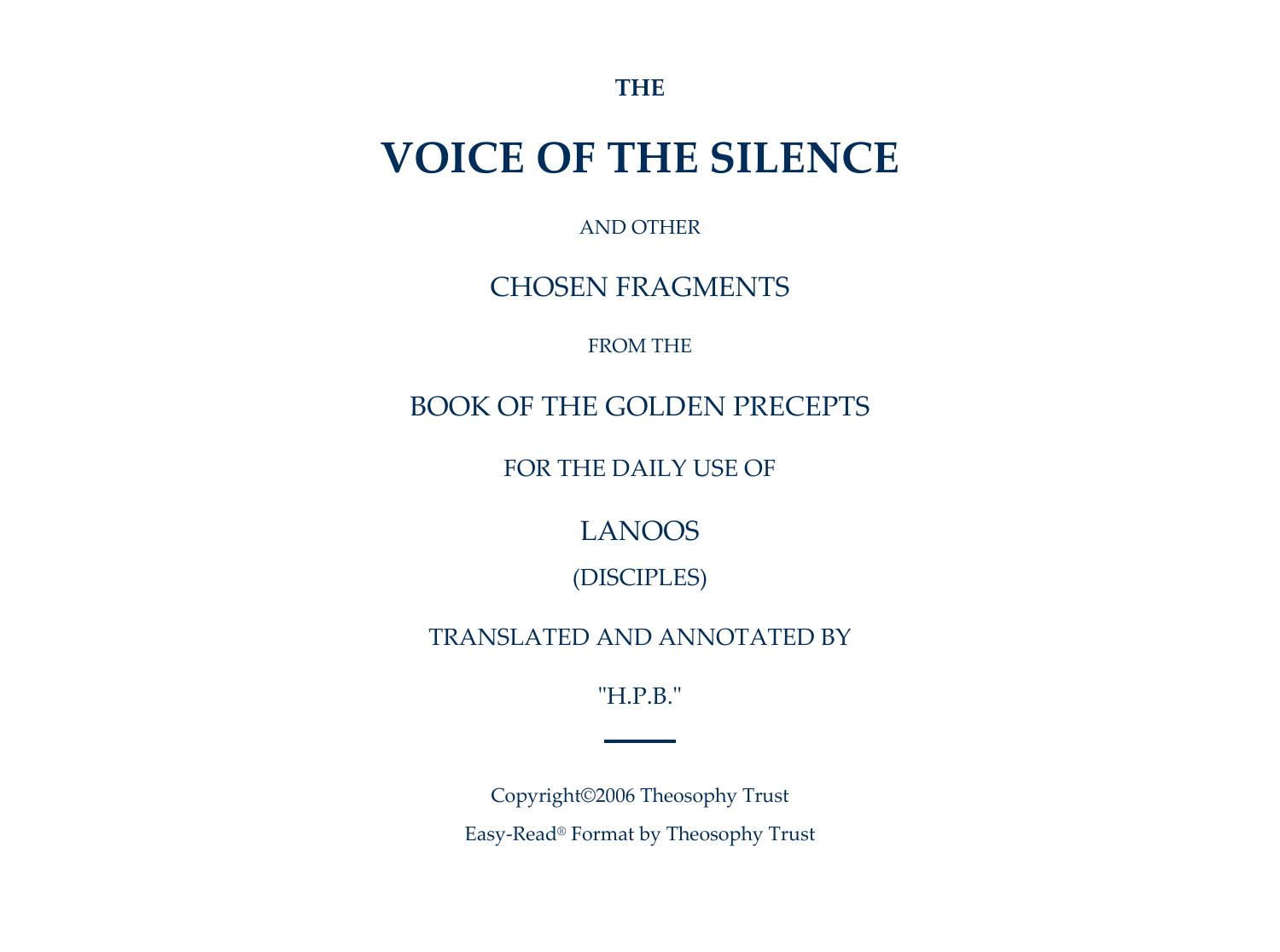**THE**

# VOICE OF THE SILENCE

AND OTHER

CHOSEN FRAGMENTS

FROM THE

BOOK OF THE GOLDEN PRECEPTS

FOR THE DAILY USE OF

LANOOS

(DISCIPLES)

TRANSLATED AND ANNOTATED BY

"H.P.B."

---

Copyright©2006 Theosophy Trust

Easy-Read® Format by Theosophy Trust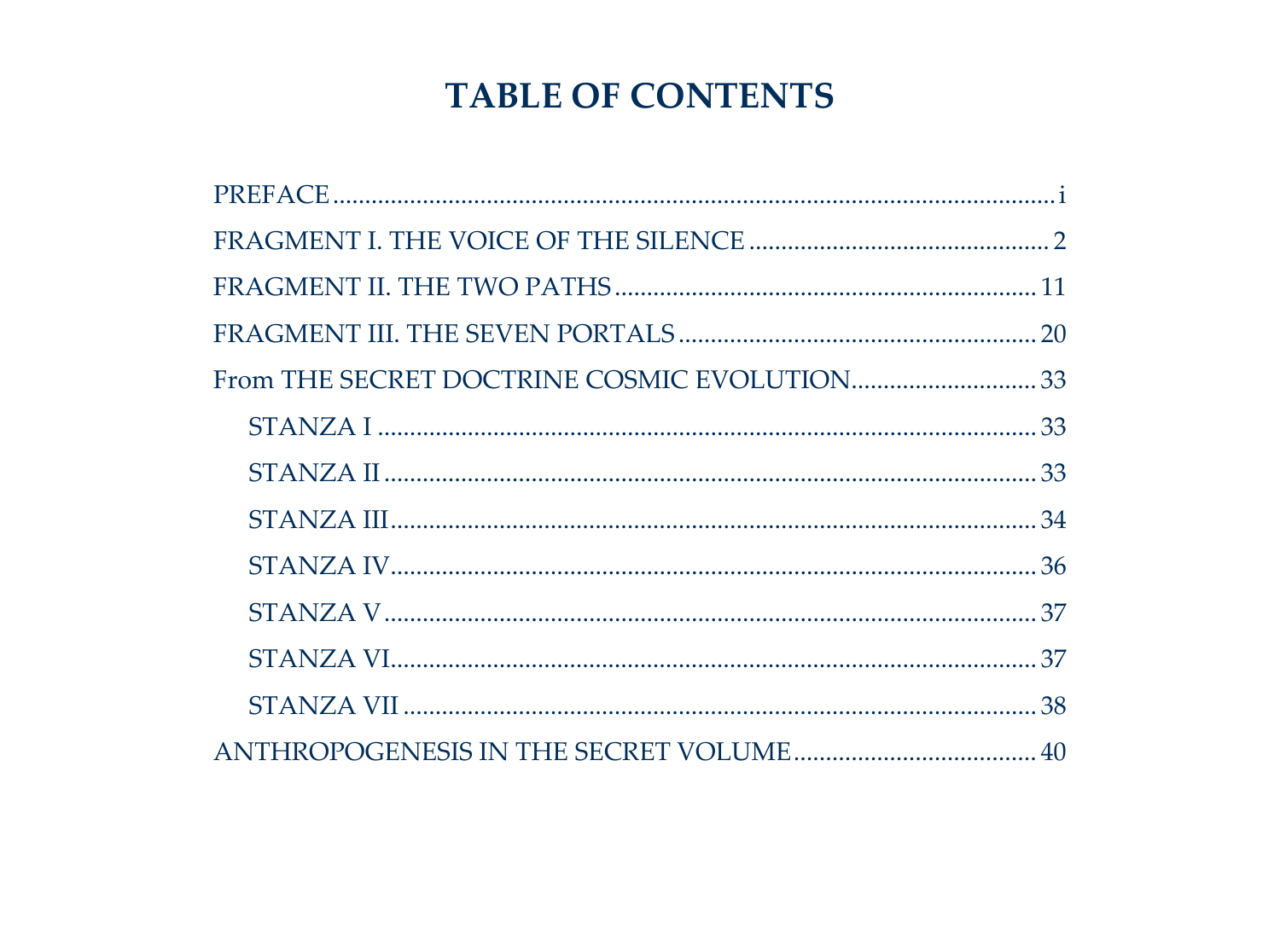# TABLE OF CONTENTS

- PREFACE ........ i
- FRAGMENT I. THE VOICE OF THE SILENCE ........ 2
- FRAGMENT II. THE TWO PATHS ........ 11
- FRAGMENT III. THE SEVEN PORTALS ........ 20
- From THE SECRET DOCTRINE COSMIC EVOLUTION ........ 33
  - STANZA I ........ 33
  - STANZA II ........ 33
  - STANZA III ........ 34
  - STANZA IV ........ 36
  - STANZA V ........ 37
  - STANZA VI ........ 37
  - STANZA VII ........ 38
- ANTHROPOGENESIS IN THE SECRET VOLUME ........ 40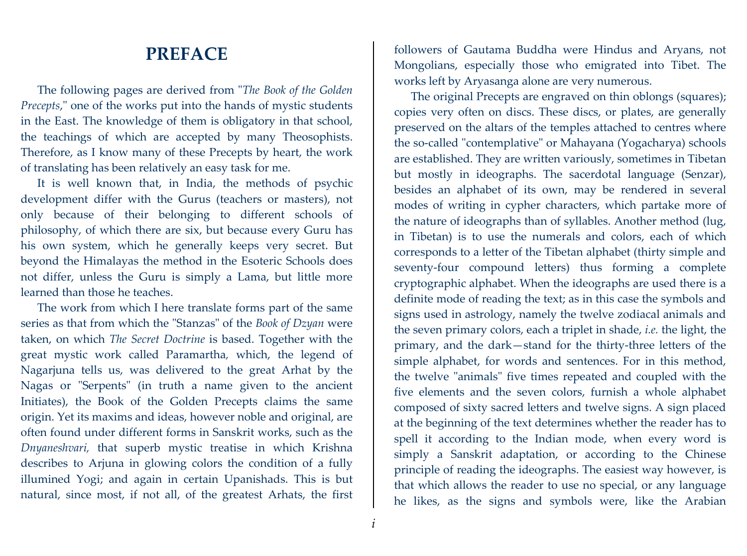# PREFACE

The following pages are derived from "*The Book of the Golden Precepts*," one of the works put into the hands of mystic students in the East. The knowledge of them is obligatory in that school, the teachings of which are accepted by many Theosophists. Therefore, as I know many of these Precepts by heart, the work of translating has been relatively an easy task for me.

It is well known that, in India, the methods of psychic development differ with the Gurus (teachers or masters), not only because of their belonging to different schools of philosophy, of which there are six, but because every Guru has his own system, which he generally keeps very secret. But beyond the Himalayas the method in the Esoteric Schools does not differ, unless the Guru is simply a Lama, but little more learned than those he teaches.

The work from which I here translate forms part of the same series as that from which the "Stanzas" of the *Book of Dzyan* were taken, on which *The Secret Doctrine* is based. Together with the great mystic work called Paramartha, which, the legend of Nagarjuna tells us, was delivered to the great Arhat by the Nagas or "Serpents" (in truth a name given to the ancient Initiates), the Book of the Golden Precepts claims the same origin. Yet its maxims and ideas, however noble and original, are often found under different forms in Sanskrit works, such as the *Dnyaneshvari,* that superb mystic treatise in which Krishna describes to Arjuna in glowing colors the condition of a fully illumined Yogi; and again in certain Upanishads. This is but natural, since most, if not all, of the greatest Arhats, the first followers of Gautama Buddha were Hindus and Aryans, not Mongolians, especially those who emigrated into Tibet. The works left by Aryasanga alone are very numerous.

The original Precepts are engraved on thin oblongs (squares); copies very often on discs. These discs, or plates, are generally preserved on the altars of the temples attached to centres where the so-called "contemplative" or Mahayana (Yogacharya) schools are established. They are written variously, sometimes in Tibetan but mostly in ideographs. The sacerdotal language (Senzar), besides an alphabet of its own, may be rendered in several modes of writing in cypher characters, which partake more of the nature of ideographs than of syllables. Another method (lug, in Tibetan) is to use the numerals and colors, each of which corresponds to a letter of the Tibetan alphabet (thirty simple and seventy-four compound letters) thus forming a complete cryptographic alphabet. When the ideographs are used there is a definite mode of reading the text; as in this case the symbols and signs used in astrology, namely the twelve zodiacal animals and the seven primary colors, each a triplet in shade, *i.e.* the light, the primary, and the dark—stand for the thirty-three letters of the simple alphabet, for words and sentences. For in this method, the twelve "animals" five times repeated and coupled with the five elements and the seven colors, furnish a whole alphabet composed of sixty sacred letters and twelve signs. A sign placed at the beginning of the text determines whether the reader has to spell it according to the Indian mode, when every word is simply a Sanskrit adaptation, or according to the Chinese principle of reading the ideographs. The easiest way however, is that which allows the reader to use no special, or any language he likes, as the signs and symbols were, like the Arabian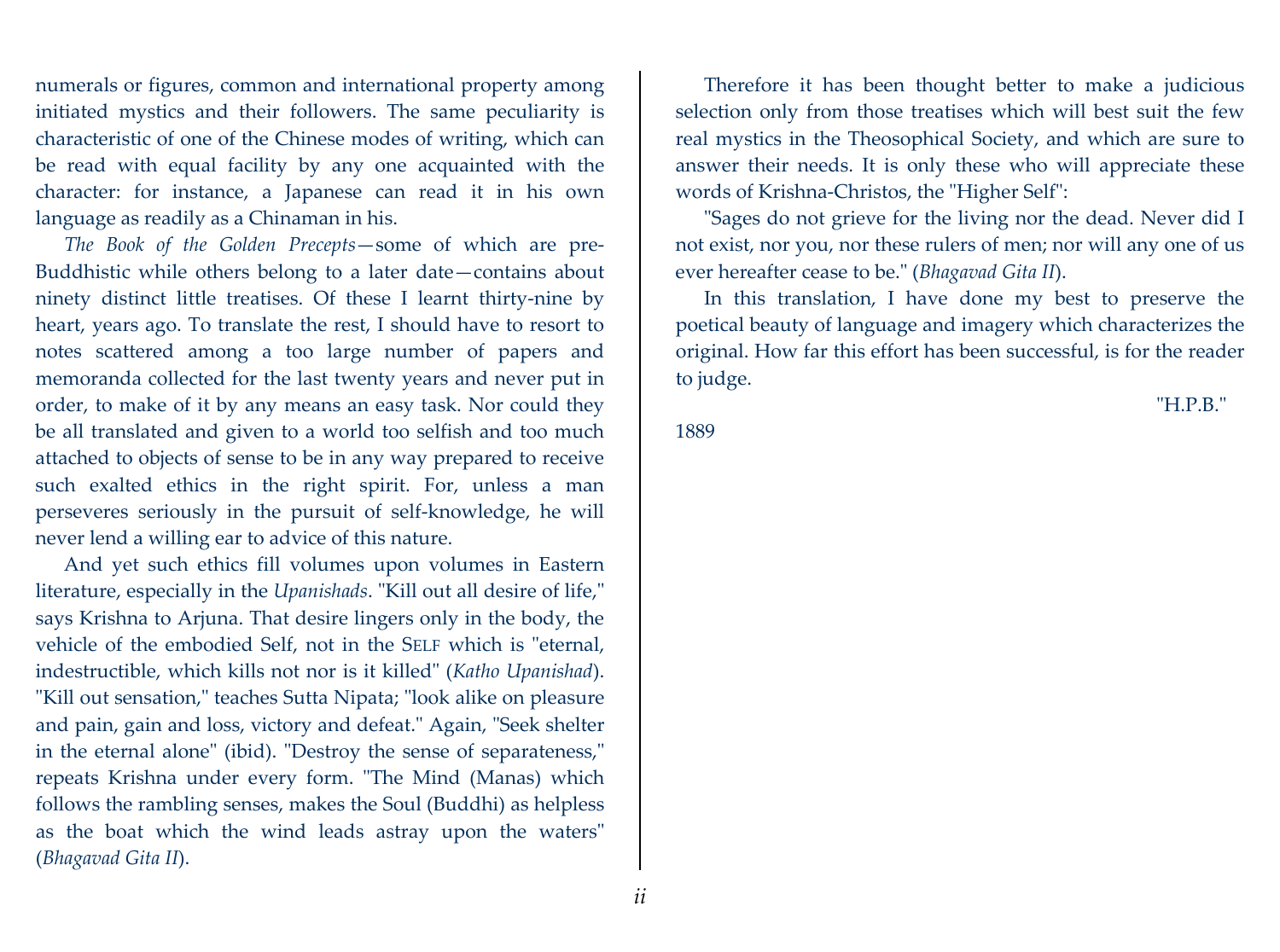numerals or figures, common and international property among initiated mystics and their followers. The same peculiarity is characteristic of one of the Chinese modes of writing, which can be read with equal facility by any one acquainted with the character: for instance, a Japanese can read it in his own language as readily as a Chinaman in his.

*The Book of the Golden Precepts*—some of which are pre-Buddhistic while others belong to a later date—contains about ninety distinct little treatises. Of these I learnt thirty-nine by heart, years ago. To translate the rest, I should have to resort to notes scattered among a too large number of papers and memoranda collected for the last twenty years and never put in order, to make of it by any means an easy task. Nor could they be all translated and given to a world too selfish and too much attached to objects of sense to be in any way prepared to receive such exalted ethics in the right spirit. For, unless a man perseveres seriously in the pursuit of self-knowledge, he will never lend a willing ear to advice of this nature.

And yet such ethics fill volumes upon volumes in Eastern literature, especially in the *Upanishads*. "Kill out all desire of life," says Krishna to Arjuna. That desire lingers only in the body, the vehicle of the embodied Self, not in the SELF which is "eternal, indestructible, which kills not nor is it killed" (*Katho Upanishad*). "Kill out sensation," teaches Sutta Nipata; "look alike on pleasure and pain, gain and loss, victory and defeat." Again, "Seek shelter in the eternal alone" (ibid). "Destroy the sense of separateness," repeats Krishna under every form. "The Mind (Manas) which follows the rambling senses, makes the Soul (Buddhi) as helpless as the boat which the wind leads astray upon the waters" (*Bhagavad Gita II*).

Therefore it has been thought better to make a judicious selection only from those treatises which will best suit the few real mystics in the Theosophical Society, and which are sure to answer their needs. It is only these who will appreciate these words of Krishna-Christos, the "Higher Self":

"Sages do not grieve for the living nor the dead. Never did I not exist, nor you, nor these rulers of men; nor will any one of us ever hereafter cease to be." (*Bhagavad Gita II*).

In this translation, I have done my best to preserve the poetical beauty of language and imagery which characterizes the original. How far this effort has been successful, is for the reader to judge.

"H.P.B."

1889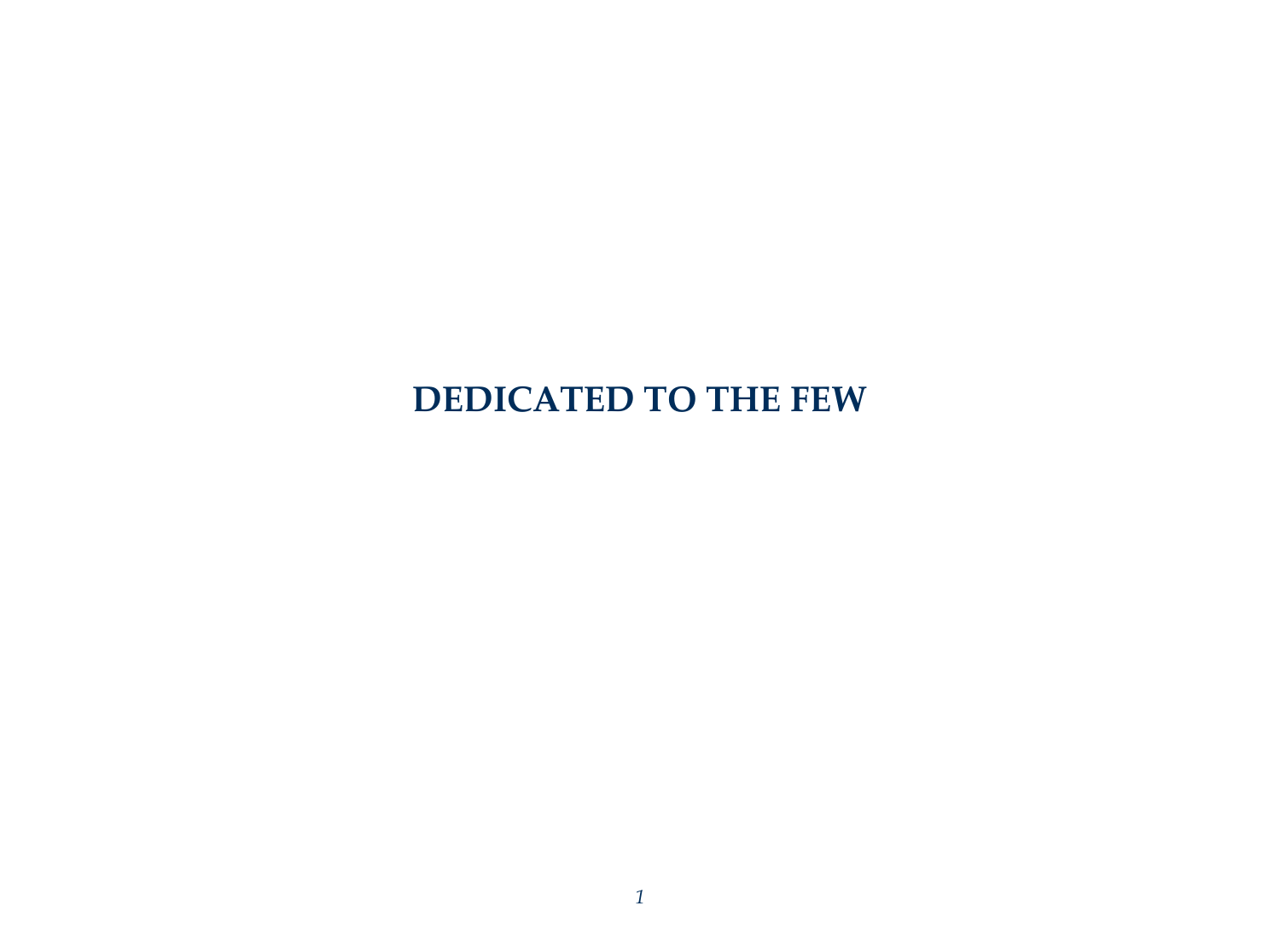**DEDICATED TO THE FEW**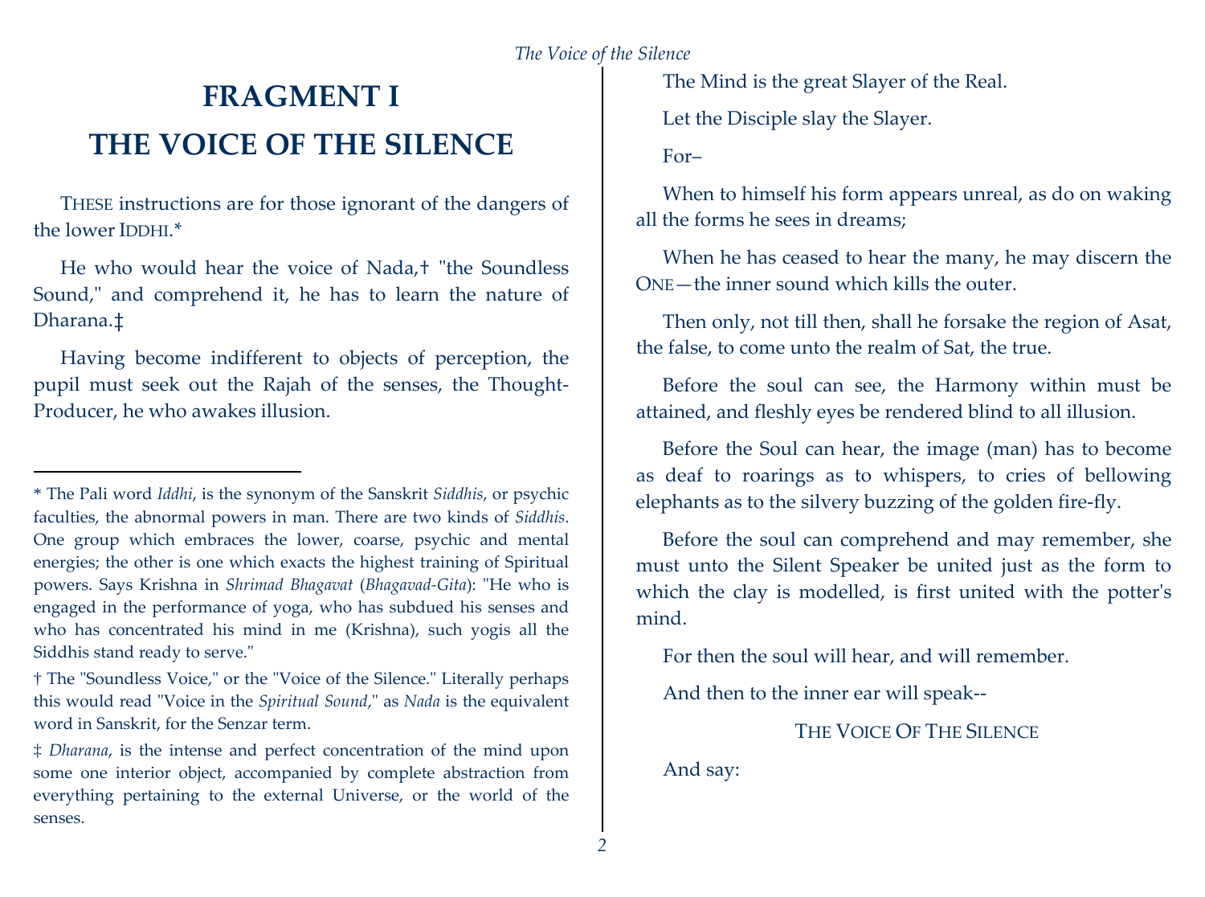# FRAGMENT I

# THE VOICE OF THE SILENCE

THESE instructions are for those ignorant of the dangers of the lower IDDHI.*

He who would hear the voice of Nada,† "the Soundless Sound," and comprehend it, he has to learn the nature of Dharana.‡

Having become indifferent to objects of perception, the pupil must seek out the Rajah of the senses, the Thought-Producer, he who awakes illusion.

The Mind is the great Slayer of the Real.

Let the Disciple slay the Slayer.

For–

When to himself his form appears unreal, as do on waking all the forms he sees in dreams;

When he has ceased to hear the many, he may discern the ONE—the inner sound which kills the outer.

Then only, not till then, shall he forsake the region of Asat, the false, to come unto the realm of Sat, the true.

Before the soul can see, the Harmony within must be attained, and fleshly eyes be rendered blind to all illusion.

Before the Soul can hear, the image (man) has to become as deaf to roarings as to whispers, to cries of bellowing elephants as to the silvery buzzing of the golden fire-fly.

Before the soul can comprehend and may remember, she must unto the Silent Speaker be united just as the form to which the clay is modelled, is first united with the potter's mind.

For then the soul will hear, and will remember.

And then to the inner ear will speak--

THE VOICE OF THE SILENCE

And say:

---

* The Pali word *Iddhi*, is the synonym of the Sanskrit *Siddhis*, or psychic faculties, the abnormal powers in man. There are two kinds of *Siddhis*. One group which embraces the lower, coarse, psychic and mental energies; the other is one which exacts the highest training of Spiritual powers. Says Krishna in *Shrimad Bhagavat* (*Bhagavad-Gita*): "He who is engaged in the performance of yoga, who has subdued his senses and who has concentrated his mind in me (Krishna), such yogis all the Siddhis stand ready to serve."

† The "Soundless Voice," or the "Voice of the Silence." Literally perhaps this would read "Voice in the *Spiritual Sound*," as *Nada* is the equivalent word in Sanskrit, for the Senzar term.

‡ *Dharana*, is the intense and perfect concentration of the mind upon some one interior object, accompanied by complete abstraction from everything pertaining to the external Universe, or the world of the senses.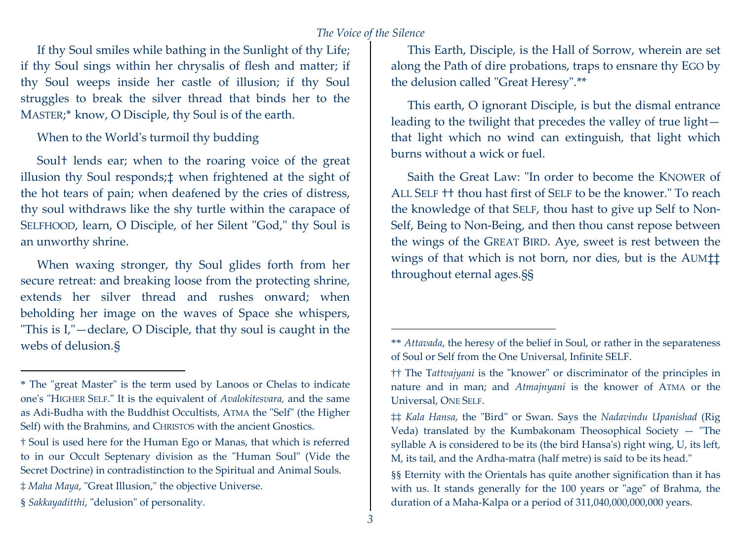If thy Soul smiles while bathing in the Sunlight of thy Life; if thy Soul sings within her chrysalis of flesh and matter; if thy Soul weeps inside her castle of illusion; if thy Soul struggles to break the silver thread that binds her to the MASTER;* know, O Disciple, thy Soul is of the earth.

When to the World's turmoil thy budding

Soul† lends ear; when to the roaring voice of the great illusion thy Soul responds;‡ when frightened at the sight of the hot tears of pain; when deafened by the cries of distress, thy soul withdraws like the shy turtle within the carapace of SELFHOOD, learn, O Disciple, of her Silent "God," thy Soul is an unworthy shrine.

When waxing stronger, thy Soul glides forth from her secure retreat: and breaking loose from the protecting shrine, extends her silver thread and rushes onward; when beholding her image on the waves of Space she whispers, "This is I,"—declare, O Disciple, that thy soul is caught in the webs of delusion.§

---

\* The "great Master" is the term used by Lanoos or Chelas to indicate one's "HIGHER SELF." It is the equivalent of *Avalokitesvara,* and the same as Adi-Budha with the Buddhist Occultists, ATMA the "Self" (the Higher Self) with the Brahmins, and CHRISTOS with the ancient Gnostics.

† Soul is used here for the Human Ego or Manas, that which is referred to in our Occult Septenary division as the "Human Soul" (Vide the Secret Doctrine) in contradistinction to the Spiritual and Animal Souls.

‡ *Maha Maya*, "Great Illusion," the objective Universe.

§ *Sakkayaditthi*, "delusion" of personality.

---

This Earth, Disciple, is the Hall of Sorrow, wherein are set along the Path of dire probations, traps to ensnare thy EGO by the delusion called "Great Heresy".**

This earth, O ignorant Disciple, is but the dismal entrance leading to the twilight that precedes the valley of true light—that light which no wind can extinguish, that light which burns without a wick or fuel.

Saith the Great Law: "In order to become the KNOWER of ALL SELF †† thou hast first of SELF to be the knower." To reach the knowledge of that SELF, thou hast to give up Self to Non-Self, Being to Non-Being, and then thou canst repose between the wings of the GREAT BIRD. Aye, sweet is rest between the wings of that which is not born, nor dies, but is the AUM‡‡ throughout eternal ages.§§

---

** *Attavada*, the heresy of the belief in Soul, or rather in the separateness of Soul or Self from the One Universal, Infinite SELF.

†† The T*attvajyani* is the "knower" or discriminator of the principles in nature and in man; and *Atmajnyani* is the knower of ATMA or the Universal, ONE SELF.

‡‡ *Kala Hansa*, the "Bird" or Swan. Says the *Nadavindu Upanishad* (Rig Veda) translated by the Kumbakonam Theosophical Society — "The syllable A is considered to be its (the bird Hansa's) right wing, U, its left, M, its tail, and the Ardha-matra (half metre) is said to be its head."

§§ Eternity with the Orientals has quite another signification than it has with us. It stands generally for the 100 years or "age" of Brahma, the duration of a Maha-Kalpa or a period of 311,040,000,000,000 years.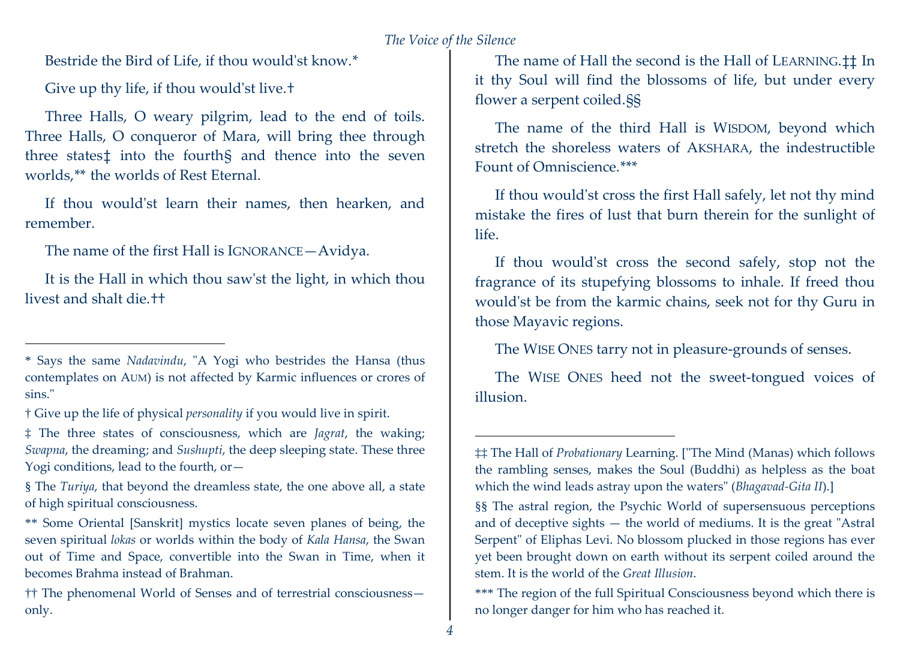Bestride the Bird of Life, if thou would'st know.*

Give up thy life, if thou would'st live.†

Three Halls, O weary pilgrim, lead to the end of toils. Three Halls, O conqueror of Mara, will bring thee through three states‡ into the fourth§ and thence into the seven worlds,** the worlds of Rest Eternal.

If thou would'st learn their names, then hearken, and remember.

The name of the first Hall is IGNORANCE—Avidya.

It is the Hall in which thou saw'st the light, in which thou livest and shalt die.††

---

\* Says the same *Nadavindu*, "A Yogi who bestrides the Hansa (thus contemplates on AUM) is not affected by Karmic influences or crores of sins."

† Give up the life of physical *personality* if you would live in spirit.

‡ The three states of consciousness, which are *Jagrat*, the waking; *Swapna*, the dreaming; and *Sushupti*, the deep sleeping state. These three Yogi conditions, lead to the fourth, or—

§ The *Turiya*, that beyond the dreamless state, the one above all, a state of high spiritual consciousness.

** Some Oriental [Sanskrit] mystics locate seven planes of being, the seven spiritual *lokas* or worlds within the body of *Kala Hansa*, the Swan out of Time and Space, convertible into the Swan in Time, when it becomes Brahma instead of Brahman.

†† The phenomenal World of Senses and of terrestrial consciousness—only.

---

The name of Hall the second is the Hall of LEARNING.‡‡ In it thy Soul will find the blossoms of life, but under every flower a serpent coiled.§§

The name of the third Hall is WISDOM, beyond which stretch the shoreless waters of AKSHARA, the indestructible Fount of Omniscience.***

If thou would'st cross the first Hall safely, let not thy mind mistake the fires of lust that burn therein for the sunlight of life.

If thou would'st cross the second safely, stop not the fragrance of its stupefying blossoms to inhale. If freed thou would'st be from the karmic chains, seek not for thy Guru in those Mayavic regions.

The WISE ONES tarry not in pleasure-grounds of senses.

The WISE ONES heed not the sweet-tongued voices of illusion.

---

‡‡ The Hall of *Probationary* Learning. ["The Mind (Manas) which follows the rambling senses, makes the Soul (Buddhi) as helpless as the boat which the wind leads astray upon the waters" (*Bhagavad-Gita II*).]

§§ The astral region, the Psychic World of supersensuous perceptions and of deceptive sights — the world of mediums. It is the great "Astral Serpent" of Eliphas Levi. No blossom plucked in those regions has ever yet been brought down on earth without its serpent coiled around the stem. It is the world of the *Great Illusion*.

*** The region of the full Spiritual Consciousness beyond which there is no longer danger for him who has reached it.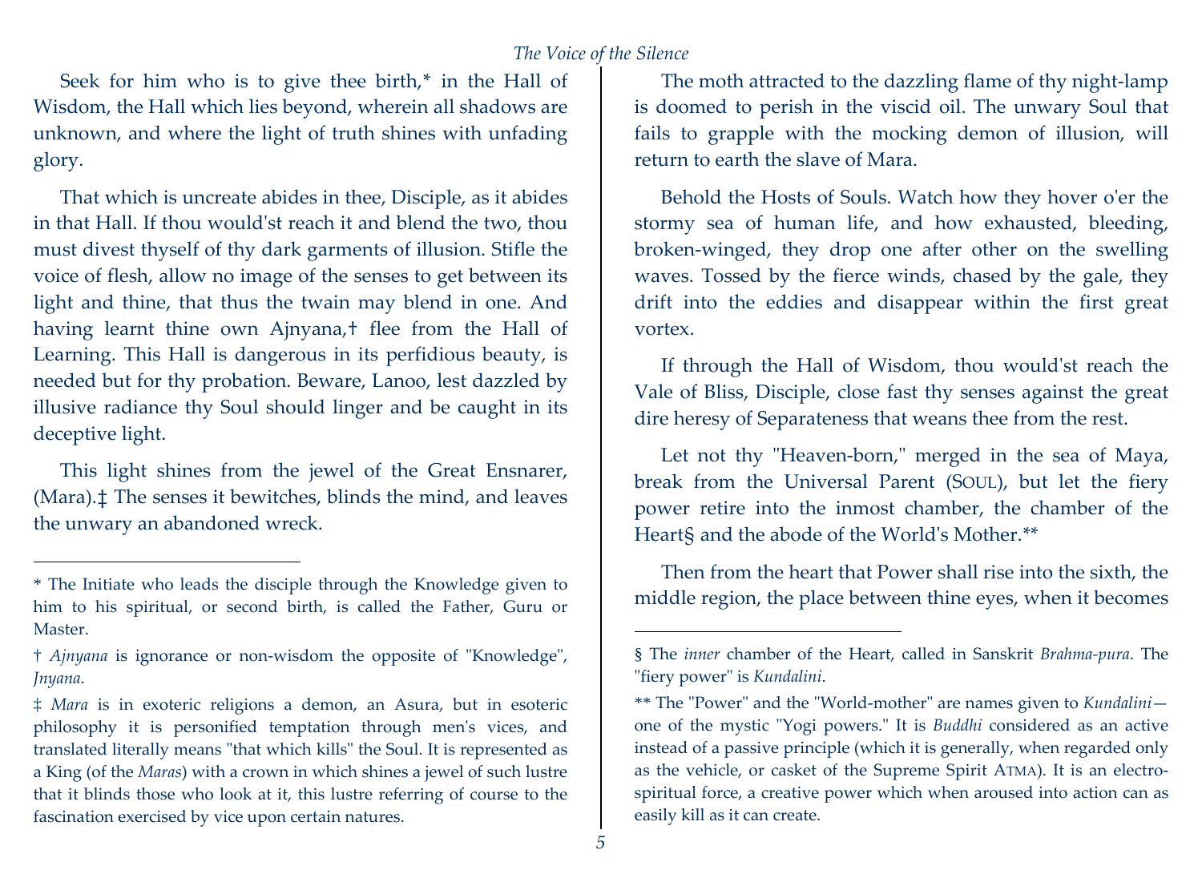Seek for him who is to give thee birth,* in the Hall of Wisdom, the Hall which lies beyond, wherein all shadows are unknown, and where the light of truth shines with unfading glory.

That which is uncreate abides in thee, Disciple, as it abides in that Hall. If thou would'st reach it and blend the two, thou must divest thyself of thy dark garments of illusion. Stifle the voice of flesh, allow no image of the senses to get between its light and thine, that thus the twain may blend in one. And having learnt thine own Ajnyana,† flee from the Hall of Learning. This Hall is dangerous in its perfidious beauty, is needed but for thy probation. Beware, Lanoo, lest dazzled by illusive radiance thy Soul should linger and be caught in its deceptive light.

This light shines from the jewel of the Great Ensnarer, (Mara).‡ The senses it bewitches, blinds the mind, and leaves the unwary an abandoned wreck.

* The Initiate who leads the disciple through the Knowledge given to him to his spiritual, or second birth, is called the Father, Guru or Master.

† *Ajnyana* is ignorance or non-wisdom the opposite of "Knowledge", *Jnyana*.

‡ *Mara* is in exoteric religions a demon, an Asura, but in esoteric philosophy it is personified temptation through men's vices, and translated literally means "that which kills" the Soul. It is represented as a King (of the *Maras*) with a crown in which shines a jewel of such lustre that it blinds those who look at it, this lustre referring of course to the fascination exercised by vice upon certain natures.

The moth attracted to the dazzling flame of thy night-lamp is doomed to perish in the viscid oil. The unwary Soul that fails to grapple with the mocking demon of illusion, will return to earth the slave of Mara.

Behold the Hosts of Souls. Watch how they hover o'er the stormy sea of human life, and how exhausted, bleeding, broken-winged, they drop one after other on the swelling waves. Tossed by the fierce winds, chased by the gale, they drift into the eddies and disappear within the first great vortex.

If through the Hall of Wisdom, thou would'st reach the Vale of Bliss, Disciple, close fast thy senses against the great dire heresy of Separateness that weans thee from the rest.

Let not thy "Heaven-born," merged in the sea of Maya, break from the Universal Parent (SOUL), but let the fiery power retire into the inmost chamber, the chamber of the Heart§ and the abode of the World's Mother.**

Then from the heart that Power shall rise into the sixth, the middle region, the place between thine eyes, when it becomes

§ The *inner* chamber of the Heart, called in Sanskrit *Brahma-pura*. The "fiery power" is *Kundalini*.

** The "Power" and the "World-mother" are names given to *Kundalini*—one of the mystic "Yogi powers." It is *Buddhi* considered as an active instead of a passive principle (which it is generally, when regarded only as the vehicle, or casket of the Supreme Spirit ATMA). It is an electro-spiritual force, a creative power which when aroused into action can as easily kill as it can create.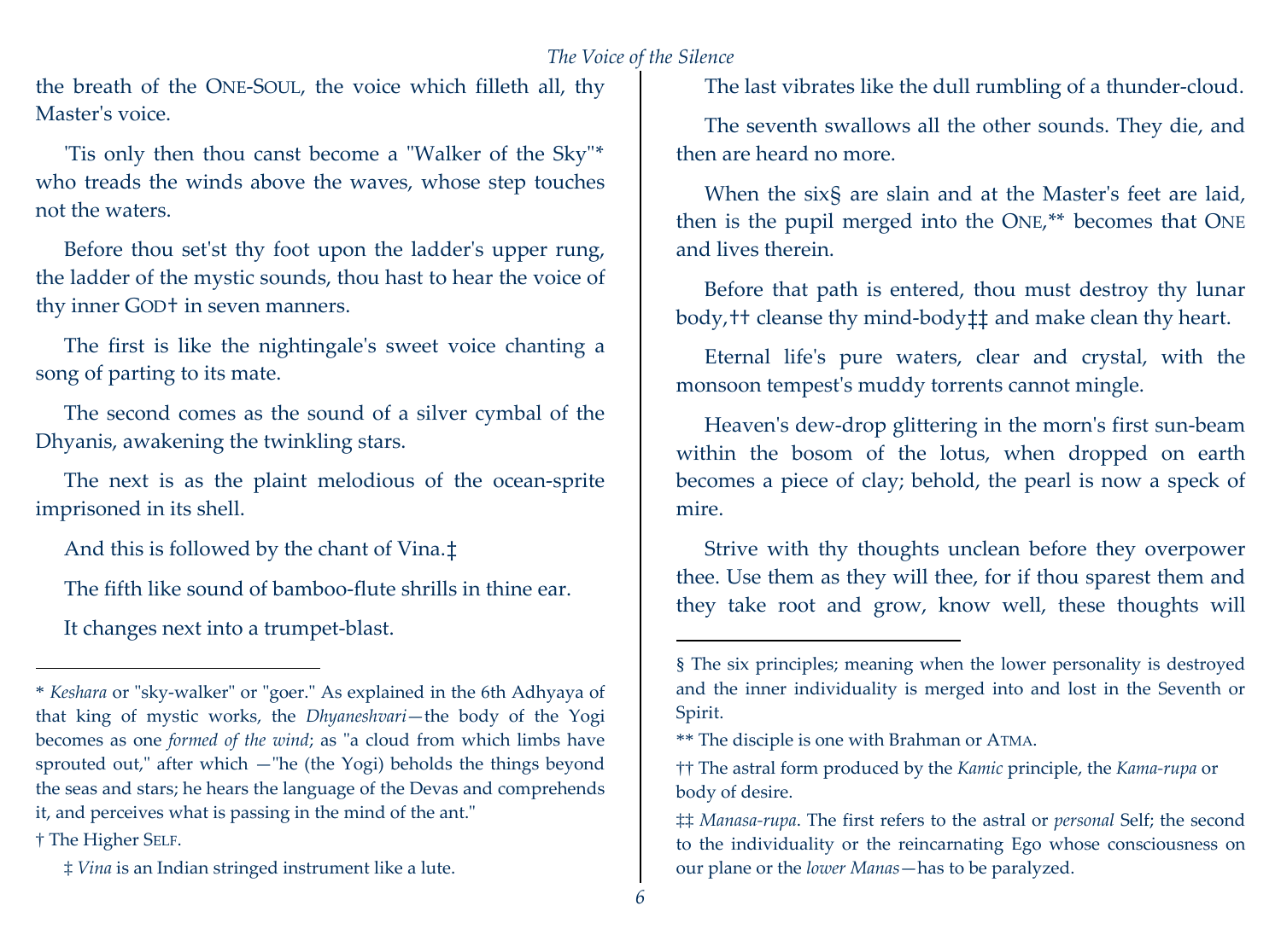the breath of the ONE-SOUL, the voice which filleth all, thy Master's voice.

'Tis only then thou canst become a "Walker of the Sky"* who treads the winds above the waves, whose step touches not the waters.

Before thou set'st thy foot upon the ladder's upper rung, the ladder of the mystic sounds, thou hast to hear the voice of thy inner GOD† in seven manners.

The first is like the nightingale's sweet voice chanting a song of parting to its mate.

The second comes as the sound of a silver cymbal of the Dhyanis, awakening the twinkling stars.

The next is as the plaint melodious of the ocean-sprite imprisoned in its shell.

And this is followed by the chant of Vina.‡

The fifth like sound of bamboo-flute shrills in thine ear.

It changes next into a trumpet-blast.

---

\* *Keshara* or "sky-walker" or "goer." As explained in the 6th Adhyaya of that king of mystic works, the *Dhyaneshvari*—the body of the Yogi becomes as one *formed of the wind*; as "a cloud from which limbs have sprouted out," after which —"he (the Yogi) beholds the things beyond the seas and stars; he hears the language of the Devas and comprehends it, and perceives what is passing in the mind of the ant."

† The Higher SELF.

‡ *Vina* is an Indian stringed instrument like a lute.

The last vibrates like the dull rumbling of a thunder-cloud.

The seventh swallows all the other sounds. They die, and then are heard no more.

When the six§ are slain and at the Master's feet are laid, then is the pupil merged into the ONE,** becomes that ONE and lives therein.

Before that path is entered, thou must destroy thy lunar body,†† cleanse thy mind-body‡‡ and make clean thy heart.

Eternal life's pure waters, clear and crystal, with the monsoon tempest's muddy torrents cannot mingle.

Heaven's dew-drop glittering in the morn's first sun-beam within the bosom of the lotus, when dropped on earth becomes a piece of clay; behold, the pearl is now a speck of mire.

Strive with thy thoughts unclean before they overpower thee. Use them as they will thee, for if thou sparest them and they take root and grow, know well, these thoughts will

---

§ The six principles; meaning when the lower personality is destroyed and the inner individuality is merged into and lost in the Seventh or Spirit.

** The disciple is one with Brahman or ATMA.

†† The astral form produced by the *Kamic* principle, the *Kama-rupa* or body of desire.

‡‡ *Manasa-rupa*. The first refers to the astral or *personal* Self; the second to the individuality or the reincarnating Ego whose consciousness on our plane or the *lower Manas*—has to be paralyzed.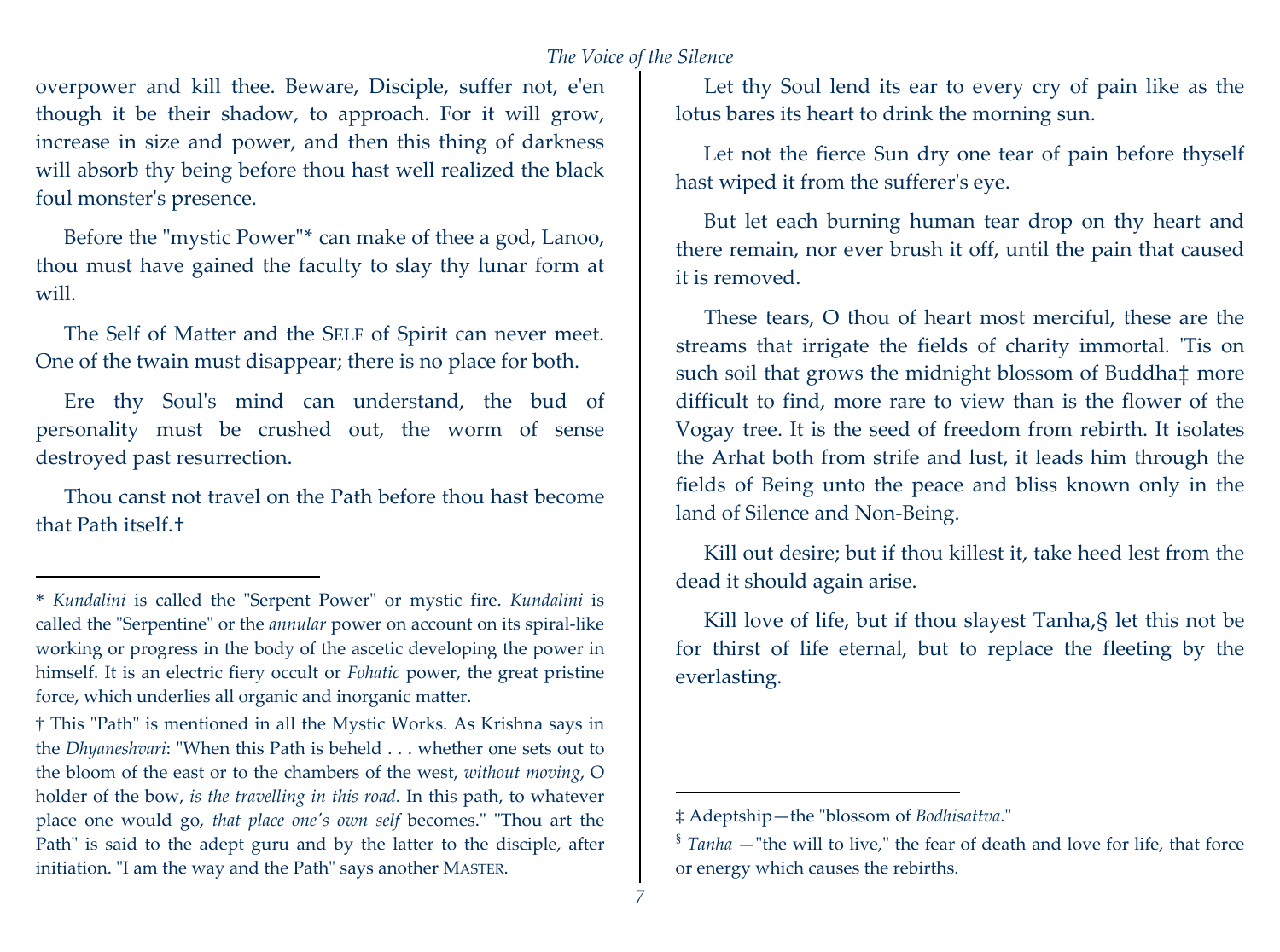overpower and kill thee. Beware, Disciple, suffer not, e'en though it be their shadow, to approach. For it will grow, increase in size and power, and then this thing of darkness will absorb thy being before thou hast well realized the black foul monster's presence.

Before the "mystic Power"* can make of thee a god, Lanoo, thou must have gained the faculty to slay thy lunar form at will.

The Self of Matter and the SELF of Spirit can never meet. One of the twain must disappear; there is no place for both.

Ere thy Soul's mind can understand, the bud of personality must be crushed out, the worm of sense destroyed past resurrection.

Thou canst not travel on the Path before thou hast become that Path itself.†

---

\* *Kundalini* is called the "Serpent Power" or mystic fire. *Kundalini* is called the "Serpentine" or the *annular* power on account on its spiral-like working or progress in the body of the ascetic developing the power in himself. It is an electric fiery occult or *Fohatic* power, the great pristine force, which underlies all organic and inorganic matter.

† This "Path" is mentioned in all the Mystic Works. As Krishna says in the *Dhyaneshvari*: "When this Path is beheld . . . whether one sets out to the bloom of the east or to the chambers of the west, *without moving*, O holder of the bow, *is the travelling in this road*. In this path, to whatever place one would go, *that place one's own self* becomes." "Thou art the Path" is said to the adept guru and by the latter to the disciple, after initiation. "I am the way and the Path" says another MASTER.

Let thy Soul lend its ear to every cry of pain like as the lotus bares its heart to drink the morning sun.

Let not the fierce Sun dry one tear of pain before thyself hast wiped it from the sufferer's eye.

But let each burning human tear drop on thy heart and there remain, nor ever brush it off, until the pain that caused it is removed.

These tears, O thou of heart most merciful, these are the streams that irrigate the fields of charity immortal. 'Tis on such soil that grows the midnight blossom of Buddha‡ more difficult to find, more rare to view than is the flower of the Vogay tree. It is the seed of freedom from rebirth. It isolates the Arhat both from strife and lust, it leads him through the fields of Being unto the peace and bliss known only in the land of Silence and Non-Being.

Kill out desire; but if thou killest it, take heed lest from the dead it should again arise.

Kill love of life, but if thou slayest Tanha,§ let this not be for thirst of life eternal, but to replace the fleeting by the everlasting.

---

‡ Adeptship—the "blossom of *Bodhisattva*."

§ *Tanha* —"the will to live," the fear of death and love for life, that force or energy which causes the rebirths.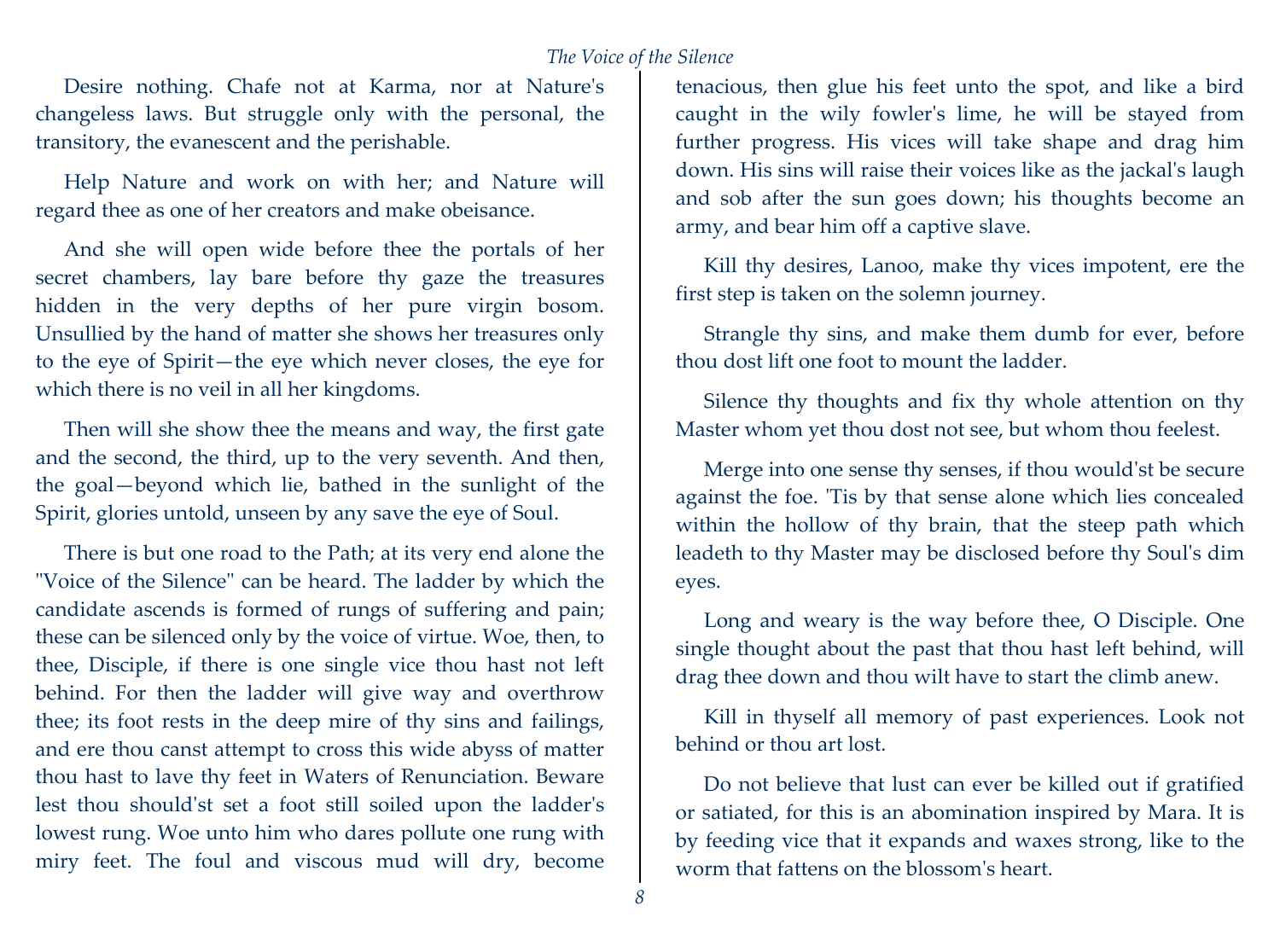Desire nothing. Chafe not at Karma, nor at Nature's changeless laws. But struggle only with the personal, the transitory, the evanescent and the perishable.

Help Nature and work on with her; and Nature will regard thee as one of her creators and make obeisance.

And she will open wide before thee the portals of her secret chambers, lay bare before thy gaze the treasures hidden in the very depths of her pure virgin bosom. Unsullied by the hand of matter she shows her treasures only to the eye of Spirit—the eye which never closes, the eye for which there is no veil in all her kingdoms.

Then will she show thee the means and way, the first gate and the second, the third, up to the very seventh. And then, the goal—beyond which lie, bathed in the sunlight of the Spirit, glories untold, unseen by any save the eye of Soul.

There is but one road to the Path; at its very end alone the "Voice of the Silence" can be heard. The ladder by which the candidate ascends is formed of rungs of suffering and pain; these can be silenced only by the voice of virtue. Woe, then, to thee, Disciple, if there is one single vice thou hast not left behind. For then the ladder will give way and overthrow thee; its foot rests in the deep mire of thy sins and failings, and ere thou canst attempt to cross this wide abyss of matter thou hast to lave thy feet in Waters of Renunciation. Beware lest thou should'st set a foot still soiled upon the ladder's lowest rung. Woe unto him who dares pollute one rung with miry feet. The foul and viscous mud will dry, become tenacious, then glue his feet unto the spot, and like a bird caught in the wily fowler's lime, he will be stayed from further progress. His vices will take shape and drag him down. His sins will raise their voices like as the jackal's laugh and sob after the sun goes down; his thoughts become an army, and bear him off a captive slave.

Kill thy desires, Lanoo, make thy vices impotent, ere the first step is taken on the solemn journey.

Strangle thy sins, and make them dumb for ever, before thou dost lift one foot to mount the ladder.

Silence thy thoughts and fix thy whole attention on thy Master whom yet thou dost not see, but whom thou feelest.

Merge into one sense thy senses, if thou would'st be secure against the foe. 'Tis by that sense alone which lies concealed within the hollow of thy brain, that the steep path which leadeth to thy Master may be disclosed before thy Soul's dim eyes.

Long and weary is the way before thee, O Disciple. One single thought about the past that thou hast left behind, will drag thee down and thou wilt have to start the climb anew.

Kill in thyself all memory of past experiences. Look not behind or thou art lost.

Do not believe that lust can ever be killed out if gratified or satiated, for this is an abomination inspired by Mara. It is by feeding vice that it expands and waxes strong, like to the worm that fattens on the blossom's heart.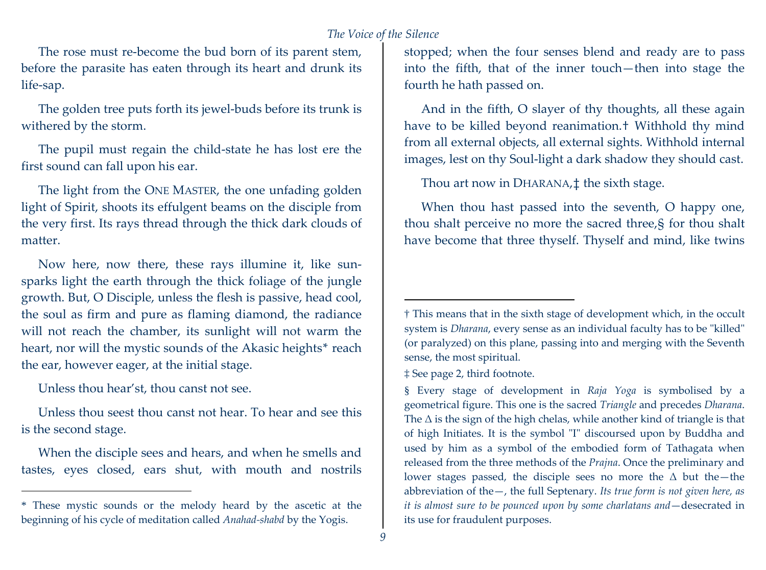The rose must re-become the bud born of its parent stem, before the parasite has eaten through its heart and drunk its life-sap.

The golden tree puts forth its jewel-buds before its trunk is withered by the storm.

The pupil must regain the child-state he has lost ere the first sound can fall upon his ear.

The light from the ONE MASTER, the one unfading golden light of Spirit, shoots its effulgent beams on the disciple from the very first. Its rays thread through the thick dark clouds of matter.

Now here, now there, these rays illumine it, like sun-sparks light the earth through the thick foliage of the jungle growth. But, O Disciple, unless the flesh is passive, head cool, the soul as firm and pure as flaming diamond, the radiance will not reach the chamber, its sunlight will not warm the heart, nor will the mystic sounds of the Akasic heights* reach the ear, however eager, at the initial stage.

Unless thou hear'st, thou canst not see.

Unless thou seest thou canst not hear. To hear and see this is the second stage.

When the disciple sees and hears, and when he smells and tastes, eyes closed, ears shut, with mouth and nostrils stopped; when the four senses blend and ready are to pass into the fifth, that of the inner touch—then into stage the fourth he hath passed on.

And in the fifth, O slayer of thy thoughts, all these again have to be killed beyond reanimation.† Withhold thy mind from all external objects, all external sights. Withhold internal images, lest on thy Soul-light a dark shadow they should cast.

Thou art now in DHARANA,‡ the sixth stage.

When thou hast passed into the seventh, O happy one, thou shalt perceive no more the sacred three,§ for thou shalt have become that three thyself. Thyself and mind, like twins

---

\* These mystic sounds or the melody heard by the ascetic at the beginning of his cycle of meditation called *Anahad-shabd* by the Yogis.

† This means that in the sixth stage of development which, in the occult system is *Dharana*, every sense as an individual faculty has to be "killed" (or paralyzed) on this plane, passing into and merging with the Seventh sense, the most spiritual.

‡ See page 2, third footnote.

§ Every stage of development in *Raja Yoga* is symbolised by a geometrical figure. This one is the sacred *Triangle* and precedes *Dharana*. The Δ is the sign of the high chelas, while another kind of triangle is that of high Initiates. It is the symbol "I" discoursed upon by Buddha and used by him as a symbol of the embodied form of Tathagata when released from the three methods of the *Prajna*. Once the preliminary and lower stages passed, the disciple sees no more the Δ but the—the abbreviation of the—, the full Septenary. *Its true form is not given here, as it is almost sure to be pounced upon by some charlatans and*—desecrated in its use for fraudulent purposes.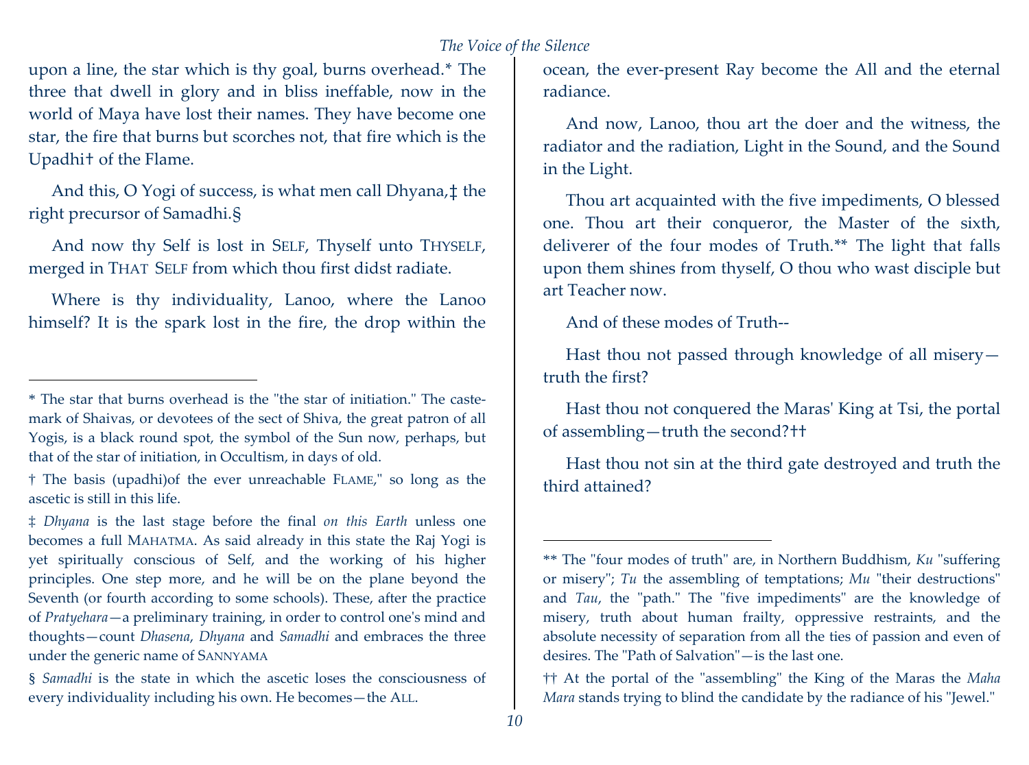upon a line, the star which is thy goal, burns overhead.* The three that dwell in glory and in bliss ineffable, now in the world of Maya have lost their names. They have become one star, the fire that burns but scorches not, that fire which is the Upadhi† of the Flame.

And this, O Yogi of success, is what men call Dhyana,‡ the right precursor of Samadhi.§

And now thy Self is lost in SELF, Thyself unto THYSELF, merged in THAT SELF from which thou first didst radiate.

Where is thy individuality, Lanoo, where the Lanoo himself? It is the spark lost in the fire, the drop within the ocean, the ever-present Ray become the All and the eternal radiance.

And now, Lanoo, thou art the doer and the witness, the radiator and the radiation, Light in the Sound, and the Sound in the Light.

Thou art acquainted with the five impediments, O blessed one. Thou art their conqueror, the Master of the sixth, deliverer of the four modes of Truth.** The light that falls upon them shines from thyself, O thou who wast disciple but art Teacher now.

And of these modes of Truth--

Hast thou not passed through knowledge of all misery—truth the first?

Hast thou not conquered the Maras' King at Tsi, the portal of assembling—truth the second?††

Hast thou not sin at the third gate destroyed and truth the third attained?

---

\* The star that burns overhead is the "the star of initiation." The caste-mark of Shaivas, or devotees of the sect of Shiva, the great patron of all Yogis, is a black round spot, the symbol of the Sun now, perhaps, but that of the star of initiation, in Occultism, in days of old.

† The basis (upadhi)of the ever unreachable FLAME," so long as the ascetic is still in this life.

‡ *Dhyana* is the last stage before the final *on this Earth* unless one becomes a full MAHATMA. As said already in this state the Raj Yogi is yet spiritually conscious of Self, and the working of his higher principles. One step more, and he will be on the plane beyond the Seventh (or fourth according to some schools). These, after the practice of *Pratyehara*—a preliminary training, in order to control one's mind and thoughts—count *Dhasena*, *Dhyana* and *Samadhi* and embraces the three under the generic name of SANNYAMA

§ *Samadhi* is the state in which the ascetic loses the consciousness of every individuality including his own. He becomes—the ALL.

\*\* The "four modes of truth" are, in Northern Buddhism, *Ku* "suffering or misery"; *Tu* the assembling of temptations; *Mu* "their destructions" and *Tau*, the "path." The "five impediments" are the knowledge of misery, truth about human frailty, oppressive restraints, and the absolute necessity of separation from all the ties of passion and even of desires. The "Path of Salvation"—is the last one.

†† At the portal of the "assembling" the King of the Maras the *Maha Mara* stands trying to blind the candidate by the radiance of his "Jewel."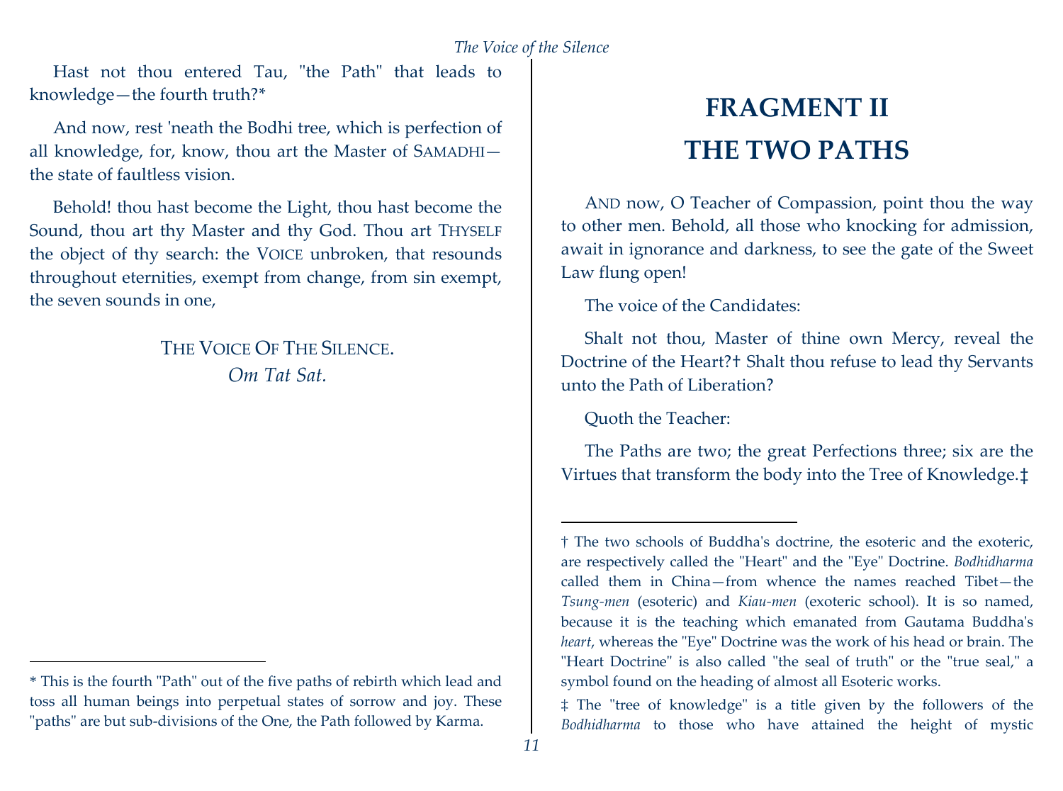Hast not thou entered Tau, "the Path" that leads to knowledge—the fourth truth?*

And now, rest 'neath the Bodhi tree, which is perfection of all knowledge, for, know, thou art the Master of SAMADHI—the state of faultless vision.

Behold! thou hast become the Light, thou hast become the Sound, thou art thy Master and thy God. Thou art THYSELF the object of thy search: the VOICE unbroken, that resounds throughout eternities, exempt from change, from sin exempt, the seven sounds in one,

THE VOICE OF THE SILENCE.
*Om Tat Sat.*

* This is the fourth "Path" out of the five paths of rebirth which lead and toss all human beings into perpetual states of sorrow and joy. These "paths" are but sub-divisions of the One, the Path followed by Karma.

# FRAGMENT II
# THE TWO PATHS

AND now, O Teacher of Compassion, point thou the way to other men. Behold, all those who knocking for admission, await in ignorance and darkness, to see the gate of the Sweet Law flung open!

The voice of the Candidates:

Shalt not thou, Master of thine own Mercy, reveal the Doctrine of the Heart?† Shalt thou refuse to lead thy Servants unto the Path of Liberation?

Quoth the Teacher:

The Paths are two; the great Perfections three; six are the Virtues that transform the body into the Tree of Knowledge.‡

† The two schools of Buddha's doctrine, the esoteric and the exoteric, are respectively called the "Heart" and the "Eye" Doctrine. *Bodhidharma* called them in China—from whence the names reached Tibet—the *Tsung-men* (esoteric) and *Kiau-men* (exoteric school). It is so named, because it is the teaching which emanated from Gautama Buddha's *heart*, whereas the "Eye" Doctrine was the work of his head or brain. The "Heart Doctrine" is also called "the seal of truth" or the "true seal," a symbol found on the heading of almost all Esoteric works.

‡ The "tree of knowledge" is a title given by the followers of the *Bodhidharma* to those who have attained the height of mystic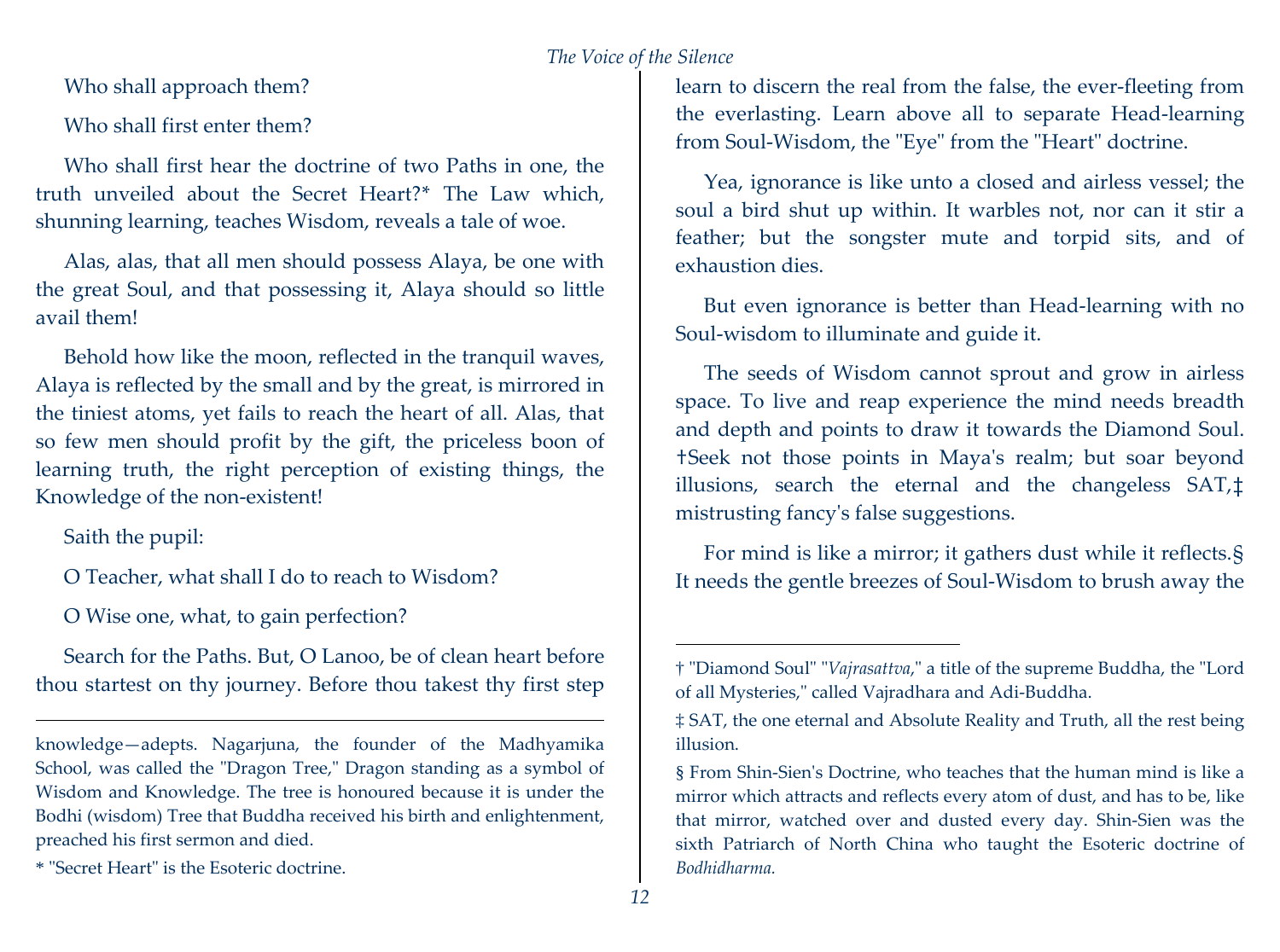Who shall approach them?

Who shall first enter them?

Who shall first hear the doctrine of two Paths in one, the truth unveiled about the Secret Heart?* The Law which, shunning learning, teaches Wisdom, reveals a tale of woe.

Alas, alas, that all men should possess Alaya, be one with the great Soul, and that possessing it, Alaya should so little avail them!

Behold how like the moon, reflected in the tranquil waves, Alaya is reflected by the small and by the great, is mirrored in the tiniest atoms, yet fails to reach the heart of all. Alas, that so few men should profit by the gift, the priceless boon of learning truth, the right perception of existing things, the Knowledge of the non-existent!

Saith the pupil:

O Teacher, what shall I do to reach to Wisdom?

O Wise one, what, to gain perfection?

Search for the Paths. But, O Lanoo, be of clean heart before thou startest on thy journey. Before thou takest thy first step learn to discern the real from the false, the ever-fleeting from the everlasting. Learn above all to separate Head-learning from Soul-Wisdom, the "Eye" from the "Heart" doctrine.

Yea, ignorance is like unto a closed and airless vessel; the soul a bird shut up within. It warbles not, nor can it stir a feather; but the songster mute and torpid sits, and of exhaustion dies.

But even ignorance is better than Head-learning with no Soul-wisdom to illuminate and guide it.

The seeds of Wisdom cannot sprout and grow in airless space. To live and reap experience the mind needs breadth and depth and points to draw it towards the Diamond Soul. †Seek not those points in Maya's realm; but soar beyond illusions, search the eternal and the changeless SAT,‡ mistrusting fancy's false suggestions.

For mind is like a mirror; it gathers dust while it reflects.§ It needs the gentle breezes of Soul-Wisdom to brush away the

---

knowledge—adepts. Nagarjuna, the founder of the Madhyamika School, was called the "Dragon Tree," Dragon standing as a symbol of Wisdom and Knowledge. The tree is honoured because it is under the Bodhi (wisdom) Tree that Buddha received his birth and enlightenment, preached his first sermon and died.

\* "Secret Heart" is the Esoteric doctrine.

† "Diamond Soul" "*Vajrasattva*," a title of the supreme Buddha, the "Lord of all Mysteries," called Vajradhara and Adi-Buddha.

‡ SAT, the one eternal and Absolute Reality and Truth, all the rest being illusion.

§ From Shin-Sien's Doctrine, who teaches that the human mind is like a mirror which attracts and reflects every atom of dust, and has to be, like that mirror, watched over and dusted every day. Shin-Sien was the sixth Patriarch of North China who taught the Esoteric doctrine of *Bodhidharma.*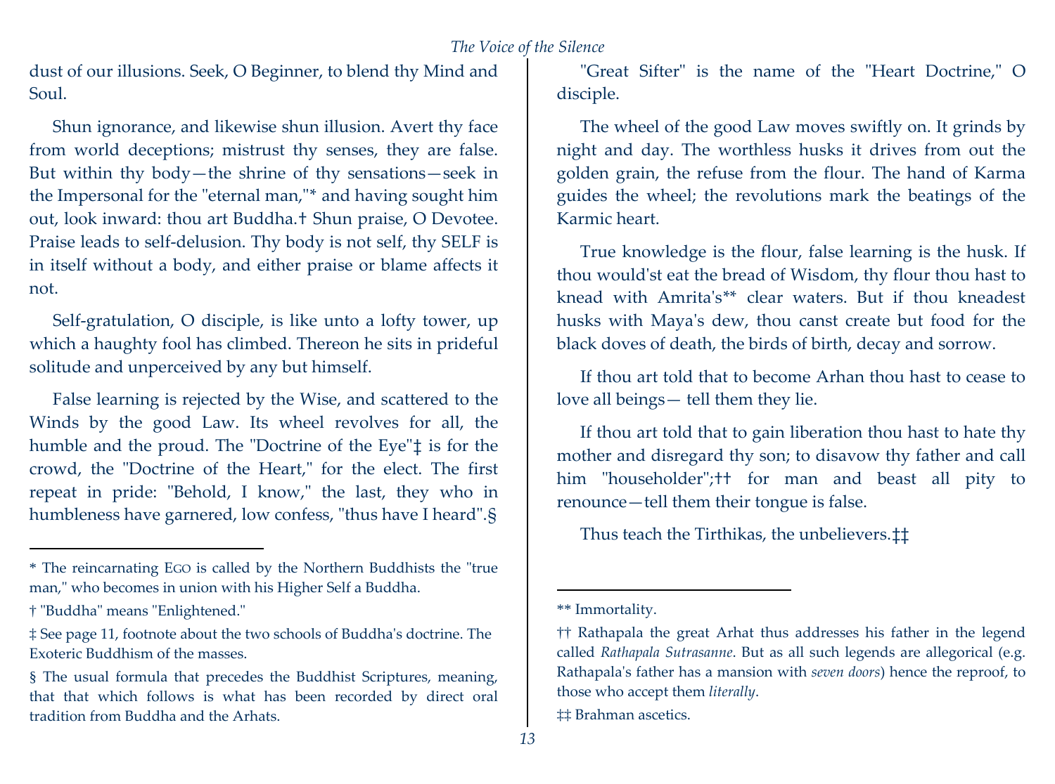dust of our illusions. Seek, O Beginner, to blend thy Mind and Soul.

Shun ignorance, and likewise shun illusion. Avert thy face from world deceptions; mistrust thy senses, they are false. But within thy body—the shrine of thy sensations—seek in the Impersonal for the "eternal man,"* and having sought him out, look inward: thou art Buddha.† Shun praise, O Devotee. Praise leads to self-delusion. Thy body is not self, thy SELF is in itself without a body, and either praise or blame affects it not.

Self-gratulation, O disciple, is like unto a lofty tower, up which a haughty fool has climbed. Thereon he sits in prideful solitude and unperceived by any but himself.

False learning is rejected by the Wise, and scattered to the Winds by the good Law. Its wheel revolves for all, the humble and the proud. The "Doctrine of the Eye"‡ is for the crowd, the "Doctrine of the Heart," for the elect. The first repeat in pride: "Behold, I know," the last, they who in humbleness have garnered, low confess, "thus have I heard".§

"Great Sifter" is the name of the "Heart Doctrine," O disciple.

The wheel of the good Law moves swiftly on. It grinds by night and day. The worthless husks it drives from out the golden grain, the refuse from the flour. The hand of Karma guides the wheel; the revolutions mark the beatings of the Karmic heart.

True knowledge is the flour, false learning is the husk. If thou would'st eat the bread of Wisdom, thy flour thou hast to knead with Amrita's** clear waters. But if thou kneadest husks with Maya's dew, thou canst create but food for the black doves of death, the birds of birth, decay and sorrow.

If thou art told that to become Arhan thou hast to cease to love all beings— tell them they lie.

If thou art told that to gain liberation thou hast to hate thy mother and disregard thy son; to disavow thy father and call him "householder";†† for man and beast all pity to renounce—tell them their tongue is false.

Thus teach the Tirthikas, the unbelievers.‡‡

---

* The reincarnating EGO is called by the Northern Buddhists the "true man," who becomes in union with his Higher Self a Buddha.

† "Buddha" means "Enlightened."

‡ See page 11, footnote about the two schools of Buddha's doctrine. The Exoteric Buddhism of the masses.

§ The usual formula that precedes the Buddhist Scriptures, meaning, that that which follows is what has been recorded by direct oral tradition from Buddha and the Arhats.

** Immortality.

†† Rathapala the great Arhat thus addresses his father in the legend called *Rathapala Sutrasanne*. But as all such legends are allegorical (e.g. Rathapala's father has a mansion with *seven doors*) hence the reproof, to those who accept them *literally*.

‡‡ Brahman ascetics.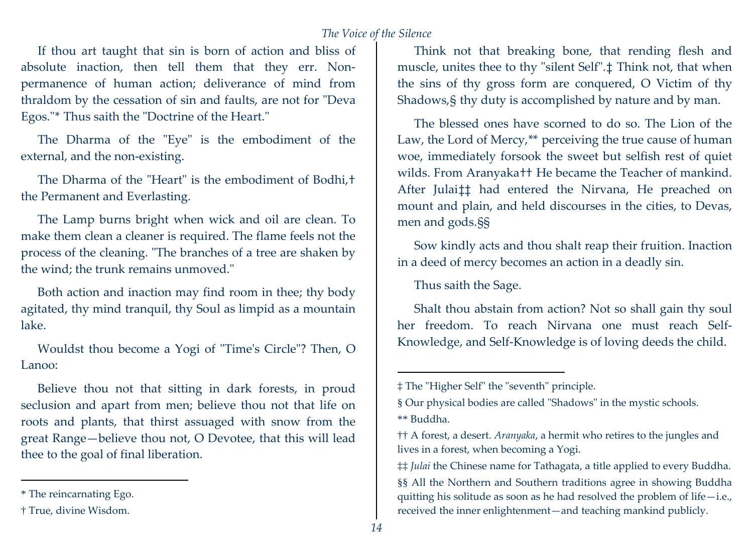If thou art taught that sin is born of action and bliss of absolute inaction, then tell them that they err. Non-permanence of human action; deliverance of mind from thraldom by the cessation of sin and faults, are not for "Deva Egos."* Thus saith the "Doctrine of the Heart."

The Dharma of the "Eye" is the embodiment of the external, and the non-existing.

The Dharma of the "Heart" is the embodiment of Bodhi,† the Permanent and Everlasting.

The Lamp burns bright when wick and oil are clean. To make them clean a cleaner is required. The flame feels not the process of the cleaning. "The branches of a tree are shaken by the wind; the trunk remains unmoved."

Both action and inaction may find room in thee; thy body agitated, thy mind tranquil, thy Soul as limpid as a mountain lake.

Wouldst thou become a Yogi of "Time's Circle"? Then, O Lanoo:

Believe thou not that sitting in dark forests, in proud seclusion and apart from men; believe thou not that life on roots and plants, that thirst assuaged with snow from the great Range—believe thou not, O Devotee, that this will lead thee to the goal of final liberation.

Think not that breaking bone, that rending flesh and muscle, unites thee to thy "silent Self".‡ Think not, that when the sins of thy gross form are conquered, O Victim of thy Shadows,§ thy duty is accomplished by nature and by man.

The blessed ones have scorned to do so. The Lion of the Law, the Lord of Mercy,** perceiving the true cause of human woe, immediately forsook the sweet but selfish rest of quiet wilds. From Aranyaka†† He became the Teacher of mankind. After Julai‡‡ had entered the Nirvana, He preached on mount and plain, and held discourses in the cities, to Devas, men and gods.§§

Sow kindly acts and thou shalt reap their fruition. Inaction in a deed of mercy becomes an action in a deadly sin.

Thus saith the Sage.

Shalt thou abstain from action? Not so shall gain thy soul her freedom. To reach Nirvana one must reach Self-Knowledge, and Self-Knowledge is of loving deeds the child.

---

* The reincarnating Ego.

† True, divine Wisdom.

‡ The "Higher Self" the "seventh" principle.

§ Our physical bodies are called "Shadows" in the mystic schools.

** Buddha.

†† A forest, a desert. *Aranyaka*, a hermit who retires to the jungles and lives in a forest, when becoming a Yogi.

‡‡ *Julai* the Chinese name for Tathagata, a title applied to every Buddha.

§§ All the Northern and Southern traditions agree in showing Buddha quitting his solitude as soon as he had resolved the problem of life—i.e., received the inner enlightenment—and teaching mankind publicly.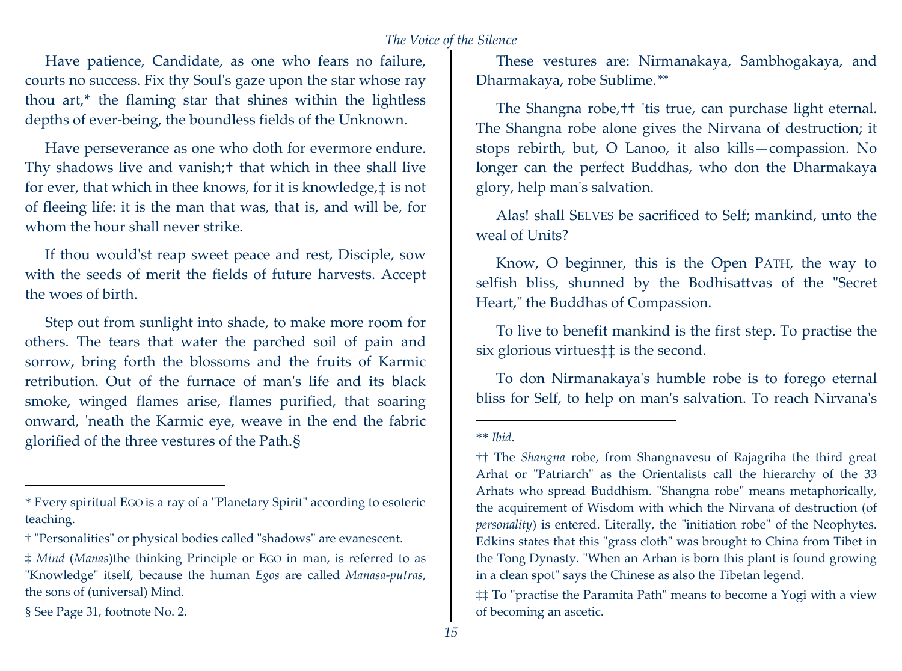Have patience, Candidate, as one who fears no failure, courts no success. Fix thy Soul's gaze upon the star whose ray thou art,* the flaming star that shines within the lightless depths of ever-being, the boundless fields of the Unknown.

Have perseverance as one who doth for evermore endure. Thy shadows live and vanish;† that which in thee shall live for ever, that which in thee knows, for it is knowledge,‡ is not of fleeing life: it is the man that was, that is, and will be, for whom the hour shall never strike.

If thou would'st reap sweet peace and rest, Disciple, sow with the seeds of merit the fields of future harvests. Accept the woes of birth.

Step out from sunlight into shade, to make more room for others. The tears that water the parched soil of pain and sorrow, bring forth the blossoms and the fruits of Karmic retribution. Out of the furnace of man's life and its black smoke, winged flames arise, flames purified, that soaring onward, 'neath the Karmic eye, weave in the end the fabric glorified of the three vestures of the Path.§

---

\* Every spiritual EGO is a ray of a "Planetary Spirit" according to esoteric teaching.

† "Personalities" or physical bodies called "shadows" are evanescent.

‡ *Mind* (*Manas*)the thinking Principle or EGO in man, is referred to as "Knowledge" itself, because the human *Egos* are called *Manasa-putras*, the sons of (universal) Mind.

§ See Page 31, footnote No. 2.

These vestures are: Nirmanakaya, Sambhogakaya, and Dharmakaya, robe Sublime.**

The Shangna robe,†† 'tis true, can purchase light eternal. The Shangna robe alone gives the Nirvana of destruction; it stops rebirth, but, O Lanoo, it also kills—compassion. No longer can the perfect Buddhas, who don the Dharmakaya glory, help man's salvation.

Alas! shall SELVES be sacrificed to Self; mankind, unto the weal of Units?

Know, O beginner, this is the Open PATH, the way to selfish bliss, shunned by the Bodhisattvas of the "Secret Heart," the Buddhas of Compassion.

To live to benefit mankind is the first step. To practise the six glorious virtues‡‡ is the second.

To don Nirmanakaya's humble robe is to forego eternal bliss for Self, to help on man's salvation. To reach Nirvana's

---

\*\* *Ibid*.

†† The *Shangna* robe, from Shangnavesu of Rajagriha the third great Arhat or "Patriarch" as the Orientalists call the hierarchy of the 33 Arhats who spread Buddhism. "Shangna robe" means metaphorically, the acquirement of Wisdom with which the Nirvana of destruction (of *personality*) is entered. Literally, the "initiation robe" of the Neophytes. Edkins states that this "grass cloth" was brought to China from Tibet in the Tong Dynasty. "When an Arhan is born this plant is found growing in a clean spot" says the Chinese as also the Tibetan legend.

‡‡ To "practise the Paramita Path" means to become a Yogi with a view of becoming an ascetic.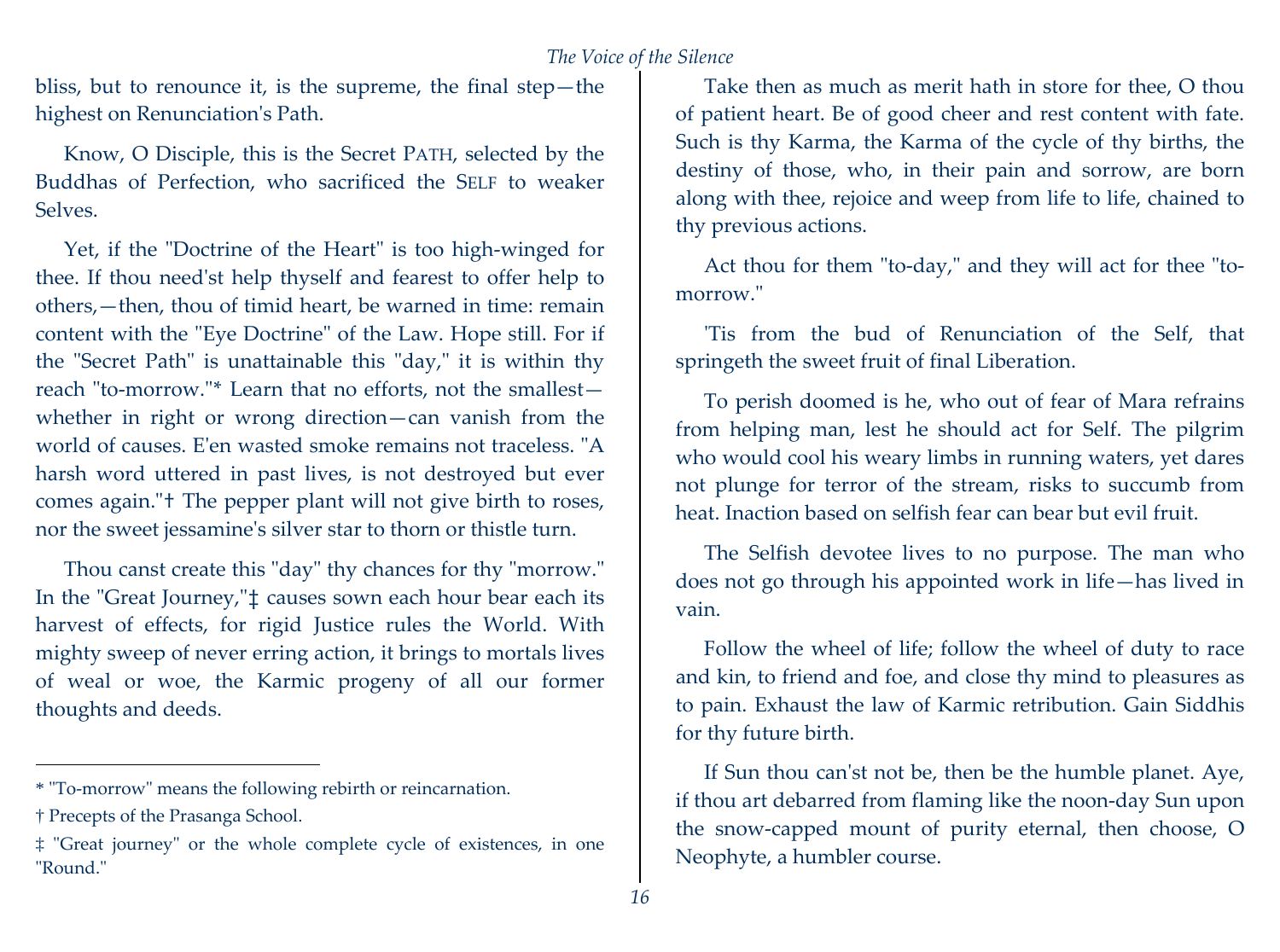bliss, but to renounce it, is the supreme, the final step—the highest on Renunciation's Path.

Know, O Disciple, this is the Secret PATH, selected by the Buddhas of Perfection, who sacrificed the SELF to weaker Selves.

Yet, if the "Doctrine of the Heart" is too high-winged for thee. If thou need'st help thyself and fearest to offer help to others,—then, thou of timid heart, be warned in time: remain content with the "Eye Doctrine" of the Law. Hope still. For if the "Secret Path" is unattainable this "day," it is within thy reach "to-morrow."* Learn that no efforts, not the smallest—whether in right or wrong direction—can vanish from the world of causes. E'en wasted smoke remains not traceless. "A harsh word uttered in past lives, is not destroyed but ever comes again."† The pepper plant will not give birth to roses, nor the sweet jessamine's silver star to thorn or thistle turn.

Thou canst create this "day" thy chances for thy "morrow." In the "Great Journey,"‡ causes sown each hour bear each its harvest of effects, for rigid Justice rules the World. With mighty sweep of never erring action, it brings to mortals lives of weal or woe, the Karmic progeny of all our former thoughts and deeds.

Take then as much as merit hath in store for thee, O thou of patient heart. Be of good cheer and rest content with fate. Such is thy Karma, the Karma of the cycle of thy births, the destiny of those, who, in their pain and sorrow, are born along with thee, rejoice and weep from life to life, chained to thy previous actions.

Act thou for them "to-day," and they will act for thee "to-morrow."

'Tis from the bud of Renunciation of the Self, that springeth the sweet fruit of final Liberation.

To perish doomed is he, who out of fear of Mara refrains from helping man, lest he should act for Self. The pilgrim who would cool his weary limbs in running waters, yet dares not plunge for terror of the stream, risks to succumb from heat. Inaction based on selfish fear can bear but evil fruit.

The Selfish devotee lives to no purpose. The man who does not go through his appointed work in life—has lived in vain.

Follow the wheel of life; follow the wheel of duty to race and kin, to friend and foe, and close thy mind to pleasures as to pain. Exhaust the law of Karmic retribution. Gain Siddhis for thy future birth.

If Sun thou can'st not be, then be the humble planet. Aye, if thou art debarred from flaming like the noon-day Sun upon the snow-capped mount of purity eternal, then choose, O Neophyte, a humbler course.

---

* "To-morrow" means the following rebirth or reincarnation.

† Precepts of the Prasanga School.

‡ "Great journey" or the whole complete cycle of existences, in one "Round."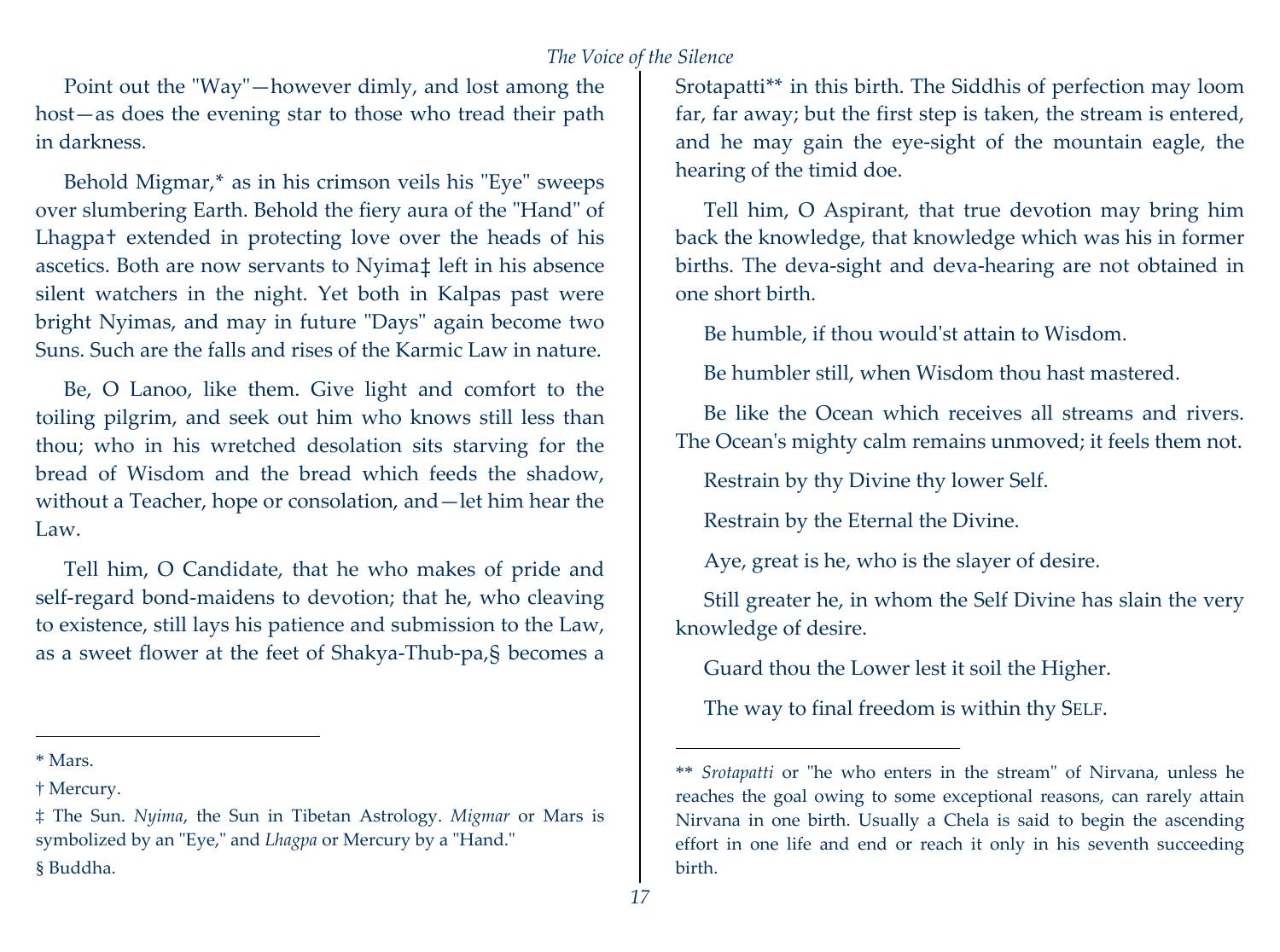Point out the "Way"—however dimly, and lost among the host—as does the evening star to those who tread their path in darkness.

Behold Migmar,* as in his crimson veils his "Eye" sweeps over slumbering Earth. Behold the fiery aura of the "Hand" of Lhagpa† extended in protecting love over the heads of his ascetics. Both are now servants to Nyima‡ left in his absence silent watchers in the night. Yet both in Kalpas past were bright Nyimas, and may in future "Days" again become two Suns. Such are the falls and rises of the Karmic Law in nature.

Be, O Lanoo, like them. Give light and comfort to the toiling pilgrim, and seek out him who knows still less than thou; who in his wretched desolation sits starving for the bread of Wisdom and the bread which feeds the shadow, without a Teacher, hope or consolation, and—let him hear the Law.

Tell him, O Candidate, that he who makes of pride and self-regard bond-maidens to devotion; that he, who cleaving to existence, still lays his patience and submission to the Law, as a sweet flower at the feet of Shakya-Thub-pa,§ becomes a Srotapatti** in this birth. The Siddhis of perfection may loom far, far away; but the first step is taken, the stream is entered, and he may gain the eye-sight of the mountain eagle, the hearing of the timid doe.

Tell him, O Aspirant, that true devotion may bring him back the knowledge, that knowledge which was his in former births. The deva-sight and deva-hearing are not obtained in one short birth.

Be humble, if thou would'st attain to Wisdom.

Be humbler still, when Wisdom thou hast mastered.

Be like the Ocean which receives all streams and rivers. The Ocean's mighty calm remains unmoved; it feels them not.

Restrain by thy Divine thy lower Self.

Restrain by the Eternal the Divine.

Aye, great is he, who is the slayer of desire.

Still greater he, in whom the Self Divine has slain the very knowledge of desire.

Guard thou the Lower lest it soil the Higher.

The way to final freedom is within thy SELF.

---

* Mars.

† Mercury.

‡ The Sun. *Nyima*, the Sun in Tibetan Astrology. *Migmar* or Mars is symbolized by an "Eye," and *Lhagpa* or Mercury by a "Hand."

§ Buddha.

** *Srotapatti* or "he who enters in the stream" of Nirvana, unless he reaches the goal owing to some exceptional reasons, can rarely attain Nirvana in one birth. Usually a Chela is said to begin the ascending effort in one life and end or reach it only in his seventh succeeding birth.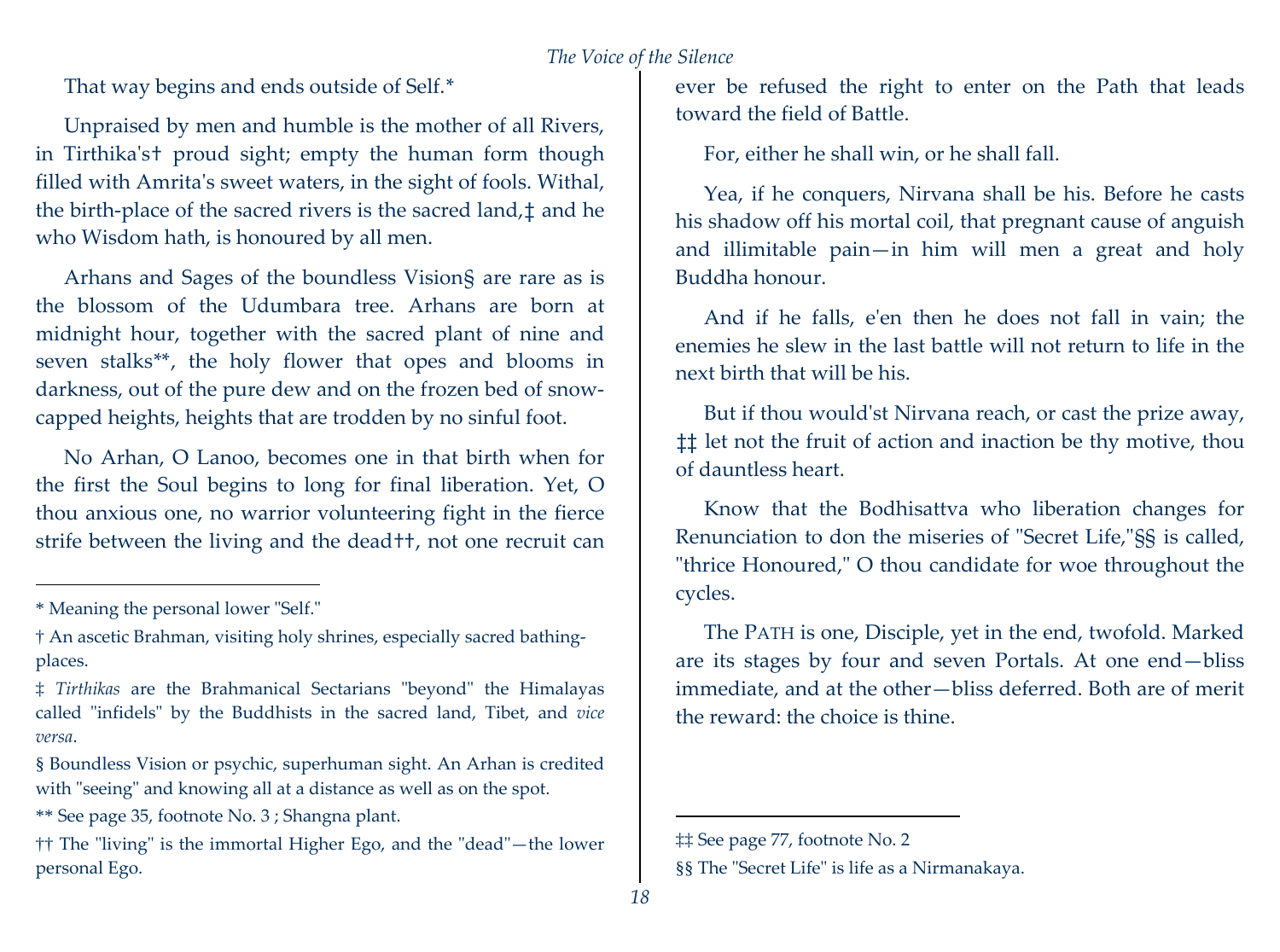That way begins and ends outside of Self.*

Unpraised by men and humble is the mother of all Rivers, in Tirthika's† proud sight; empty the human form though filled with Amrita's sweet waters, in the sight of fools. Withal, the birth-place of the sacred rivers is the sacred land,‡ and he who Wisdom hath, is honoured by all men.

Arhans and Sages of the boundless Vision§ are rare as is the blossom of the Udumbara tree. Arhans are born at midnight hour, together with the sacred plant of nine and seven stalks**, the holy flower that opes and blooms in darkness, out of the pure dew and on the frozen bed of snow-capped heights, heights that are trodden by no sinful foot.

No Arhan, O Lanoo, becomes one in that birth when for the first the Soul begins to long for final liberation. Yet, O thou anxious one, no warrior volunteering fight in the fierce strife between the living and the dead††, not one recruit can ever be refused the right to enter on the Path that leads toward the field of Battle.

For, either he shall win, or he shall fall.

Yea, if he conquers, Nirvana shall be his. Before he casts his shadow off his mortal coil, that pregnant cause of anguish and illimitable pain—in him will men a great and holy Buddha honour.

And if he falls, e'en then he does not fall in vain; the enemies he slew in the last battle will not return to life in the next birth that will be his.

But if thou would'st Nirvana reach, or cast the prize away, ‡‡ let not the fruit of action and inaction be thy motive, thou of dauntless heart.

Know that the Bodhisattva who liberation changes for Renunciation to don the miseries of "Secret Life,"§§ is called, "thrice Honoured," O thou candidate for woe throughout the cycles.

The PATH is one, Disciple, yet in the end, twofold. Marked are its stages by four and seven Portals. At one end—bliss immediate, and at the other—bliss deferred. Both are of merit the reward: the choice is thine.

---

\* Meaning the personal lower "Self."

† An ascetic Brahman, visiting holy shrines, especially sacred bathing-places.

‡ *Tirthikas* are the Brahmanical Sectarians "beyond" the Himalayas called "infidels" by the Buddhists in the sacred land, Tibet, and *vice versa*.

§ Boundless Vision or psychic, superhuman sight. An Arhan is credited with "seeing" and knowing all at a distance as well as on the spot.

** See page 35, footnote No. 3 ; Shangna plant.

†† The "living" is the immortal Higher Ego, and the "dead"—the lower personal Ego.

‡‡ See page 77, footnote No. 2

§§ The "Secret Life" is life as a Nirmanakaya.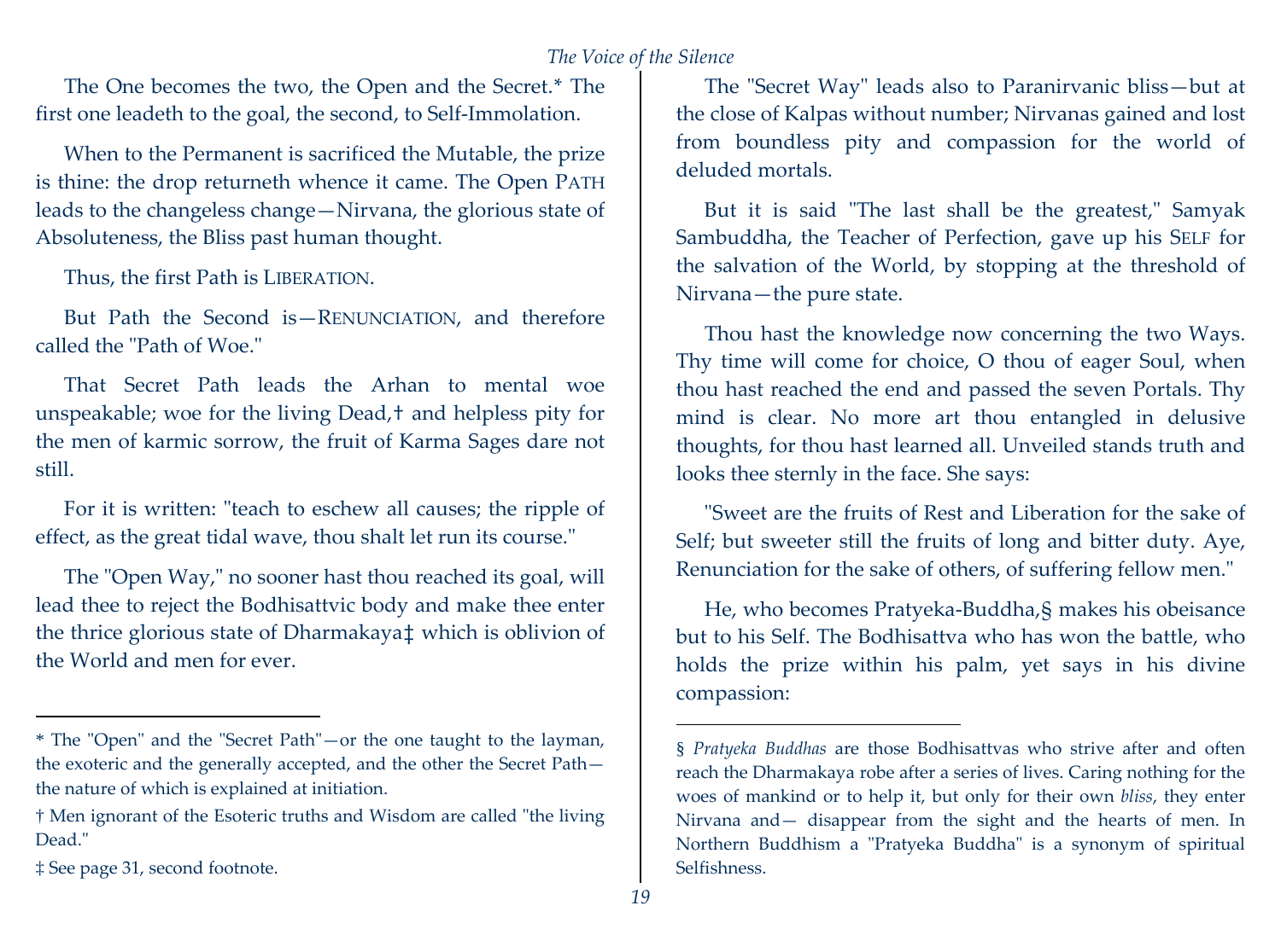The One becomes the two, the Open and the Secret.* The first one leadeth to the goal, the second, to Self-Immolation.

When to the Permanent is sacrificed the Mutable, the prize is thine: the drop returneth whence it came. The Open PATH leads to the changeless change—Nirvana, the glorious state of Absoluteness, the Bliss past human thought.

Thus, the first Path is LIBERATION.

But Path the Second is—RENUNCIATION, and therefore called the "Path of Woe."

That Secret Path leads the Arhan to mental woe unspeakable; woe for the living Dead,† and helpless pity for the men of karmic sorrow, the fruit of Karma Sages dare not still.

For it is written: "teach to eschew all causes; the ripple of effect, as the great tidal wave, thou shalt let run its course."

The "Open Way," no sooner hast thou reached its goal, will lead thee to reject the Bodhisattvic body and make thee enter the thrice glorious state of Dharmakaya‡ which is oblivion of the World and men for ever.

* The "Open" and the "Secret Path"—or the one taught to the layman, the exoteric and the generally accepted, and the other the Secret Path—the nature of which is explained at initiation.

† Men ignorant of the Esoteric truths and Wisdom are called "the living Dead."

‡ See page 31, second footnote.

The "Secret Way" leads also to Paranirvanic bliss—but at the close of Kalpas without number; Nirvanas gained and lost from boundless pity and compassion for the world of deluded mortals.

But it is said "The last shall be the greatest," Samyak Sambuddha, the Teacher of Perfection, gave up his SELF for the salvation of the World, by stopping at the threshold of Nirvana—the pure state.

Thou hast the knowledge now concerning the two Ways. Thy time will come for choice, O thou of eager Soul, when thou hast reached the end and passed the seven Portals. Thy mind is clear. No more art thou entangled in delusive thoughts, for thou hast learned all. Unveiled stands truth and looks thee sternly in the face. She says:

"Sweet are the fruits of Rest and Liberation for the sake of Self; but sweeter still the fruits of long and bitter duty. Aye, Renunciation for the sake of others, of suffering fellow men."

He, who becomes Pratyeka-Buddha,§ makes his obeisance but to his Self. The Bodhisattva who has won the battle, who holds the prize within his palm, yet says in his divine compassion:

§ *Pratyeka Buddhas* are those Bodhisattvas who strive after and often reach the Dharmakaya robe after a series of lives. Caring nothing for the woes of mankind or to help it, but only for their own *bliss*, they enter Nirvana and— disappear from the sight and the hearts of men. In Northern Buddhism a "Pratyeka Buddha" is a synonym of spiritual Selfishness.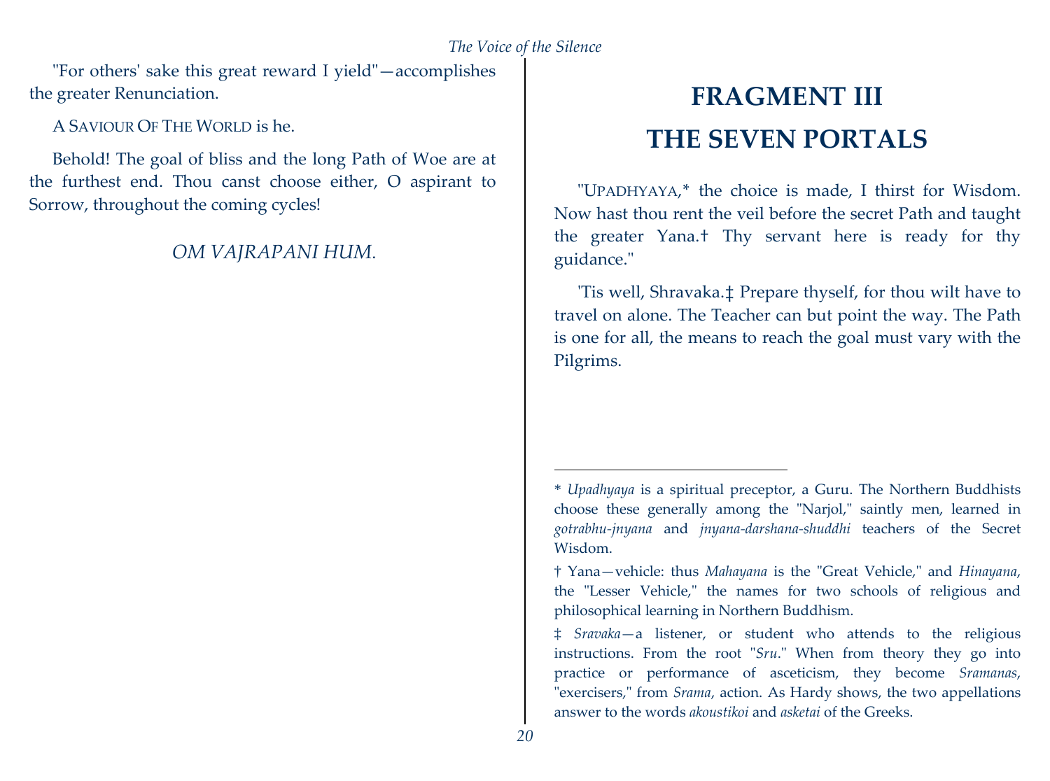"For others' sake this great reward I yield"—accomplishes the greater Renunciation.

A SAVIOUR OF THE WORLD is he.

Behold! The goal of bliss and the long Path of Woe are at the furthest end. Thou canst choose either, O aspirant to Sorrow, throughout the coming cycles!

*OM VAJRAPANI HUM.*

# FRAGMENT III
# THE SEVEN PORTALS

"UPADHYAYA,* the choice is made, I thirst for Wisdom. Now hast thou rent the veil before the secret Path and taught the greater Yana.† Thy servant here is ready for thy guidance."

'Tis well, Shravaka.‡ Prepare thyself, for thou wilt have to travel on alone. The Teacher can but point the way. The Path is one for all, the means to reach the goal must vary with the Pilgrims.

---

\* *Upadhyaya* is a spiritual preceptor, a Guru. The Northern Buddhists choose these generally among the "Narjol," saintly men, learned in *gotrabhu-jnyana* and *jnyana-darshana-shuddhi* teachers of the Secret Wisdom.

† Yana—vehicle: thus *Mahayana* is the "Great Vehicle," and *Hinayana*, the "Lesser Vehicle," the names for two schools of religious and philosophical learning in Northern Buddhism.

‡ *Sravaka*—a listener, or student who attends to the religious instructions. From the root "*Sru*." When from theory they go into practice or performance of asceticism, they become *Sramanas*, "exercisers," from *Srama*, action. As Hardy shows, the two appellations answer to the words *akoustikoi* and *asketai* of the Greeks.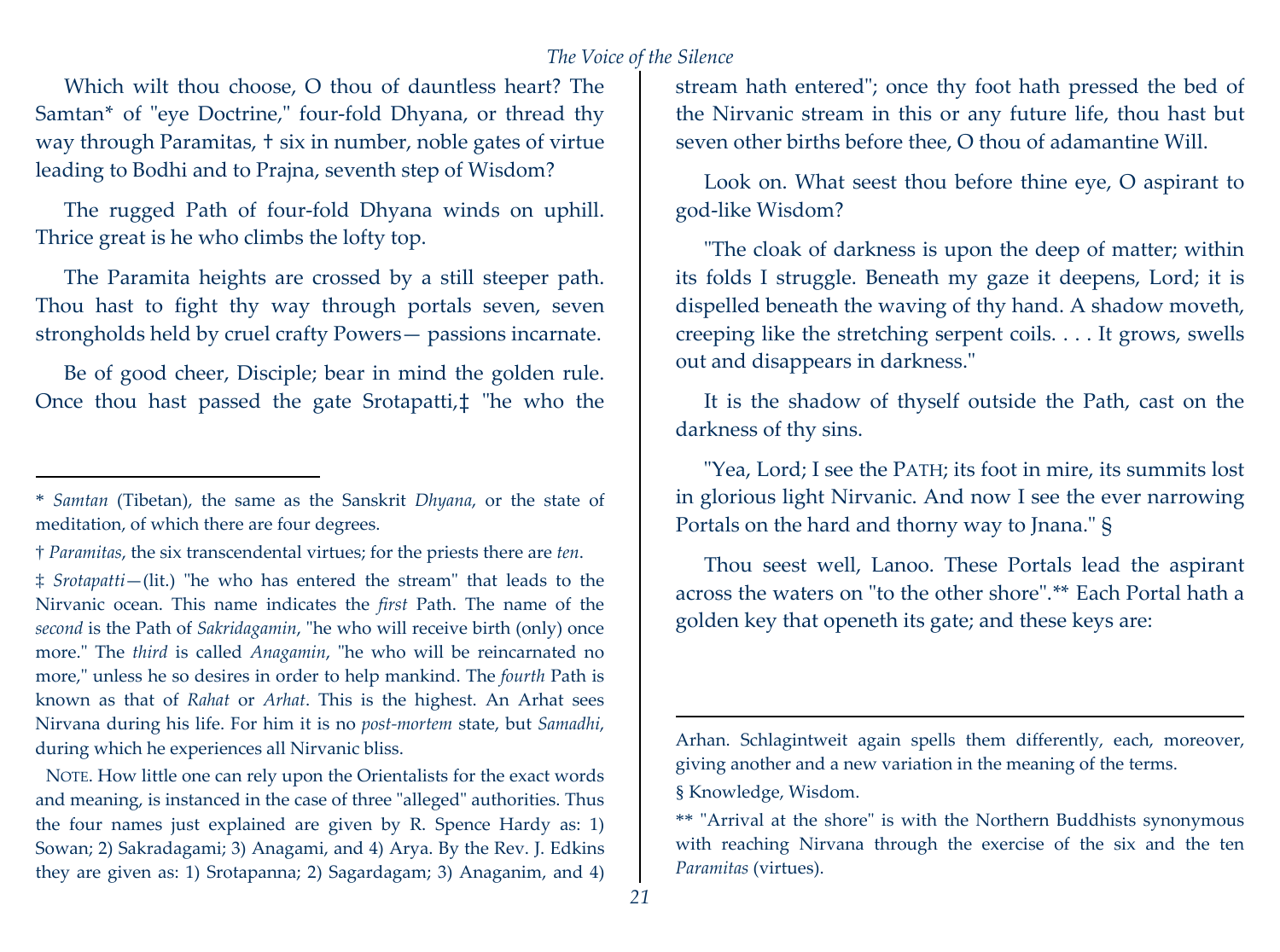Which wilt thou choose, O thou of dauntless heart? The Samtan* of "eye Doctrine," four-fold Dhyana, or thread thy way through Paramitas, † six in number, noble gates of virtue leading to Bodhi and to Prajna, seventh step of Wisdom?

The rugged Path of four-fold Dhyana winds on uphill. Thrice great is he who climbs the lofty top.

The Paramita heights are crossed by a still steeper path. Thou hast to fight thy way through portals seven, seven strongholds held by cruel crafty Powers— passions incarnate.

Be of good cheer, Disciple; bear in mind the golden rule. Once thou hast passed the gate Srotapatti,‡ "he who the stream hath entered"; once thy foot hath pressed the bed of the Nirvanic stream in this or any future life, thou hast but seven other births before thee, O thou of adamantine Will.

Look on. What seest thou before thine eye, O aspirant to god-like Wisdom?

"The cloak of darkness is upon the deep of matter; within its folds I struggle. Beneath my gaze it deepens, Lord; it is dispelled beneath the waving of thy hand. A shadow moveth, creeping like the stretching serpent coils. . . . It grows, swells out and disappears in darkness."

It is the shadow of thyself outside the Path, cast on the darkness of thy sins.

"Yea, Lord; I see the PATH; its foot in mire, its summits lost in glorious light Nirvanic. And now I see the ever narrowing Portals on the hard and thorny way to Jnana." §

Thou seest well, Lanoo. These Portals lead the aspirant across the waters on "to the other shore".** Each Portal hath a golden key that openeth its gate; and these keys are:

---

\* *Samtan* (Tibetan), the same as the Sanskrit *Dhyana*, or the state of meditation, of which there are four degrees.

† *Paramitas*, the six transcendental virtues; for the priests there are *ten*.

‡ *Srotapatti*—(lit.) "he who has entered the stream" that leads to the Nirvanic ocean. This name indicates the *first* Path. The name of the *second* is the Path of *Sakridagamin*, "he who will receive birth (only) once more." The *third* is called *Anagamin*, "he who will be reincarnated no more," unless he so desires in order to help mankind. The *fourth* Path is known as that of *Rahat* or *Arhat*. This is the highest. An Arhat sees Nirvana during his life. For him it is no *post-mortem* state, but *Samadhi*, during which he experiences all Nirvanic bliss.

NOTE. How little one can rely upon the Orientalists for the exact words and meaning, is instanced in the case of three "alleged" authorities. Thus the four names just explained are given by R. Spence Hardy as: 1) Sowan; 2) Sakradagami; 3) Anagami, and 4) Arya. By the Rev. J. Edkins they are given as: 1) Srotapanna; 2) Sagardagam; 3) Anaganim, and 4) Arhan. Schlagintweit again spells them differently, each, moreover, giving another and a new variation in the meaning of the terms.

§ Knowledge, Wisdom.

\*\* "Arrival at the shore" is with the Northern Buddhists synonymous with reaching Nirvana through the exercise of the six and the ten *Paramitas* (virtues).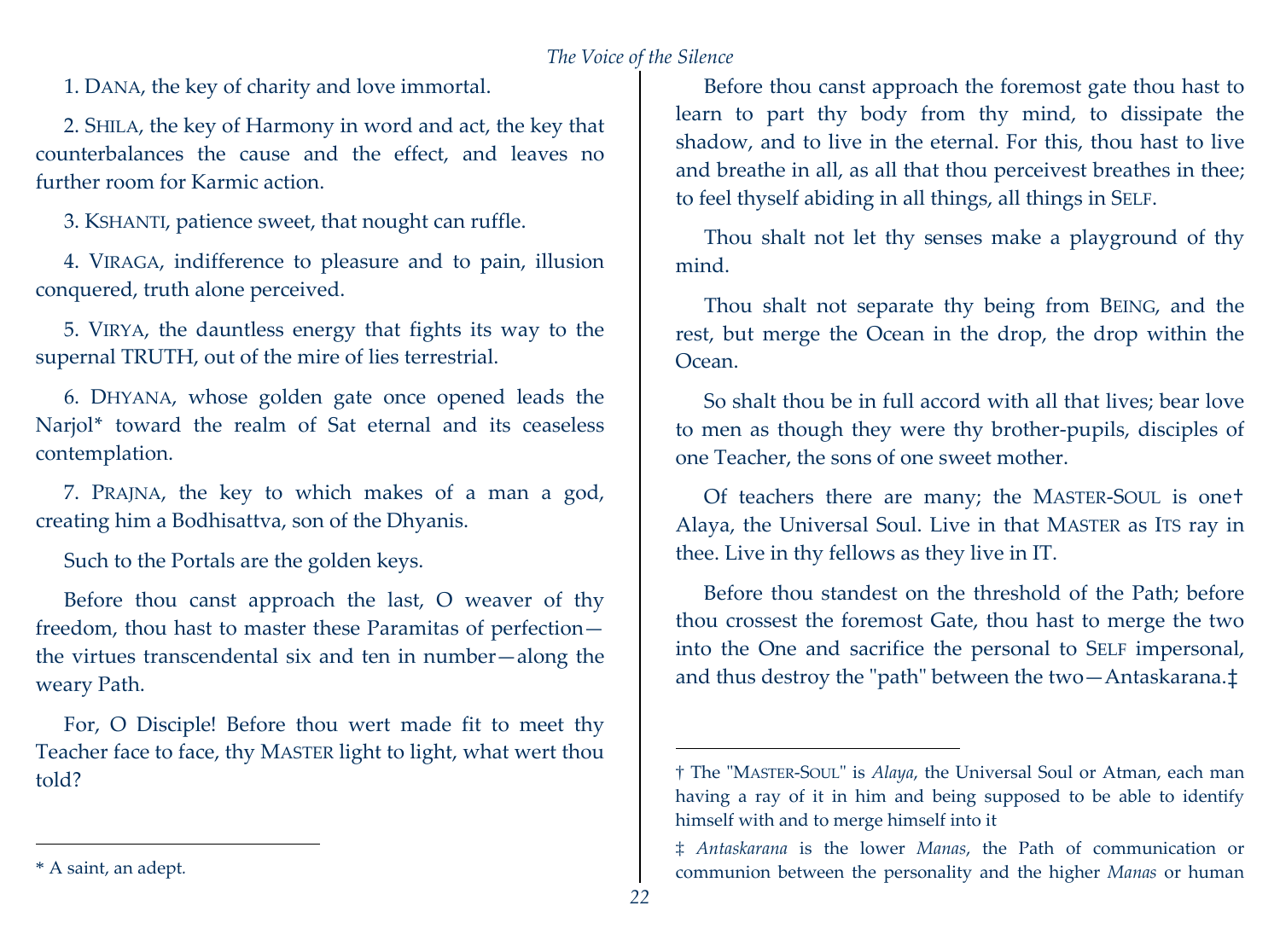1. DANA, the key of charity and love immortal.

2. SHILA, the key of Harmony in word and act, the key that counterbalances the cause and the effect, and leaves no further room for Karmic action.

3. KSHANTI, patience sweet, that nought can ruffle.

4. VIRAGA, indifference to pleasure and to pain, illusion conquered, truth alone perceived.

5. VIRYA, the dauntless energy that fights its way to the supernal TRUTH, out of the mire of lies terrestrial.

6. DHYANA, whose golden gate once opened leads the Narjol* toward the realm of Sat eternal and its ceaseless contemplation.

7. PRAJNA, the key to which makes of a man a god, creating him a Bodhisattva, son of the Dhyanis.

Such to the Portals are the golden keys.

Before thou canst approach the last, O weaver of thy freedom, thou hast to master these Paramitas of perfection—the virtues transcendental six and ten in number—along the weary Path.

For, O Disciple! Before thou wert made fit to meet thy Teacher face to face, thy MASTER light to light, what wert thou told?

* A saint, an adept.

Before thou canst approach the foremost gate thou hast to learn to part thy body from thy mind, to dissipate the shadow, and to live in the eternal. For this, thou hast to live and breathe in all, as all that thou perceivest breathes in thee; to feel thyself abiding in all things, all things in SELF.

Thou shalt not let thy senses make a playground of thy mind.

Thou shalt not separate thy being from BEING, and the rest, but merge the Ocean in the drop, the drop within the Ocean.

So shalt thou be in full accord with all that lives; bear love to men as though they were thy brother-pupils, disciples of one Teacher, the sons of one sweet mother.

Of teachers there are many; the MASTER-SOUL is one† Alaya, the Universal Soul. Live in that MASTER as ITS ray in thee. Live in thy fellows as they live in IT.

Before thou standest on the threshold of the Path; before thou crossest the foremost Gate, thou hast to merge the two into the One and sacrifice the personal to SELF impersonal, and thus destroy the "path" between the two—Antaskarana.‡

† The "MASTER-SOUL" is *Alaya*, the Universal Soul or Atman, each man having a ray of it in him and being supposed to be able to identify himself with and to merge himself into it

‡ *Antaskarana* is the lower *Manas*, the Path of communication or communion between the personality and the higher *Manas* or human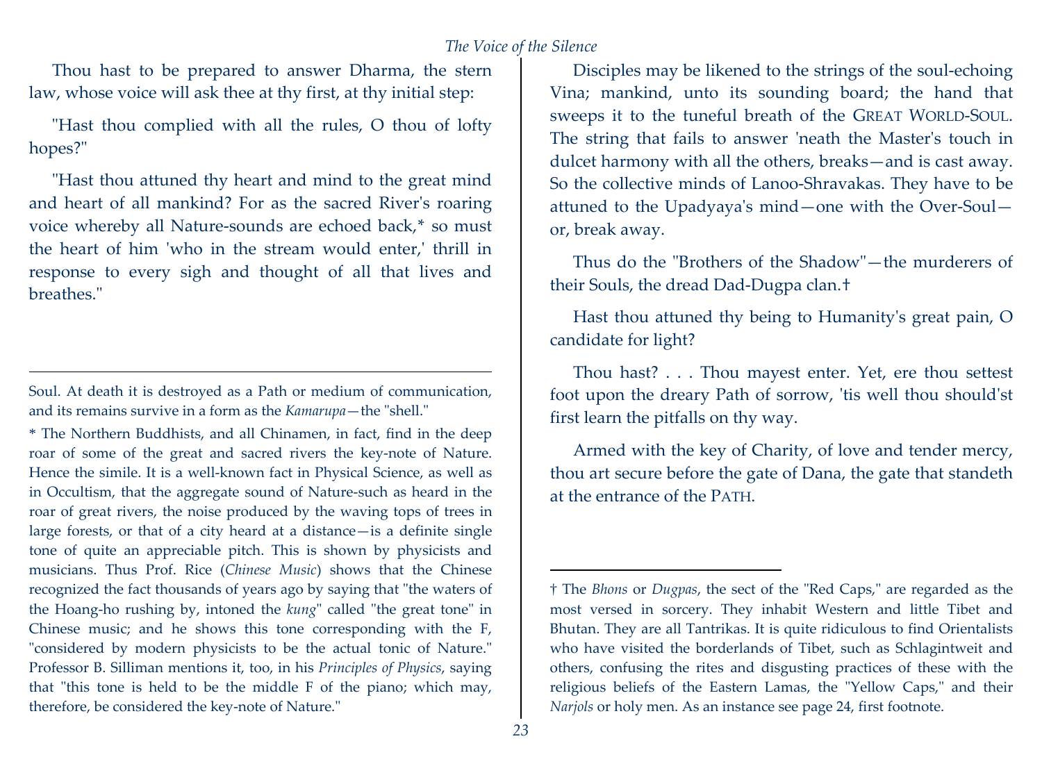Thou hast to be prepared to answer Dharma, the stern law, whose voice will ask thee at thy first, at thy initial step:

"Hast thou complied with all the rules, O thou of lofty hopes?"

"Hast thou attuned thy heart and mind to the great mind and heart of all mankind? For as the sacred River's roaring voice whereby all Nature-sounds are echoed back,* so must the heart of him 'who in the stream would enter,' thrill in response to every sigh and thought of all that lives and breathes."

Disciples may be likened to the strings of the soul-echoing Vina; mankind, unto its sounding board; the hand that sweeps it to the tuneful breath of the GREAT WORLD-SOUL. The string that fails to answer 'neath the Master's touch in dulcet harmony with all the others, breaks—and is cast away. So the collective minds of Lanoo-Shravakas. They have to be attuned to the Upadyaya's mind—one with the Over-Soul—or, break away.

Thus do the "Brothers of the Shadow"—the murderers of their Souls, the dread Dad-Dugpa clan.†

Hast thou attuned thy being to Humanity's great pain, O candidate for light?

Thou hast? . . . Thou mayest enter. Yet, ere thou settest foot upon the dreary Path of sorrow, 'tis well thou should'st first learn the pitfalls on thy way.

Armed with the key of Charity, of love and tender mercy, thou art secure before the gate of Dana, the gate that standeth at the entrance of the PATH.

---

Soul. At death it is destroyed as a Path or medium of communication, and its remains survive in a form as the *Kamarupa*—the "shell."

* The Northern Buddhists, and all Chinamen, in fact, find in the deep roar of some of the great and sacred rivers the key-note of Nature. Hence the simile. It is a well-known fact in Physical Science, as well as in Occultism, that the aggregate sound of Nature-such as heard in the roar of great rivers, the noise produced by the waving tops of trees in large forests, or that of a city heard at a distance—is a definite single tone of quite an appreciable pitch. This is shown by physicists and musicians. Thus Prof. Rice (*Chinese Music*) shows that the Chinese recognized the fact thousands of years ago by saying that "the waters of the Hoang-ho rushing by, intoned the *kung*" called "the great tone" in Chinese music; and he shows this tone corresponding with the F, "considered by modern physicists to be the actual tonic of Nature." Professor B. Silliman mentions it, too, in his *Principles of Physics*, saying that "this tone is held to be the middle F of the piano; which may, therefore, be considered the key-note of Nature."

† The *Bhons* or *Dugpas*, the sect of the "Red Caps," are regarded as the most versed in sorcery. They inhabit Western and little Tibet and Bhutan. They are all Tantrikas. It is quite ridiculous to find Orientalists who have visited the borderlands of Tibet, such as Schlagintweit and others, confusing the rites and disgusting practices of these with the religious beliefs of the Eastern Lamas, the "Yellow Caps," and their *Narjols* or holy men. As an instance see page 24, first footnote.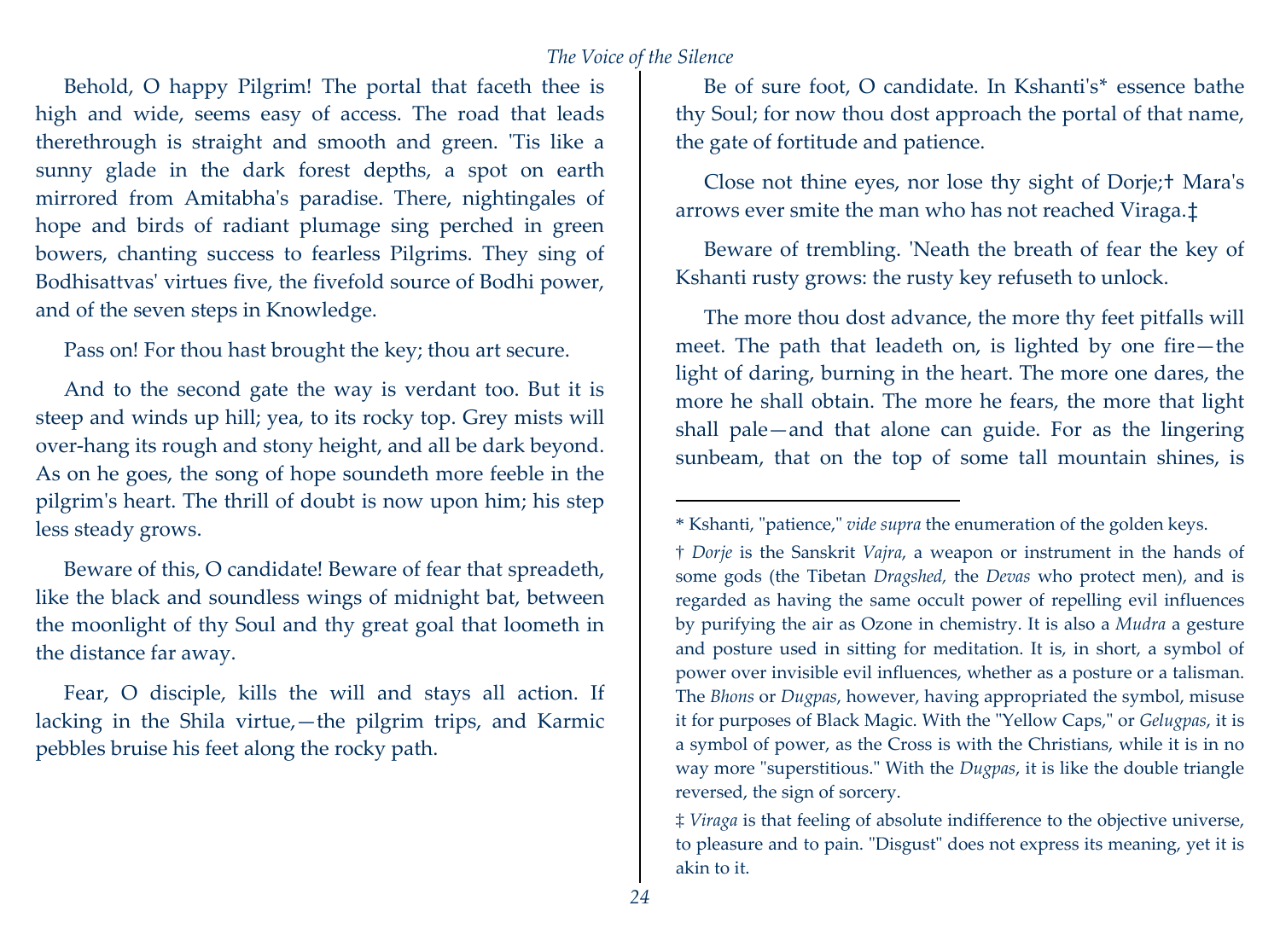Behold, O happy Pilgrim! The portal that faceth thee is high and wide, seems easy of access. The road that leads therethrough is straight and smooth and green. 'Tis like a sunny glade in the dark forest depths, a spot on earth mirrored from Amitabha's paradise. There, nightingales of hope and birds of radiant plumage sing perched in green bowers, chanting success to fearless Pilgrims. They sing of Bodhisattvas' virtues five, the fivefold source of Bodhi power, and of the seven steps in Knowledge.

Pass on! For thou hast brought the key; thou art secure.

And to the second gate the way is verdant too. But it is steep and winds up hill; yea, to its rocky top. Grey mists will over-hang its rough and stony height, and all be dark beyond. As on he goes, the song of hope soundeth more feeble in the pilgrim's heart. The thrill of doubt is now upon him; his step less steady grows.

Beware of this, O candidate! Beware of fear that spreadeth, like the black and soundless wings of midnight bat, between the moonlight of thy Soul and thy great goal that loometh in the distance far away.

Fear, O disciple, kills the will and stays all action. If lacking in the Shila virtue,—the pilgrim trips, and Karmic pebbles bruise his feet along the rocky path.

Be of sure foot, O candidate. In Kshanti's* essence bathe thy Soul; for now thou dost approach the portal of that name, the gate of fortitude and patience.

Close not thine eyes, nor lose thy sight of Dorje;† Mara's arrows ever smite the man who has not reached Viraga.‡

Beware of trembling. 'Neath the breath of fear the key of Kshanti rusty grows: the rusty key refuseth to unlock.

The more thou dost advance, the more thy feet pitfalls will meet. The path that leadeth on, is lighted by one fire—the light of daring, burning in the heart. The more one dares, the more he shall obtain. The more he fears, the more that light shall pale—and that alone can guide. For as the lingering sunbeam, that on the top of some tall mountain shines, is

---

* Kshanti, "patience," *vide supra* the enumeration of the golden keys.

† *Dorje* is the Sanskrit *Vajra*, a weapon or instrument in the hands of some gods (the Tibetan *Dragshed*, the *Devas* who protect men), and is regarded as having the same occult power of repelling evil influences by purifying the air as Ozone in chemistry. It is also a *Mudra* a gesture and posture used in sitting for meditation. It is, in short, a symbol of power over invisible evil influences, whether as a posture or a talisman. The *Bhons* or *Dugpas*, however, having appropriated the symbol, misuse it for purposes of Black Magic. With the "Yellow Caps," or *Gelugpas*, it is a symbol of power, as the Cross is with the Christians, while it is in no way more "superstitious." With the *Dugpas*, it is like the double triangle reversed, the sign of sorcery.

‡ *Viraga* is that feeling of absolute indifference to the objective universe, to pleasure and to pain. "Disgust" does not express its meaning, yet it is akin to it.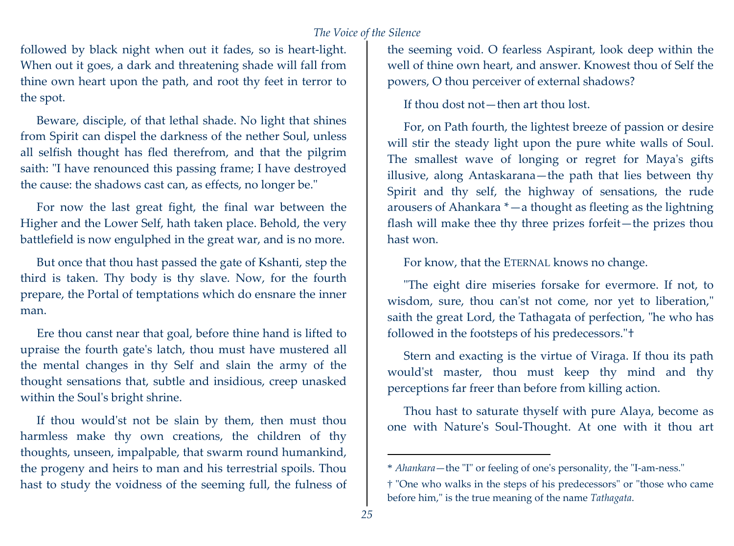followed by black night when out it fades, so is heart-light. When out it goes, a dark and threatening shade will fall from thine own heart upon the path, and root thy feet in terror to the spot.

Beware, disciple, of that lethal shade. No light that shines from Spirit can dispel the darkness of the nether Soul, unless all selfish thought has fled therefrom, and that the pilgrim saith: "I have renounced this passing frame; I have destroyed the cause: the shadows cast can, as effects, no longer be."

For now the last great fight, the final war between the Higher and the Lower Self, hath taken place. Behold, the very battlefield is now engulphed in the great war, and is no more.

But once that thou hast passed the gate of Kshanti, step the third is taken. Thy body is thy slave. Now, for the fourth prepare, the Portal of temptations which do ensnare the inner man.

Ere thou canst near that goal, before thine hand is lifted to upraise the fourth gate's latch, thou must have mustered all the mental changes in thy Self and slain the army of the thought sensations that, subtle and insidious, creep unasked within the Soul's bright shrine.

If thou would'st not be slain by them, then must thou harmless make thy own creations, the children of thy thoughts, unseen, impalpable, that swarm round humankind, the progeny and heirs to man and his terrestrial spoils. Thou hast to study the voidness of the seeming full, the fulness of the seeming void. O fearless Aspirant, look deep within the well of thine own heart, and answer. Knowest thou of Self the powers, O thou perceiver of external shadows?

If thou dost not—then art thou lost.

For, on Path fourth, the lightest breeze of passion or desire will stir the steady light upon the pure white walls of Soul. The smallest wave of longing or regret for Maya's gifts illusive, along Antaskarana—the path that lies between thy Spirit and thy self, the highway of sensations, the rude arousers of Ahankara *—a thought as fleeting as the lightning flash will make thee thy three prizes forfeit—the prizes thou hast won.

For know, that the ETERNAL knows no change.

"The eight dire miseries forsake for evermore. If not, to wisdom, sure, thou can'st not come, nor yet to liberation," saith the great Lord, the Tathagata of perfection, "he who has followed in the footsteps of his predecessors."†

Stern and exacting is the virtue of Viraga. If thou its path would'st master, thou must keep thy mind and thy perceptions far freer than before from killing action.

Thou hast to saturate thyself with pure Alaya, become as one with Nature's Soul-Thought. At one with it thou art

---

\* *Ahankara*—the "I" or feeling of one's personality, the "I-am-ness."

† "One who walks in the steps of his predecessors" or "those who came before him," is the true meaning of the name *Tathagata*.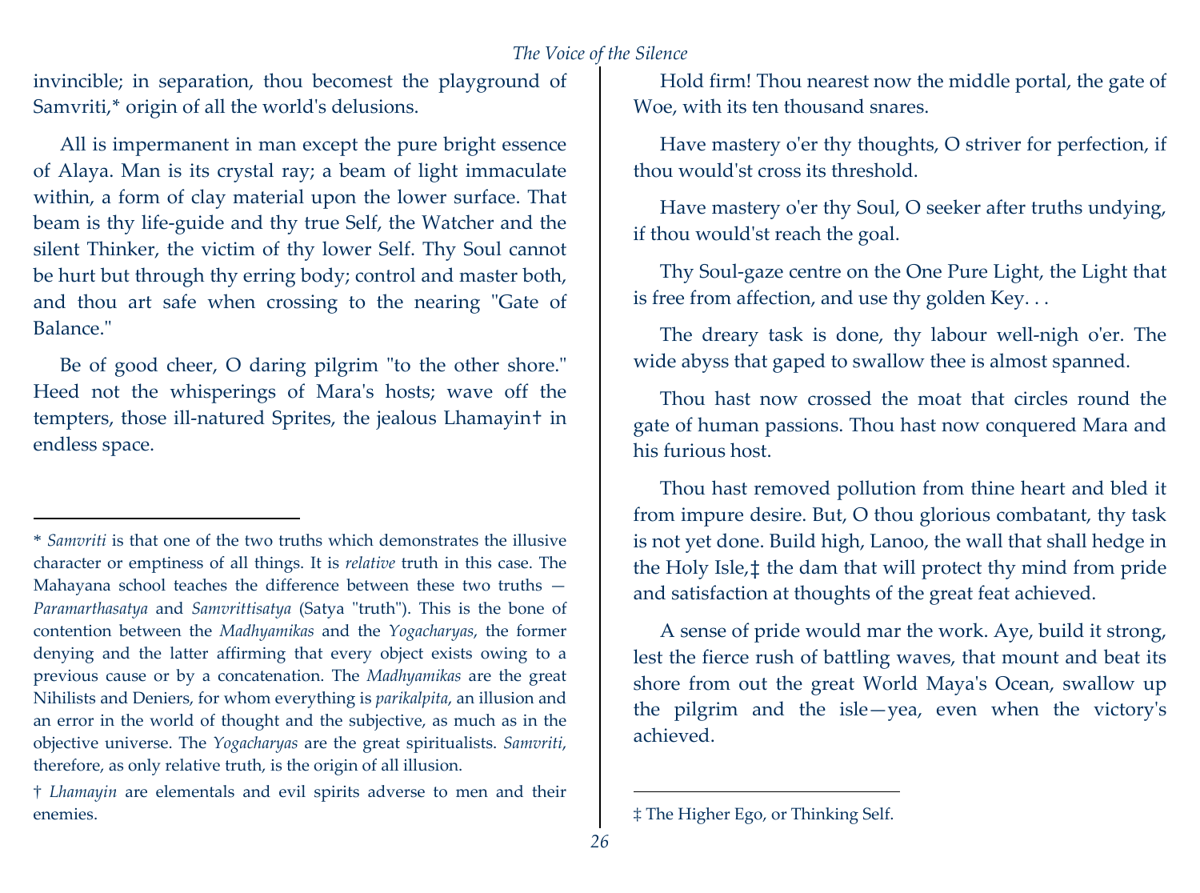invincible; in separation, thou becomest the playground of Samvriti,* origin of all the world's delusions.

All is impermanent in man except the pure bright essence of Alaya. Man is its crystal ray; a beam of light immaculate within, a form of clay material upon the lower surface. That beam is thy life-guide and thy true Self, the Watcher and the silent Thinker, the victim of thy lower Self. Thy Soul cannot be hurt but through thy erring body; control and master both, and thou art safe when crossing to the nearing "Gate of Balance."

Be of good cheer, O daring pilgrim "to the other shore." Heed not the whisperings of Mara's hosts; wave off the tempters, those ill-natured Sprites, the jealous Lhamayin† in endless space.

Hold firm! Thou nearest now the middle portal, the gate of Woe, with its ten thousand snares.

Have mastery o'er thy thoughts, O striver for perfection, if thou would'st cross its threshold.

Have mastery o'er thy Soul, O seeker after truths undying, if thou would'st reach the goal.

Thy Soul-gaze centre on the One Pure Light, the Light that is free from affection, and use thy golden Key. . .

The dreary task is done, thy labour well-nigh o'er. The wide abyss that gaped to swallow thee is almost spanned.

Thou hast now crossed the moat that circles round the gate of human passions. Thou hast now conquered Mara and his furious host.

Thou hast removed pollution from thine heart and bled it from impure desire. But, O thou glorious combatant, thy task is not yet done. Build high, Lanoo, the wall that shall hedge in the Holy Isle,‡ the dam that will protect thy mind from pride and satisfaction at thoughts of the great feat achieved.

A sense of pride would mar the work. Aye, build it strong, lest the fierce rush of battling waves, that mount and beat its shore from out the great World Maya's Ocean, swallow up the pilgrim and the isle—yea, even when the victory's achieved.

---

* *Samvriti* is that one of the two truths which demonstrates the illusive character or emptiness of all things. It is *relative* truth in this case. The Mahayana school teaches the difference between these two truths — *Paramarthasatya* and *Samvrittisatya* (Satya "truth"). This is the bone of contention between the *Madhyamikas* and the *Yogacharyas*, the former denying and the latter affirming that every object exists owing to a previous cause or by a concatenation. The *Madhyamikas* are the great Nihilists and Deniers, for whom everything is *parikalpita*, an illusion and an error in the world of thought and the subjective, as much as in the objective universe. The *Yogacharyas* are the great spiritualists. *Samvriti*, therefore, as only relative truth, is the origin of all illusion.

† *Lhamayin* are elementals and evil spirits adverse to men and their enemies.

‡ The Higher Ego, or Thinking Self.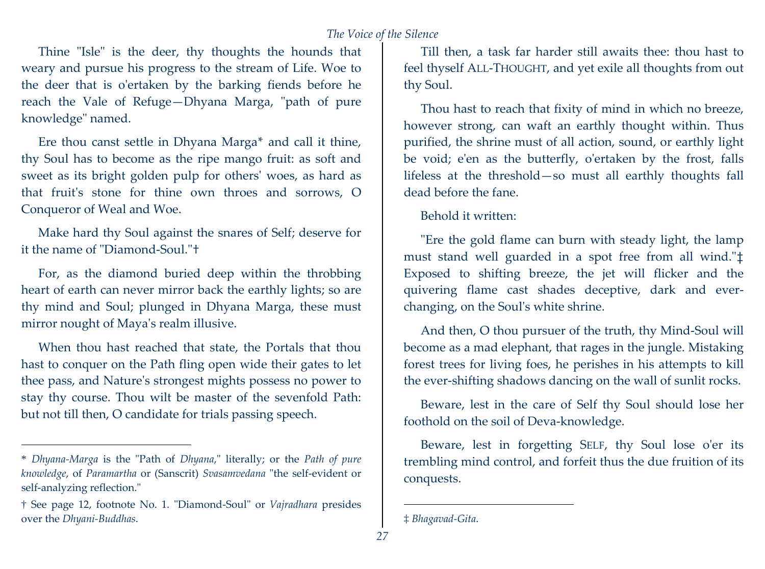Thine "Isle" is the deer, thy thoughts the hounds that weary and pursue his progress to the stream of Life. Woe to the deer that is o'ertaken by the barking fiends before he reach the Vale of Refuge—Dhyana Marga, "path of pure knowledge" named.

Ere thou canst settle in Dhyana Marga* and call it thine, thy Soul has to become as the ripe mango fruit: as soft and sweet as its bright golden pulp for others' woes, as hard as that fruit's stone for thine own throes and sorrows, O Conqueror of Weal and Woe.

Make hard thy Soul against the snares of Self; deserve for it the name of "Diamond-Soul."†

For, as the diamond buried deep within the throbbing heart of earth can never mirror back the earthly lights; so are thy mind and Soul; plunged in Dhyana Marga, these must mirror nought of Maya's realm illusive.

When thou hast reached that state, the Portals that thou hast to conquer on the Path fling open wide their gates to let thee pass, and Nature's strongest mights possess no power to stay thy course. Thou wilt be master of the sevenfold Path: but not till then, O candidate for trials passing speech.

* *Dhyana-Marga* is the "Path of *Dhyana*," literally; or the *Path of pure knowledge*, of *Paramartha* or (Sanscrit) *Svasamvedana* "the self-evident or self-analyzing reflection."

† See page 12, footnote No. 1. "Diamond-Soul" or *Vajradhara* presides over the *Dhyani-Buddhas*.

Till then, a task far harder still awaits thee: thou hast to feel thyself ALL-THOUGHT, and yet exile all thoughts from out thy Soul.

Thou hast to reach that fixity of mind in which no breeze, however strong, can waft an earthly thought within. Thus purified, the shrine must of all action, sound, or earthly light be void; e'en as the butterfly, o'ertaken by the frost, falls lifeless at the threshold—so must all earthly thoughts fall dead before the fane.

Behold it written:

"Ere the gold flame can burn with steady light, the lamp must stand well guarded in a spot free from all wind."‡ Exposed to shifting breeze, the jet will flicker and the quivering flame cast shades deceptive, dark and ever-changing, on the Soul's white shrine.

And then, O thou pursuer of the truth, thy Mind-Soul will become as a mad elephant, that rages in the jungle. Mistaking forest trees for living foes, he perishes in his attempts to kill the ever-shifting shadows dancing on the wall of sunlit rocks.

Beware, lest in the care of Self thy Soul should lose her foothold on the soil of Deva-knowledge.

Beware, lest in forgetting SELF, thy Soul lose o'er its trembling mind control, and forfeit thus the due fruition of its conquests.

‡ *Bhagavad-Gita*.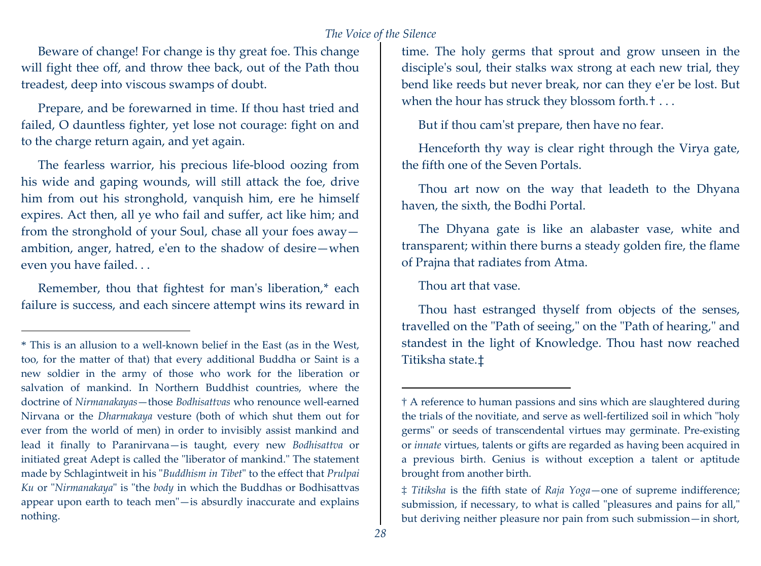Beware of change! For change is thy great foe. This change will fight thee off, and throw thee back, out of the Path thou treadest, deep into viscous swamps of doubt.

Prepare, and be forewarned in time. If thou hast tried and failed, O dauntless fighter, yet lose not courage: fight on and to the charge return again, and yet again.

The fearless warrior, his precious life-blood oozing from his wide and gaping wounds, will still attack the foe, drive him from out his stronghold, vanquish him, ere he himself expires. Act then, all ye who fail and suffer, act like him; and from the stronghold of your Soul, chase all your foes away—ambition, anger, hatred, e'en to the shadow of desire—when even you have failed. . .

Remember, thou that fightest for man's liberation,* each failure is success, and each sincere attempt wins its reward in time. The holy germs that sprout and grow unseen in the disciple's soul, their stalks wax strong at each new trial, they bend like reeds but never break, nor can they e'er be lost. But when the hour has struck they blossom forth.† . . .

But if thou cam'st prepare, then have no fear.

Henceforth thy way is clear right through the Virya gate, the fifth one of the Seven Portals.

Thou art now on the way that leadeth to the Dhyana haven, the sixth, the Bodhi Portal.

The Dhyana gate is like an alabaster vase, white and transparent; within there burns a steady golden fire, the flame of Prajna that radiates from Atma.

Thou art that vase.

Thou hast estranged thyself from objects of the senses, travelled on the "Path of seeing," on the "Path of hearing," and standest in the light of Knowledge. Thou hast now reached Titiksha state.‡

---

* This is an allusion to a well-known belief in the East (as in the West, too, for the matter of that) that every additional Buddha or Saint is a new soldier in the army of those who work for the liberation or salvation of mankind. In Northern Buddhist countries, where the doctrine of *Nirmanakayas*—those *Bodhisattvas* who renounce well-earned Nirvana or the *Dharmakaya* vesture (both of which shut them out for ever from the world of men) in order to invisibly assist mankind and lead it finally to Paranirvana—is taught, every new *Bodhisattva* or initiated great Adept is called the "liberator of mankind." The statement made by Schlagintweit in his "*Buddhism in Tibet*" to the effect that *Prulpai Ku* or "*Nirmanakaya*" is "the *body* in which the Buddhas or Bodhisattvas appear upon earth to teach men"—is absurdly inaccurate and explains nothing.

† A reference to human passions and sins which are slaughtered during the trials of the novitiate, and serve as well-fertilized soil in which "holy germs" or seeds of transcendental virtues may germinate. Pre-existing or *innate* virtues, talents or gifts are regarded as having been acquired in a previous birth. Genius is without exception a talent or aptitude brought from another birth.

‡ *Titiksha* is the fifth state of *Raja Yoga*—one of supreme indifference; submission, if necessary, to what is called "pleasures and pains for all," but deriving neither pleasure nor pain from such submission—in short,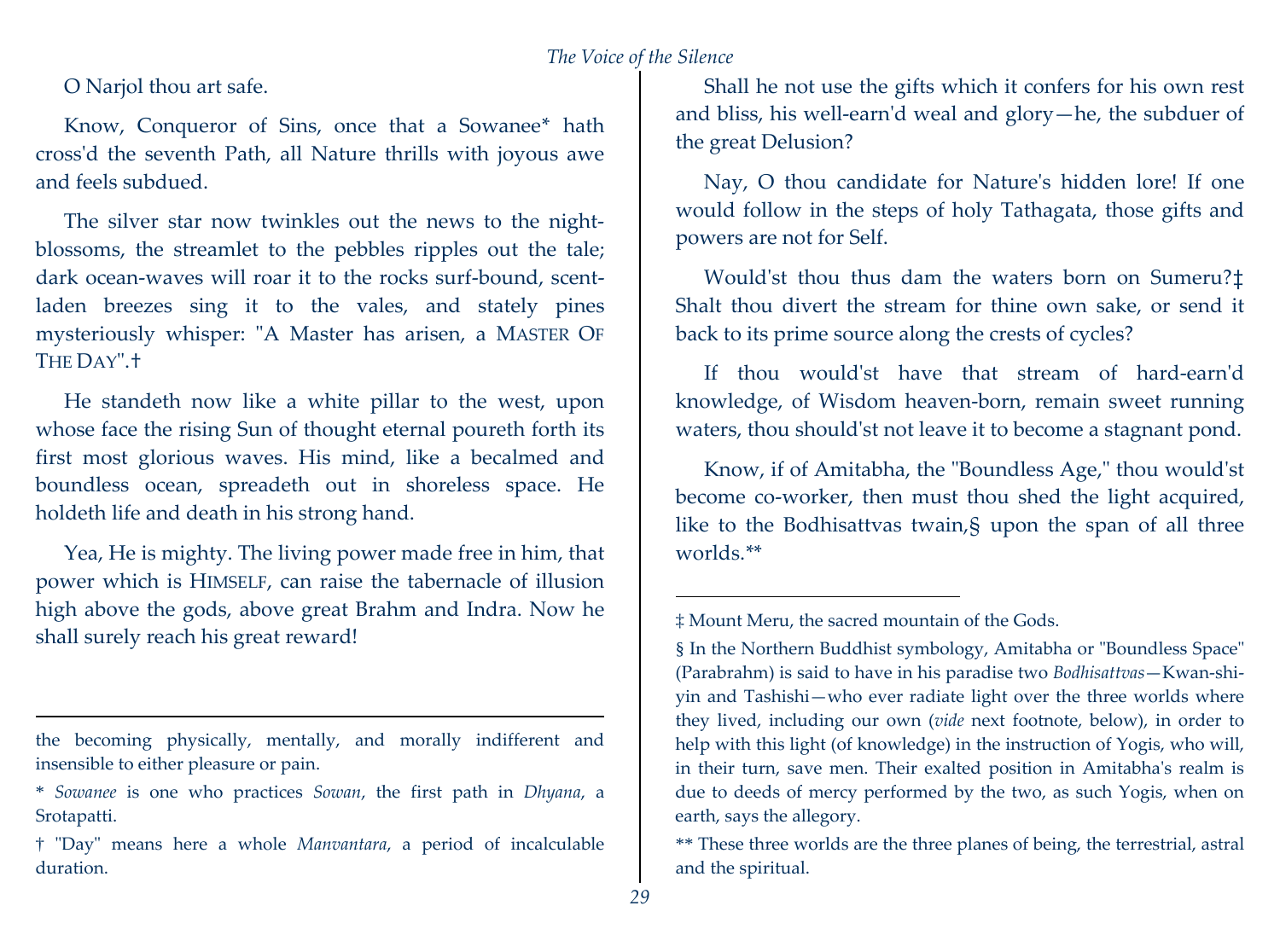O Narjol thou art safe.

Know, Conqueror of Sins, once that a Sowanee* hath cross'd the seventh Path, all Nature thrills with joyous awe and feels subdued.

The silver star now twinkles out the news to the night-blossoms, the streamlet to the pebbles ripples out the tale; dark ocean-waves will roar it to the rocks surf-bound, scent-laden breezes sing it to the vales, and stately pines mysteriously whisper: "A Master has arisen, a MASTER OF THE DAY".†

He standeth now like a white pillar to the west, upon whose face the rising Sun of thought eternal poureth forth its first most glorious waves. His mind, like a becalmed and boundless ocean, spreadeth out in shoreless space. He holdeth life and death in his strong hand.

Yea, He is mighty. The living power made free in him, that power which is HIMSELF, can raise the tabernacle of illusion high above the gods, above great Brahm and Indra. Now he shall surely reach his great reward!

Shall he not use the gifts which it confers for his own rest and bliss, his well-earn'd weal and glory—he, the subduer of the great Delusion?

Nay, O thou candidate for Nature's hidden lore! If one would follow in the steps of holy Tathagata, those gifts and powers are not for Self.

Would'st thou thus dam the waters born on Sumeru?‡ Shalt thou divert the stream for thine own sake, or send it back to its prime source along the crests of cycles?

If thou would'st have that stream of hard-earn'd knowledge, of Wisdom heaven-born, remain sweet running waters, thou should'st not leave it to become a stagnant pond.

Know, if of Amitabha, the "Boundless Age," thou would'st become co-worker, then must thou shed the light acquired, like to the Bodhisattvas twain,§ upon the span of all three worlds.**

---

the becoming physically, mentally, and morally indifferent and insensible to either pleasure or pain.

* *Sowanee* is one who practices *Sowan*, the first path in *Dhyana*, a Srotapatti.

† "Day" means here a whole *Manvantara*, a period of incalculable duration.

‡ Mount Meru, the sacred mountain of the Gods.

§ In the Northern Buddhist symbology, Amitabha or "Boundless Space" (Parabrahm) is said to have in his paradise two *Bodhisattvas*—Kwan-shi-yin and Tashishi—who ever radiate light over the three worlds where they lived, including our own (*vide* next footnote, below), in order to help with this light (of knowledge) in the instruction of Yogis, who will, in their turn, save men. Their exalted position in Amitabha's realm is due to deeds of mercy performed by the two, as such Yogis, when on earth, says the allegory.

** These three worlds are the three planes of being, the terrestrial, astral and the spiritual.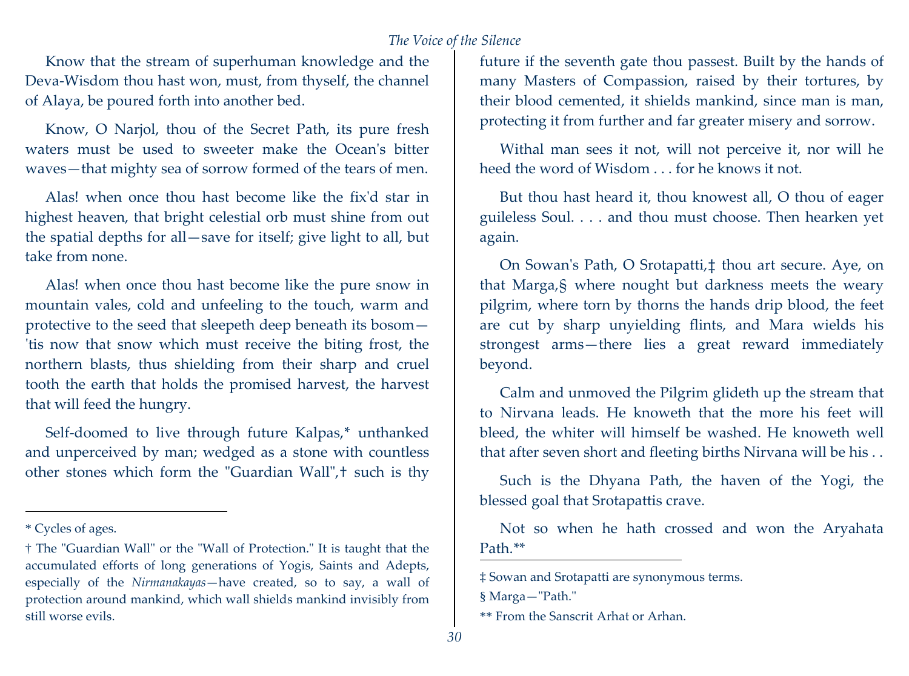Know that the stream of superhuman knowledge and the Deva-Wisdom thou hast won, must, from thyself, the channel of Alaya, be poured forth into another bed.

Know, O Narjol, thou of the Secret Path, its pure fresh waters must be used to sweeter make the Ocean's bitter waves—that mighty sea of sorrow formed of the tears of men.

Alas! when once thou hast become like the fix'd star in highest heaven, that bright celestial orb must shine from out the spatial depths for all—save for itself; give light to all, but take from none.

Alas! when once thou hast become like the pure snow in mountain vales, cold and unfeeling to the touch, warm and protective to the seed that sleepeth deep beneath its bosom—'tis now that snow which must receive the biting frost, the northern blasts, thus shielding from their sharp and cruel tooth the earth that holds the promised harvest, the harvest that will feed the hungry.

Self-doomed to live through future Kalpas,* unthanked and unperceived by man; wedged as a stone with countless other stones which form the "Guardian Wall",† such is thy future if the seventh gate thou passest. Built by the hands of many Masters of Compassion, raised by their tortures, by their blood cemented, it shields mankind, since man is man, protecting it from further and far greater misery and sorrow.

Withal man sees it not, will not perceive it, nor will he heed the word of Wisdom . . . for he knows it not.

But thou hast heard it, thou knowest all, O thou of eager guileless Soul. . . . and thou must choose. Then hearken yet again.

On Sowan's Path, O Srotapatti,‡ thou art secure. Aye, on that Marga,§ where nought but darkness meets the weary pilgrim, where torn by thorns the hands drip blood, the feet are cut by sharp unyielding flints, and Mara wields his strongest arms—there lies a great reward immediately beyond.

Calm and unmoved the Pilgrim glideth up the stream that to Nirvana leads. He knoweth that the more his feet will bleed, the whiter will himself be washed. He knoweth well that after seven short and fleeting births Nirvana will be his . .

Such is the Dhyana Path, the haven of the Yogi, the blessed goal that Srotapattis crave.

Not so when he hath crossed and won the Aryahata Path.**

---

* Cycles of ages.

† The "Guardian Wall" or the "Wall of Protection." It is taught that the accumulated efforts of long generations of Yogis, Saints and Adepts, especially of the *Nirmanakayas*—have created, so to say, a wall of protection around mankind, which wall shields mankind invisibly from still worse evils.

‡ Sowan and Srotapatti are synonymous terms.

§ Marga—"Path."

** From the Sanscrit Arhat or Arhan.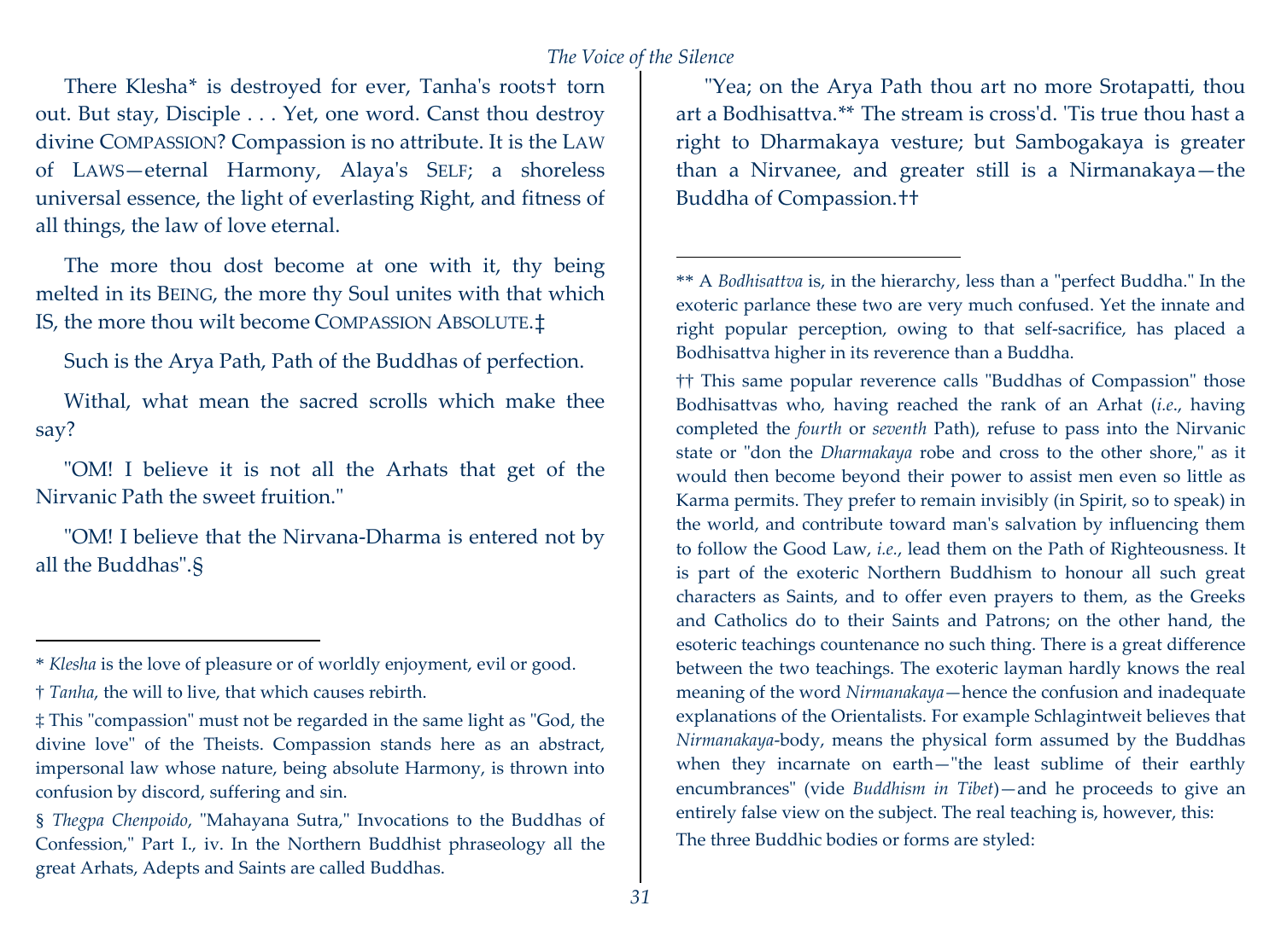There Klesha* is destroyed for ever, Tanha's roots† torn out. But stay, Disciple . . . Yet, one word. Canst thou destroy divine COMPASSION? Compassion is no attribute. It is the LAW of LAWS—eternal Harmony, Alaya's SELF; a shoreless universal essence, the light of everlasting Right, and fitness of all things, the law of love eternal.

The more thou dost become at one with it, thy being melted in its BEING, the more thy Soul unites with that which IS, the more thou wilt become COMPASSION ABSOLUTE.‡

Such is the Arya Path, Path of the Buddhas of perfection.

Withal, what mean the sacred scrolls which make thee say?

"OM! I believe it is not all the Arhats that get of the Nirvanic Path the sweet fruition."

"OM! I believe that the Nirvana-Dharma is entered not by all the Buddhas".§

"Yea; on the Arya Path thou art no more Srotapatti, thou art a Bodhisattva.** The stream is cross'd. 'Tis true thou hast a right to Dharmakaya vesture; but Sambogakaya is greater than a Nirvanee, and greater still is a Nirmanakaya—the Buddha of Compassion.††

---

\* *Klesha* is the love of pleasure or of worldly enjoyment, evil or good.

† *Tanha*, the will to live, that which causes rebirth.

‡ This "compassion" must not be regarded in the same light as "God, the divine love" of the Theists. Compassion stands here as an abstract, impersonal law whose nature, being absolute Harmony, is thrown into confusion by discord, suffering and sin.

§ *Thegpa Chenpoido*, "Mahayana Sutra," Invocations to the Buddhas of Confession," Part I., iv. In the Northern Buddhist phraseology all the great Arhats, Adepts and Saints are called Buddhas.

** A *Bodhisattva* is, in the hierarchy, less than a "perfect Buddha." In the exoteric parlance these two are very much confused. Yet the innate and right popular perception, owing to that self-sacrifice, has placed a Bodhisattva higher in its reverence than a Buddha.

†† This same popular reverence calls "Buddhas of Compassion" those Bodhisattvas who, having reached the rank of an Arhat (*i.e.*, having completed the *fourth* or *seventh* Path), refuse to pass into the Nirvanic state or "don the *Dharmakaya* robe and cross to the other shore," as it would then become beyond their power to assist men even so little as Karma permits. They prefer to remain invisibly (in Spirit, so to speak) in the world, and contribute toward man's salvation by influencing them to follow the Good Law, *i.e.*, lead them on the Path of Righteousness. It is part of the exoteric Northern Buddhism to honour all such great characters as Saints, and to offer even prayers to them, as the Greeks and Catholics do to their Saints and Patrons; on the other hand, the esoteric teachings countenance no such thing. There is a great difference between the two teachings. The exoteric layman hardly knows the real meaning of the word *Nirmanakaya*—hence the confusion and inadequate explanations of the Orientalists. For example Schlagintweit believes that *Nirmanakaya*-body, means the physical form assumed by the Buddhas when they incarnate on earth—"the least sublime of their earthly encumbrances" (vide *Buddhism in Tibet*)—and he proceeds to give an entirely false view on the subject. The real teaching is, however, this:

The three Buddhic bodies or forms are styled: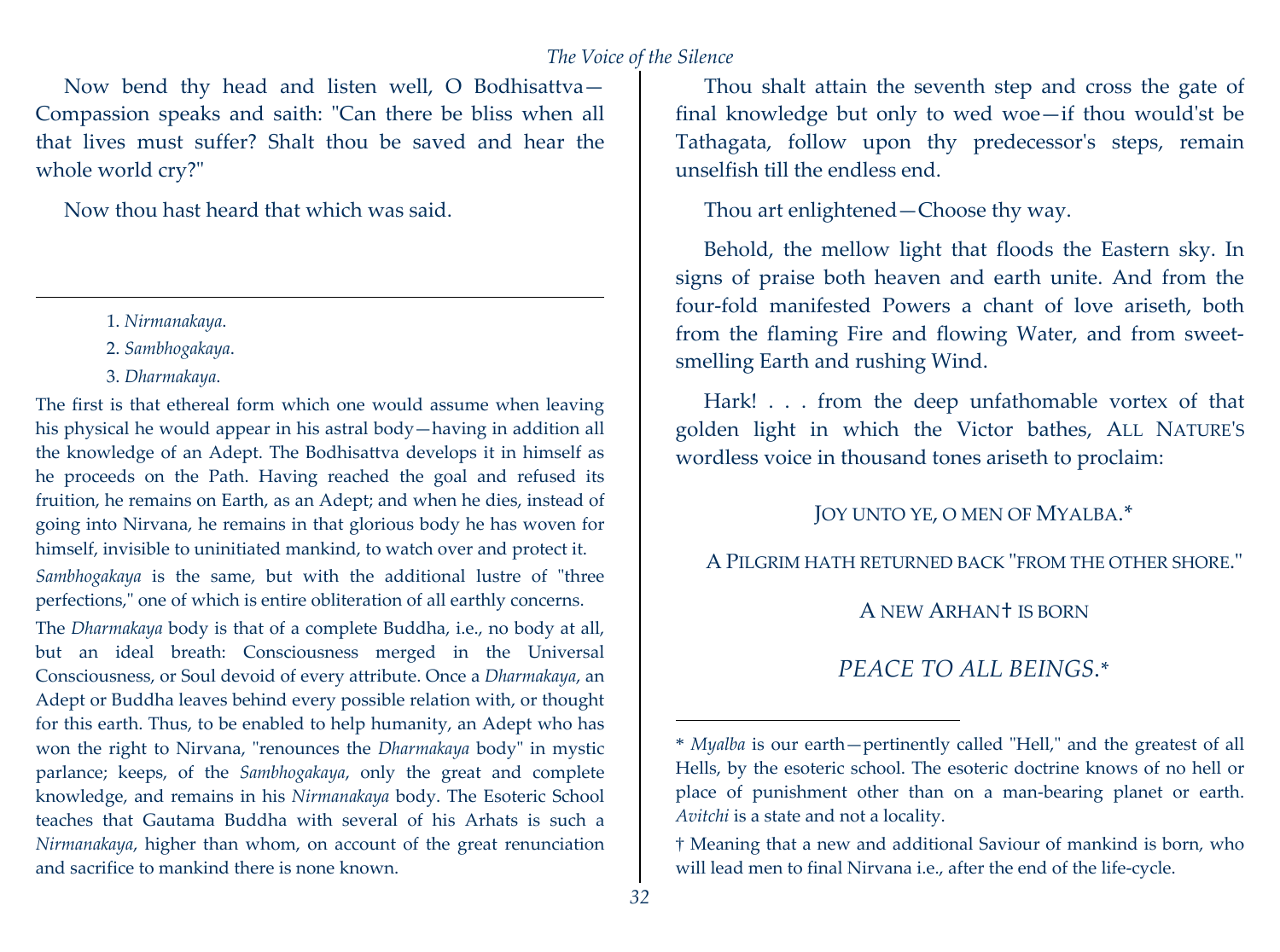Now bend thy head and listen well, O Bodhisattva—Compassion speaks and saith: "Can there be bliss when all that lives must suffer? Shalt thou be saved and hear the whole world cry?"

Now thou hast heard that which was said.

Thou shalt attain the seventh step and cross the gate of final knowledge but only to wed woe—if thou would'st be Tathagata, follow upon thy predecessor's steps, remain unselfish till the endless end.

Thou art enlightened—Choose thy way.

Behold, the mellow light that floods the Eastern sky. In signs of praise both heaven and earth unite. And from the four-fold manifested Powers a chant of love ariseth, both from the flaming Fire and flowing Water, and from sweet-smelling Earth and rushing Wind.

Hark! . . . from the deep unfathomable vortex of that golden light in which the Victor bathes, ALL NATURE'S wordless voice in thousand tones ariseth to proclaim:

JOY UNTO YE, O MEN OF MYALBA.*

A PILGRIM HATH RETURNED BACK "FROM THE OTHER SHORE."

A NEW ARHAN† IS BORN

*PEACE TO ALL BEINGS*.*

---

1. *Nirmanakaya*.
2. *Sambhogakaya*.
3. *Dharmakaya*.

The first is that ethereal form which one would assume when leaving his physical he would appear in his astral body—having in addition all the knowledge of an Adept. The Bodhisattva develops it in himself as he proceeds on the Path. Having reached the goal and refused its fruition, he remains on Earth, as an Adept; and when he dies, instead of going into Nirvana, he remains in that glorious body he has woven for himself, invisible to uninitiated mankind, to watch over and protect it.

*Sambhogakaya* is the same, but with the additional lustre of "three perfections," one of which is entire obliteration of all earthly concerns.

The *Dharmakaya* body is that of a complete Buddha, i.e., no body at all, but an ideal breath: Consciousness merged in the Universal Consciousness, or Soul devoid of every attribute. Once a *Dharmakaya*, an Adept or Buddha leaves behind every possible relation with, or thought for this earth. Thus, to be enabled to help humanity, an Adept who has won the right to Nirvana, "renounces the *Dharmakaya* body" in mystic parlance; keeps, of the *Sambhogakaya*, only the great and complete knowledge, and remains in his *Nirmanakaya* body. The Esoteric School teaches that Gautama Buddha with several of his Arhats is such a *Nirmanakaya*, higher than whom, on account of the great renunciation and sacrifice to mankind there is none known.

\* *Myalba* is our earth—pertinently called "Hell," and the greatest of all Hells, by the esoteric school. The esoteric doctrine knows of no hell or place of punishment other than on a man-bearing planet or earth. *Avitchi* is a state and not a locality.

† Meaning that a new and additional Saviour of mankind is born, who will lead men to final Nirvana i.e., after the end of the life-cycle.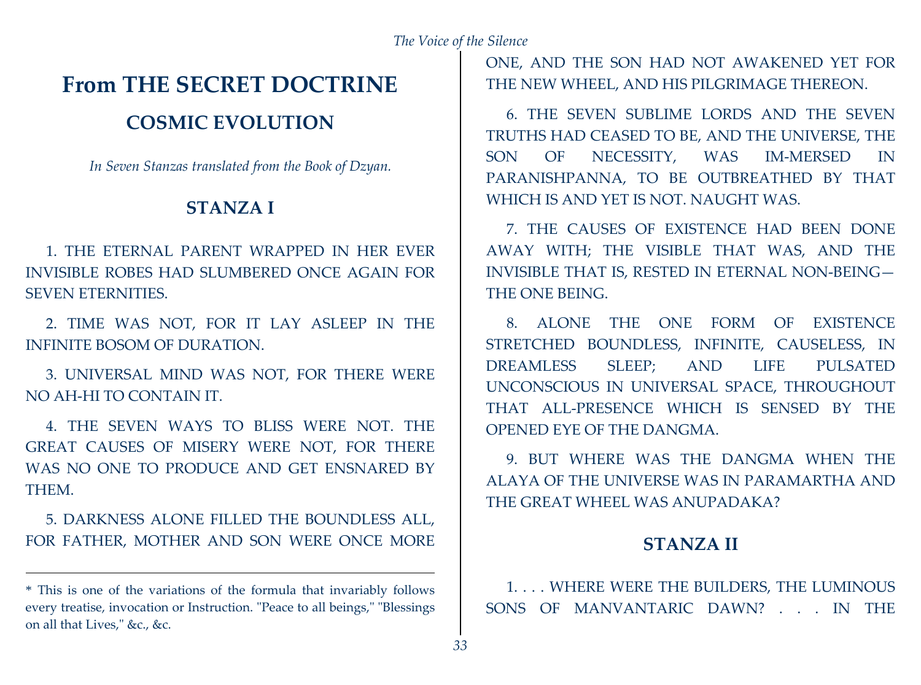# From THE SECRET DOCTRINE

## COSMIC EVOLUTION

*In Seven Stanzas translated from the Book of Dzyan.*

### STANZA I

1. THE ETERNAL PARENT WRAPPED IN HER EVER INVISIBLE ROBES HAD SLUMBERED ONCE AGAIN FOR SEVEN ETERNITIES.

2. TIME WAS NOT, FOR IT LAY ASLEEP IN THE INFINITE BOSOM OF DURATION.

3. UNIVERSAL MIND WAS NOT, FOR THERE WERE NO AH-HI TO CONTAIN IT.

4. THE SEVEN WAYS TO BLISS WERE NOT. THE GREAT CAUSES OF MISERY WERE NOT, FOR THERE WAS NO ONE TO PRODUCE AND GET ENSNARED BY THEM.

5. DARKNESS ALONE FILLED THE BOUNDLESS ALL, FOR FATHER, MOTHER AND SON WERE ONCE MORE ONE, AND THE SON HAD NOT AWAKENED YET FOR THE NEW WHEEL, AND HIS PILGRIMAGE THEREON.

6. THE SEVEN SUBLIME LORDS AND THE SEVEN TRUTHS HAD CEASED TO BE, AND THE UNIVERSE, THE SON OF NECESSITY, WAS IM-MERSED IN PARANISHPANNA, TO BE OUTBREATHED BY THAT WHICH IS AND YET IS NOT. NAUGHT WAS.

7. THE CAUSES OF EXISTENCE HAD BEEN DONE AWAY WITH; THE VISIBLE THAT WAS, AND THE INVISIBLE THAT IS, RESTED IN ETERNAL NON-BEING—THE ONE BEING.

8. ALONE THE ONE FORM OF EXISTENCE STRETCHED BOUNDLESS, INFINITE, CAUSELESS, IN DREAMLESS SLEEP; AND LIFE PULSATED UNCONSCIOUS IN UNIVERSAL SPACE, THROUGHOUT THAT ALL-PRESENCE WHICH IS SENSED BY THE OPENED EYE OF THE DANGMA.

9. BUT WHERE WAS THE DANGMA WHEN THE ALAYA OF THE UNIVERSE WAS IN PARAMARTHA AND THE GREAT WHEEL WAS ANUPADAKA?

### STANZA II

1. . . . WHERE WERE THE BUILDERS, THE LUMINOUS SONS OF MANVANTARIC DAWN? . . . IN THE

---

* This is one of the variations of the formula that invariably follows every treatise, invocation or Instruction. "Peace to all beings," "Blessings on all that Lives," &c., &c.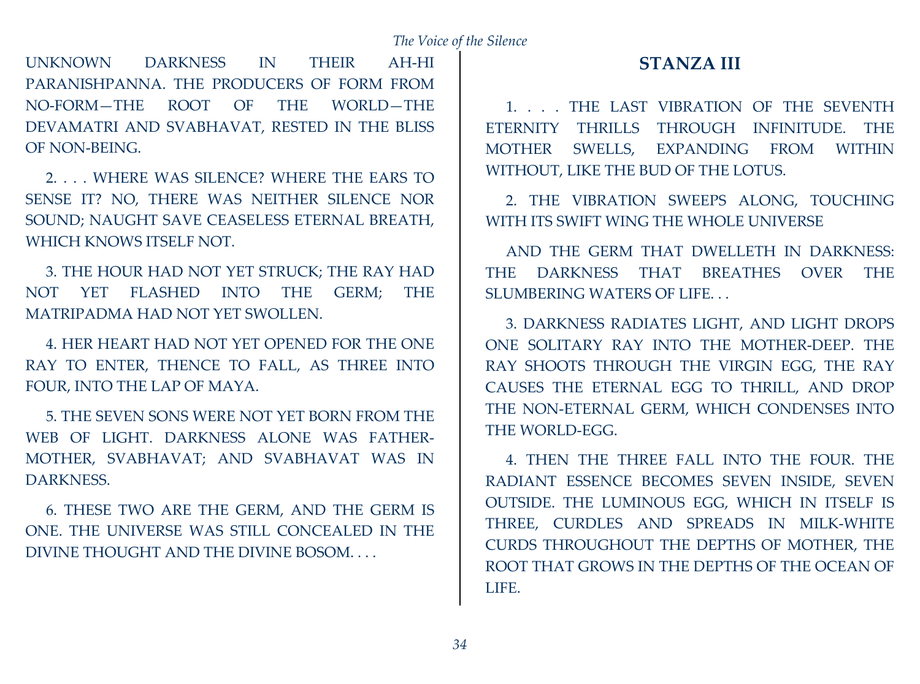UNKNOWN DARKNESS IN THEIR AH-HI PARANISHPANNA. THE PRODUCERS OF FORM FROM NO-FORM—THE ROOT OF THE WORLD—THE DEVAMATRI AND SVABHAVAT, RESTED IN THE BLISS OF NON-BEING.

2. . . . WHERE WAS SILENCE? WHERE THE EARS TO SENSE IT? NO, THERE WAS NEITHER SILENCE NOR SOUND; NAUGHT SAVE CEASELESS ETERNAL BREATH, WHICH KNOWS ITSELF NOT.

3. THE HOUR HAD NOT YET STRUCK; THE RAY HAD NOT YET FLASHED INTO THE GERM; THE MATRIPADMA HAD NOT YET SWOLLEN.

4. HER HEART HAD NOT YET OPENED FOR THE ONE RAY TO ENTER, THENCE TO FALL, AS THREE INTO FOUR, INTO THE LAP OF MAYA.

5. THE SEVEN SONS WERE NOT YET BORN FROM THE WEB OF LIGHT. DARKNESS ALONE WAS FATHER-MOTHER, SVABHAVAT; AND SVABHAVAT WAS IN DARKNESS.

6. THESE TWO ARE THE GERM, AND THE GERM IS ONE. THE UNIVERSE WAS STILL CONCEALED IN THE DIVINE THOUGHT AND THE DIVINE BOSOM. . . .

## STANZA III

1. . . . THE LAST VIBRATION OF THE SEVENTH ETERNITY THRILLS THROUGH INFINITUDE. THE MOTHER SWELLS, EXPANDING FROM WITHIN WITHOUT, LIKE THE BUD OF THE LOTUS.

2. THE VIBRATION SWEEPS ALONG, TOUCHING WITH ITS SWIFT WING THE WHOLE UNIVERSE

AND THE GERM THAT DWELLETH IN DARKNESS: THE DARKNESS THAT BREATHES OVER THE SLUMBERING WATERS OF LIFE. . .

3. DARKNESS RADIATES LIGHT, AND LIGHT DROPS ONE SOLITARY RAY INTO THE MOTHER-DEEP. THE RAY SHOOTS THROUGH THE VIRGIN EGG, THE RAY CAUSES THE ETERNAL EGG TO THRILL, AND DROP THE NON-ETERNAL GERM, WHICH CONDENSES INTO THE WORLD-EGG.

4. THEN THE THREE FALL INTO THE FOUR. THE RADIANT ESSENCE BECOMES SEVEN INSIDE, SEVEN OUTSIDE. THE LUMINOUS EGG, WHICH IN ITSELF IS THREE, CURDLES AND SPREADS IN MILK-WHITE CURDS THROUGHOUT THE DEPTHS OF MOTHER, THE ROOT THAT GROWS IN THE DEPTHS OF THE OCEAN OF LIFE.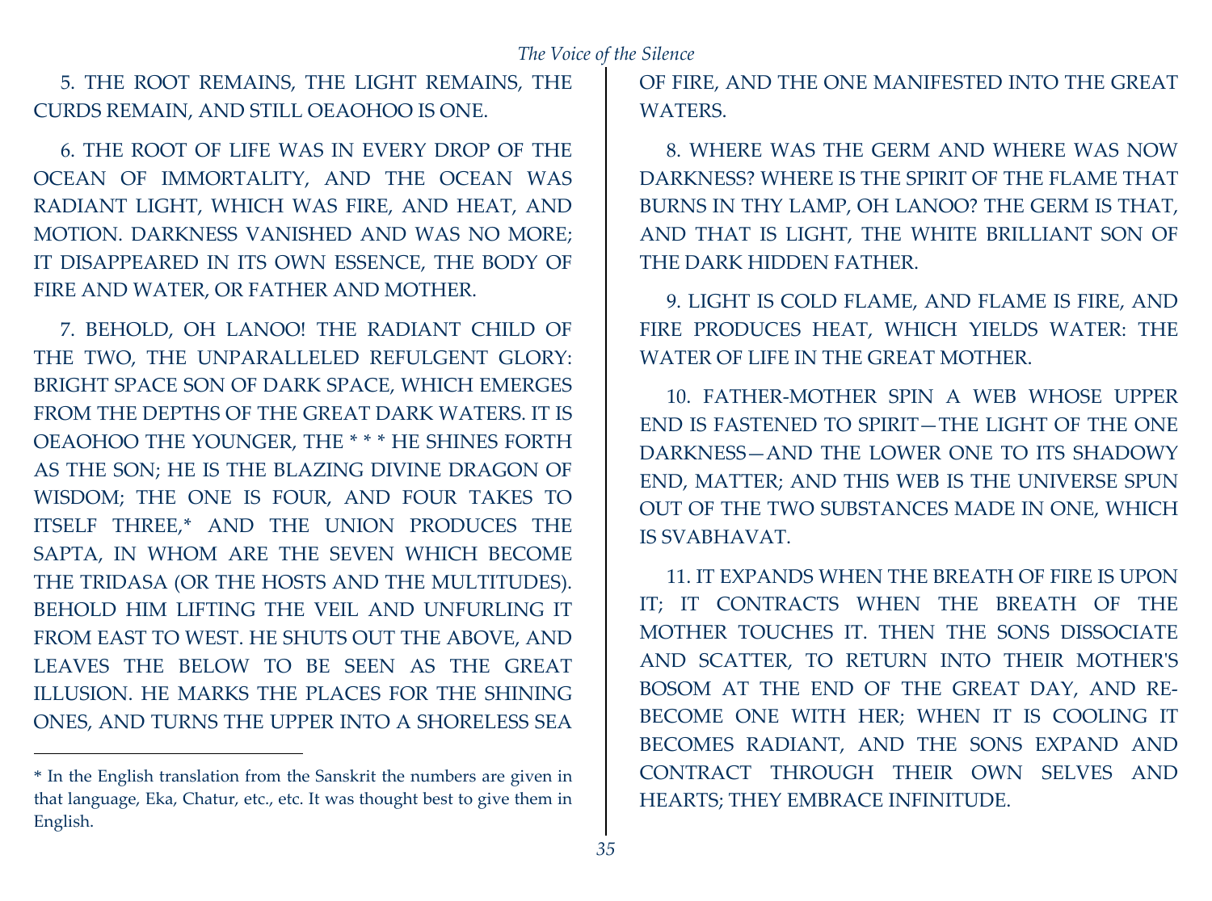5. THE ROOT REMAINS, THE LIGHT REMAINS, THE CURDS REMAIN, AND STILL OEAOHOO IS ONE.

6. THE ROOT OF LIFE WAS IN EVERY DROP OF THE OCEAN OF IMMORTALITY, AND THE OCEAN WAS RADIANT LIGHT, WHICH WAS FIRE, AND HEAT, AND MOTION. DARKNESS VANISHED AND WAS NO MORE; IT DISAPPEARED IN ITS OWN ESSENCE, THE BODY OF FIRE AND WATER, OR FATHER AND MOTHER.

7. BEHOLD, OH LANOO! THE RADIANT CHILD OF THE TWO, THE UNPARALLELED REFULGENT GLORY: BRIGHT SPACE SON OF DARK SPACE, WHICH EMERGES FROM THE DEPTHS OF THE GREAT DARK WATERS. IT IS OEAOHOO THE YOUNGER, THE * * * HE SHINES FORTH AS THE SON; HE IS THE BLAZING DIVINE DRAGON OF WISDOM; THE ONE IS FOUR, AND FOUR TAKES TO ITSELF THREE,* AND THE UNION PRODUCES THE SAPTA, IN WHOM ARE THE SEVEN WHICH BECOME THE TRIDASA (OR THE HOSTS AND THE MULTITUDES). BEHOLD HIM LIFTING THE VEIL AND UNFURLING IT FROM EAST TO WEST. HE SHUTS OUT THE ABOVE, AND LEAVES THE BELOW TO BE SEEN AS THE GREAT ILLUSION. HE MARKS THE PLACES FOR THE SHINING ONES, AND TURNS THE UPPER INTO A SHORELESS SEA OF FIRE, AND THE ONE MANIFESTED INTO THE GREAT WATERS.

8. WHERE WAS THE GERM AND WHERE WAS NOW DARKNESS? WHERE IS THE SPIRIT OF THE FLAME THAT BURNS IN THY LAMP, OH LANOO? THE GERM IS THAT, AND THAT IS LIGHT, THE WHITE BRILLIANT SON OF THE DARK HIDDEN FATHER.

9. LIGHT IS COLD FLAME, AND FLAME IS FIRE, AND FIRE PRODUCES HEAT, WHICH YIELDS WATER: THE WATER OF LIFE IN THE GREAT MOTHER.

10. FATHER-MOTHER SPIN A WEB WHOSE UPPER END IS FASTENED TO SPIRIT—THE LIGHT OF THE ONE DARKNESS—AND THE LOWER ONE TO ITS SHADOWY END, MATTER; AND THIS WEB IS THE UNIVERSE SPUN OUT OF THE TWO SUBSTANCES MADE IN ONE, WHICH IS SVABHAVAT.

11. IT EXPANDS WHEN THE BREATH OF FIRE IS UPON IT; IT CONTRACTS WHEN THE BREATH OF THE MOTHER TOUCHES IT. THEN THE SONS DISSOCIATE AND SCATTER, TO RETURN INTO THEIR MOTHER'S BOSOM AT THE END OF THE GREAT DAY, AND RE-BECOME ONE WITH HER; WHEN IT IS COOLING IT BECOMES RADIANT, AND THE SONS EXPAND AND CONTRACT THROUGH THEIR OWN SELVES AND HEARTS; THEY EMBRACE INFINITUDE.

---

* In the English translation from the Sanskrit the numbers are given in that language, Eka, Chatur, etc., etc. It was thought best to give them in English.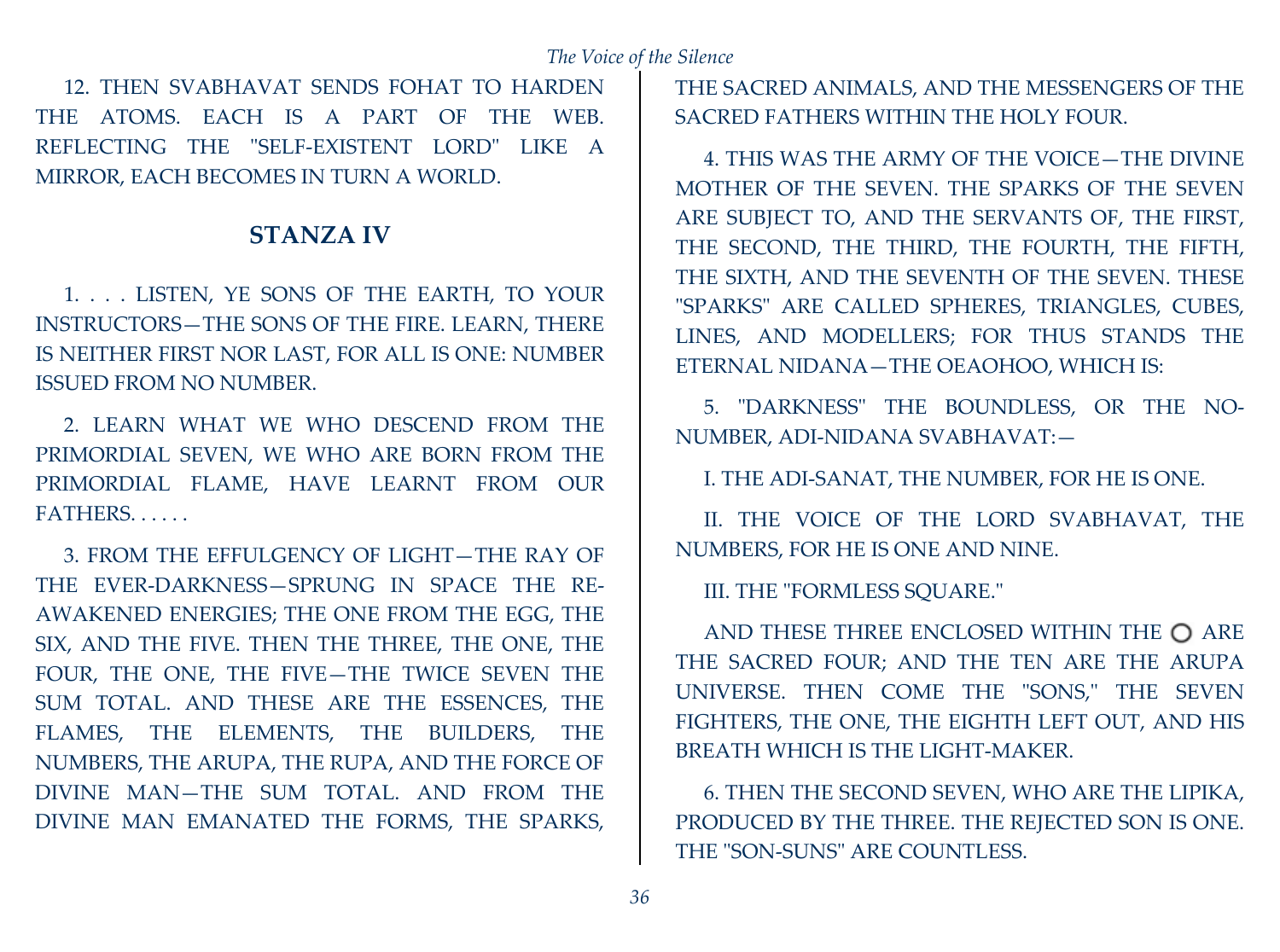12. THEN SVABHAVAT SENDS FOHAT TO HARDEN THE ATOMS. EACH IS A PART OF THE WEB. REFLECTING THE "SELF-EXISTENT LORD" LIKE A MIRROR, EACH BECOMES IN TURN A WORLD.

## STANZA IV

1. . . . LISTEN, YE SONS OF THE EARTH, TO YOUR INSTRUCTORS—THE SONS OF THE FIRE. LEARN, THERE IS NEITHER FIRST NOR LAST, FOR ALL IS ONE: NUMBER ISSUED FROM NO NUMBER.

2. LEARN WHAT WE WHO DESCEND FROM THE PRIMORDIAL SEVEN, WE WHO ARE BORN FROM THE PRIMORDIAL FLAME, HAVE LEARNT FROM OUR FATHERS. . . . . .

3. FROM THE EFFULGENCY OF LIGHT—THE RAY OF THE EVER-DARKNESS—SPRUNG IN SPACE THE RE-AWAKENED ENERGIES; THE ONE FROM THE EGG, THE SIX, AND THE FIVE. THEN THE THREE, THE ONE, THE FOUR, THE ONE, THE FIVE—THE TWICE SEVEN THE SUM TOTAL. AND THESE ARE THE ESSENCES, THE FLAMES, THE ELEMENTS, THE BUILDERS, THE NUMBERS, THE ARUPA, THE RUPA, AND THE FORCE OF DIVINE MAN—THE SUM TOTAL. AND FROM THE DIVINE MAN EMANATED THE FORMS, THE SPARKS, THE SACRED ANIMALS, AND THE MESSENGERS OF THE SACRED FATHERS WITHIN THE HOLY FOUR.

4. THIS WAS THE ARMY OF THE VOICE—THE DIVINE MOTHER OF THE SEVEN. THE SPARKS OF THE SEVEN ARE SUBJECT TO, AND THE SERVANTS OF, THE FIRST, THE SECOND, THE THIRD, THE FOURTH, THE FIFTH, THE SIXTH, AND THE SEVENTH OF THE SEVEN. THESE "SPARKS" ARE CALLED SPHERES, TRIANGLES, CUBES, LINES, AND MODELLERS; FOR THUS STANDS THE ETERNAL NIDANA—THE OEAOHOO, WHICH IS:

5. "DARKNESS" THE BOUNDLESS, OR THE NO-NUMBER, ADI-NIDANA SVABHAVAT:—

I. THE ADI-SANAT, THE NUMBER, FOR HE IS ONE.

II. THE VOICE OF THE LORD SVABHAVAT, THE NUMBERS, FOR HE IS ONE AND NINE.

III. THE "FORMLESS SQUARE."

AND THESE THREE ENCLOSED WITHIN THE ○ ARE THE SACRED FOUR; AND THE TEN ARE THE ARUPA UNIVERSE. THEN COME THE "SONS," THE SEVEN FIGHTERS, THE ONE, THE EIGHTH LEFT OUT, AND HIS BREATH WHICH IS THE LIGHT-MAKER.

6. THEN THE SECOND SEVEN, WHO ARE THE LIPIKA, PRODUCED BY THE THREE. THE REJECTED SON IS ONE. THE "SON-SUNS" ARE COUNTLESS.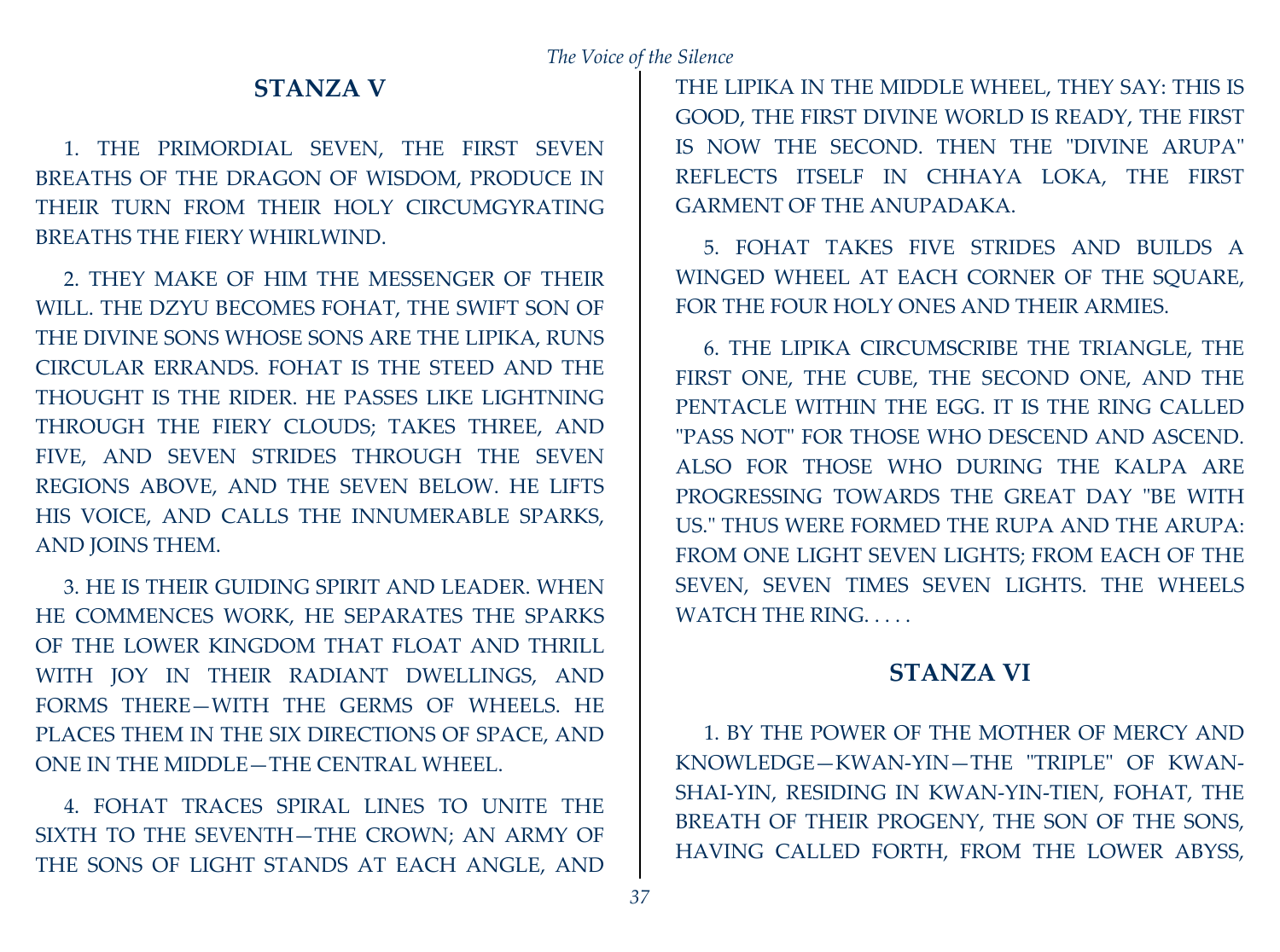## STANZA V

1. THE PRIMORDIAL SEVEN, THE FIRST SEVEN BREATHS OF THE DRAGON OF WISDOM, PRODUCE IN THEIR TURN FROM THEIR HOLY CIRCUMGYRATING BREATHS THE FIERY WHIRLWIND.

2. THEY MAKE OF HIM THE MESSENGER OF THEIR WILL. THE DZYU BECOMES FOHAT, THE SWIFT SON OF THE DIVINE SONS WHOSE SONS ARE THE LIPIKA, RUNS CIRCULAR ERRANDS. FOHAT IS THE STEED AND THE THOUGHT IS THE RIDER. HE PASSES LIKE LIGHTNING THROUGH THE FIERY CLOUDS; TAKES THREE, AND FIVE, AND SEVEN STRIDES THROUGH THE SEVEN REGIONS ABOVE, AND THE SEVEN BELOW. HE LIFTS HIS VOICE, AND CALLS THE INNUMERABLE SPARKS, AND JOINS THEM.

3. HE IS THEIR GUIDING SPIRIT AND LEADER. WHEN HE COMMENCES WORK, HE SEPARATES THE SPARKS OF THE LOWER KINGDOM THAT FLOAT AND THRILL WITH JOY IN THEIR RADIANT DWELLINGS, AND FORMS THERE—WITH THE GERMS OF WHEELS. HE PLACES THEM IN THE SIX DIRECTIONS OF SPACE, AND ONE IN THE MIDDLE—THE CENTRAL WHEEL.

4. FOHAT TRACES SPIRAL LINES TO UNITE THE SIXTH TO THE SEVENTH—THE CROWN; AN ARMY OF THE SONS OF LIGHT STANDS AT EACH ANGLE, AND THE LIPIKA IN THE MIDDLE WHEEL, THEY SAY: THIS IS GOOD, THE FIRST DIVINE WORLD IS READY, THE FIRST IS NOW THE SECOND. THEN THE "DIVINE ARUPA" REFLECTS ITSELF IN CHHAYA LOKA, THE FIRST GARMENT OF THE ANUPADAKA.

5. FOHAT TAKES FIVE STRIDES AND BUILDS A WINGED WHEEL AT EACH CORNER OF THE SQUARE, FOR THE FOUR HOLY ONES AND THEIR ARMIES.

6. THE LIPIKA CIRCUMSCRIBE THE TRIANGLE, THE FIRST ONE, THE CUBE, THE SECOND ONE, AND THE PENTACLE WITHIN THE EGG. IT IS THE RING CALLED "PASS NOT" FOR THOSE WHO DESCEND AND ASCEND. ALSO FOR THOSE WHO DURING THE KALPA ARE PROGRESSING TOWARDS THE GREAT DAY "BE WITH US." THUS WERE FORMED THE RUPA AND THE ARUPA: FROM ONE LIGHT SEVEN LIGHTS; FROM EACH OF THE SEVEN, SEVEN TIMES SEVEN LIGHTS. THE WHEELS WATCH THE RING. . . . .

## STANZA VI

1. BY THE POWER OF THE MOTHER OF MERCY AND KNOWLEDGE—KWAN-YIN—THE "TRIPLE" OF KWAN-SHAI-YIN, RESIDING IN KWAN-YIN-TIEN, FOHAT, THE BREATH OF THEIR PROGENY, THE SON OF THE SONS, HAVING CALLED FORTH, FROM THE LOWER ABYSS,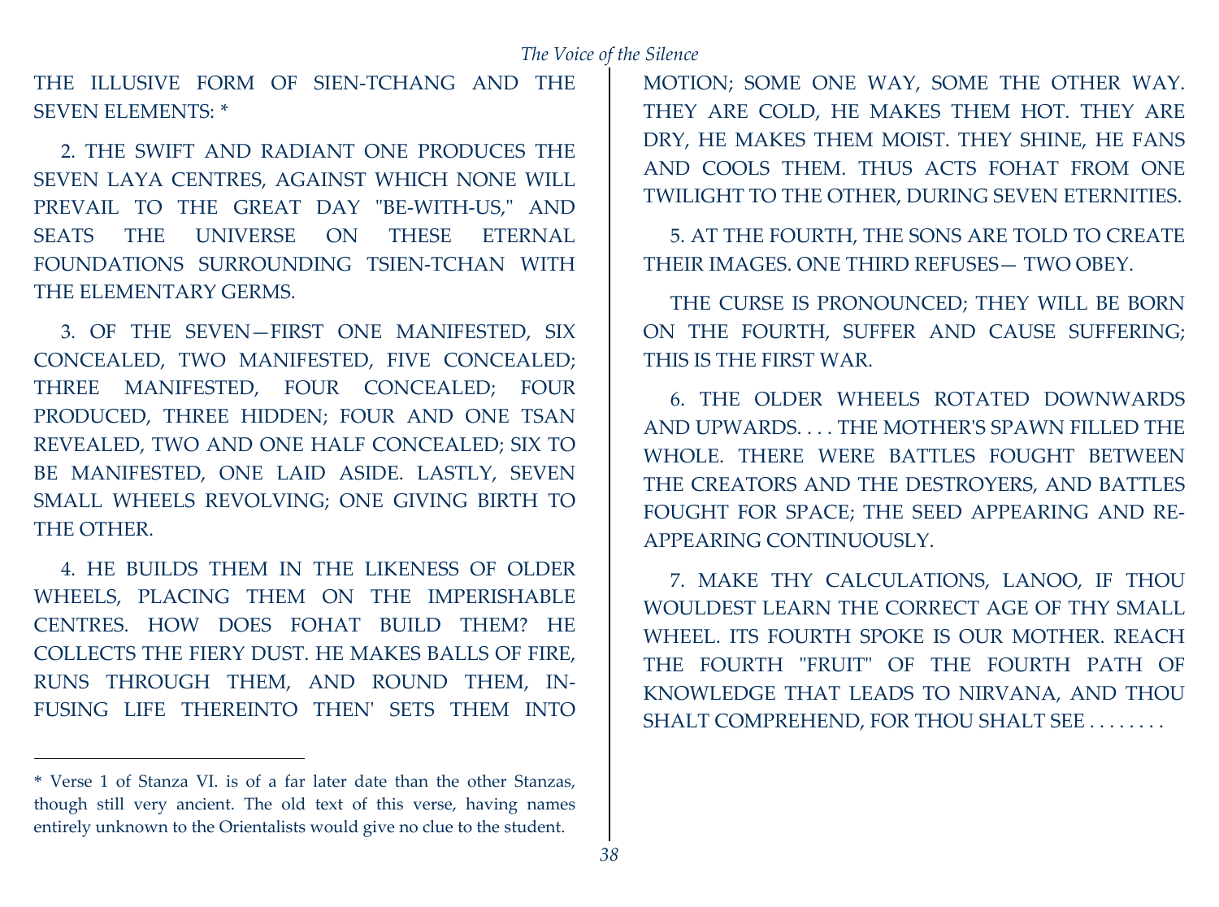THE ILLUSIVE FORM OF SIEN-TCHANG AND THE SEVEN ELEMENTS: *

2. THE SWIFT AND RADIANT ONE PRODUCES THE SEVEN LAYA CENTRES, AGAINST WHICH NONE WILL PREVAIL TO THE GREAT DAY "BE-WITH-US," AND SEATS THE UNIVERSE ON THESE ETERNAL FOUNDATIONS SURROUNDING TSIEN-TCHAN WITH THE ELEMENTARY GERMS.

3. OF THE SEVEN—FIRST ONE MANIFESTED, SIX CONCEALED, TWO MANIFESTED, FIVE CONCEALED; THREE MANIFESTED, FOUR CONCEALED; FOUR PRODUCED, THREE HIDDEN; FOUR AND ONE TSAN REVEALED, TWO AND ONE HALF CONCEALED; SIX TO BE MANIFESTED, ONE LAID ASIDE. LASTLY, SEVEN SMALL WHEELS REVOLVING; ONE GIVING BIRTH TO THE OTHER.

4. HE BUILDS THEM IN THE LIKENESS OF OLDER WHEELS, PLACING THEM ON THE IMPERISHABLE CENTRES. HOW DOES FOHAT BUILD THEM? HE COLLECTS THE FIERY DUST. HE MAKES BALLS OF FIRE, RUNS THROUGH THEM, AND ROUND THEM, INFUSING LIFE THEREINTO THEN' SETS THEM INTO MOTION; SOME ONE WAY, SOME THE OTHER WAY. THEY ARE COLD, HE MAKES THEM HOT. THEY ARE DRY, HE MAKES THEM MOIST. THEY SHINE, HE FANS AND COOLS THEM. THUS ACTS FOHAT FROM ONE TWILIGHT TO THE OTHER, DURING SEVEN ETERNITIES.

5. AT THE FOURTH, THE SONS ARE TOLD TO CREATE THEIR IMAGES. ONE THIRD REFUSES— TWO OBEY.

THE CURSE IS PRONOUNCED; THEY WILL BE BORN ON THE FOURTH, SUFFER AND CAUSE SUFFERING; THIS IS THE FIRST WAR.

6. THE OLDER WHEELS ROTATED DOWNWARDS AND UPWARDS. . . . THE MOTHER'S SPAWN FILLED THE WHOLE. THERE WERE BATTLES FOUGHT BETWEEN THE CREATORS AND THE DESTROYERS, AND BATTLES FOUGHT FOR SPACE; THE SEED APPEARING AND RE-APPEARING CONTINUOUSLY.

7. MAKE THY CALCULATIONS, LANOO, IF THOU WOULDEST LEARN THE CORRECT AGE OF THY SMALL WHEEL. ITS FOURTH SPOKE IS OUR MOTHER. REACH THE FOURTH "FRUIT" OF THE FOURTH PATH OF KNOWLEDGE THAT LEADS TO NIRVANA, AND THOU SHALT COMPREHEND, FOR THOU SHALT SEE . . . . . . . .

---

* Verse 1 of Stanza VI. is of a far later date than the other Stanzas, though still very ancient. The old text of this verse, having names entirely unknown to the Orientalists would give no clue to the student.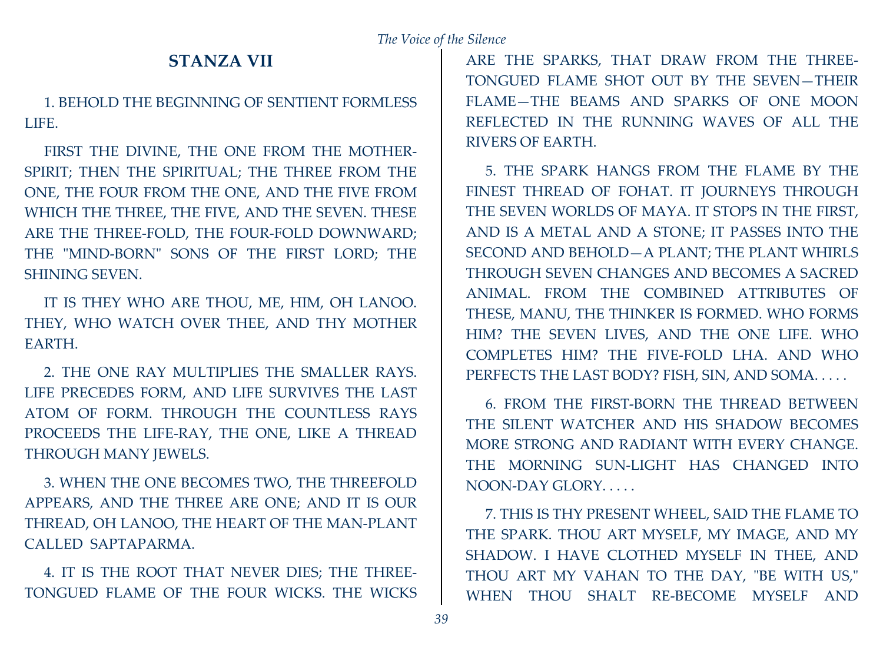## STANZA VII

1. BEHOLD THE BEGINNING OF SENTIENT FORMLESS LIFE.

FIRST THE DIVINE, THE ONE FROM THE MOTHER-SPIRIT; THEN THE SPIRITUAL; THE THREE FROM THE ONE, THE FOUR FROM THE ONE, AND THE FIVE FROM WHICH THE THREE, THE FIVE, AND THE SEVEN. THESE ARE THE THREE-FOLD, THE FOUR-FOLD DOWNWARD; THE "MIND-BORN" SONS OF THE FIRST LORD; THE SHINING SEVEN.

IT IS THEY WHO ARE THOU, ME, HIM, OH LANOO. THEY, WHO WATCH OVER THEE, AND THY MOTHER EARTH.

2. THE ONE RAY MULTIPLIES THE SMALLER RAYS. LIFE PRECEDES FORM, AND LIFE SURVIVES THE LAST ATOM OF FORM. THROUGH THE COUNTLESS RAYS PROCEEDS THE LIFE-RAY, THE ONE, LIKE A THREAD THROUGH MANY JEWELS.

3. WHEN THE ONE BECOMES TWO, THE THREEFOLD APPEARS, AND THE THREE ARE ONE; AND IT IS OUR THREAD, OH LANOO, THE HEART OF THE MAN-PLANT CALLED SAPTAPARMA.

4. IT IS THE ROOT THAT NEVER DIES; THE THREE-TONGUED FLAME OF THE FOUR WICKS. THE WICKS ARE THE SPARKS, THAT DRAW FROM THE THREE-TONGUED FLAME SHOT OUT BY THE SEVEN—THEIR FLAME—THE BEAMS AND SPARKS OF ONE MOON REFLECTED IN THE RUNNING WAVES OF ALL THE RIVERS OF EARTH.

5. THE SPARK HANGS FROM THE FLAME BY THE FINEST THREAD OF FOHAT. IT JOURNEYS THROUGH THE SEVEN WORLDS OF MAYA. IT STOPS IN THE FIRST, AND IS A METAL AND A STONE; IT PASSES INTO THE SECOND AND BEHOLD—A PLANT; THE PLANT WHIRLS THROUGH SEVEN CHANGES AND BECOMES A SACRED ANIMAL. FROM THE COMBINED ATTRIBUTES OF THESE, MANU, THE THINKER IS FORMED. WHO FORMS HIM? THE SEVEN LIVES, AND THE ONE LIFE. WHO COMPLETES HIM? THE FIVE-FOLD LHA. AND WHO PERFECTS THE LAST BODY? FISH, SIN, AND SOMA. . . . .

6. FROM THE FIRST-BORN THE THREAD BETWEEN THE SILENT WATCHER AND HIS SHADOW BECOMES MORE STRONG AND RADIANT WITH EVERY CHANGE. THE MORNING SUN-LIGHT HAS CHANGED INTO NOON-DAY GLORY. . . . .

7. THIS IS THY PRESENT WHEEL, SAID THE FLAME TO THE SPARK. THOU ART MYSELF, MY IMAGE, AND MY SHADOW. I HAVE CLOTHED MYSELF IN THEE, AND THOU ART MY VAHAN TO THE DAY, "BE WITH US," WHEN THOU SHALT RE-BECOME MYSELF AND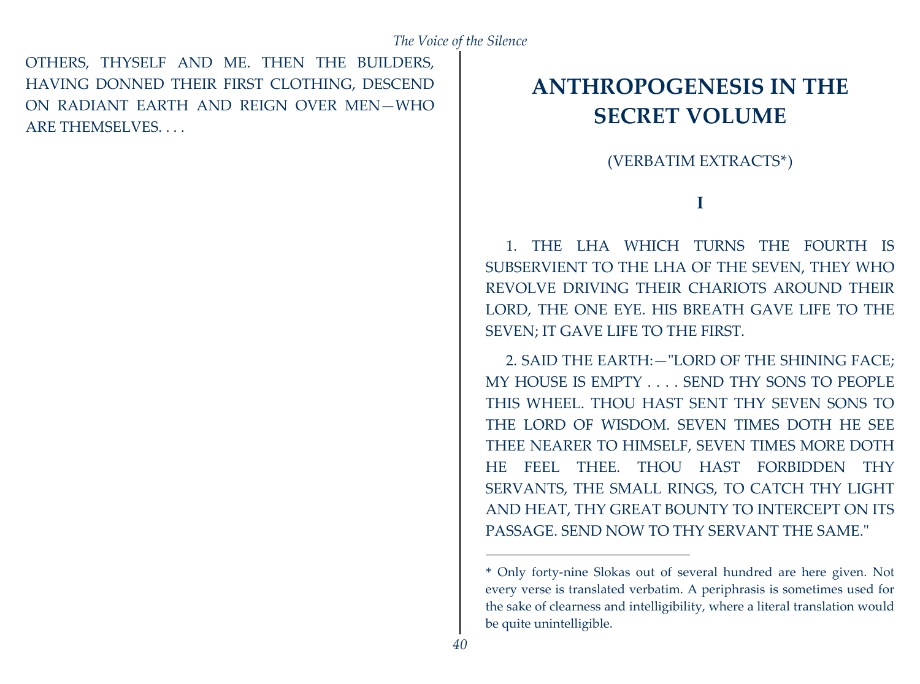OTHERS, THYSELF AND ME. THEN THE BUILDERS, HAVING DONNED THEIR FIRST CLOTHING, DESCEND ON RADIANT EARTH AND REIGN OVER MEN—WHO ARE THEMSELVES. . . .

# ANTHROPOGENESIS IN THE SECRET VOLUME

(VERBATIM EXTRACTS*)

## I

1. THE LHA WHICH TURNS THE FOURTH IS SUBSERVIENT TO THE LHA OF THE SEVEN, THEY WHO REVOLVE DRIVING THEIR CHARIOTS AROUND THEIR LORD, THE ONE EYE. HIS BREATH GAVE LIFE TO THE SEVEN; IT GAVE LIFE TO THE FIRST.

2. SAID THE EARTH:—"LORD OF THE SHINING FACE; MY HOUSE IS EMPTY . . . . SEND THY SONS TO PEOPLE THIS WHEEL. THOU HAST SENT THY SEVEN SONS TO THE LORD OF WISDOM. SEVEN TIMES DOTH HE SEE THEE NEARER TO HIMSELF, SEVEN TIMES MORE DOTH HE FEEL THEE. THOU HAST FORBIDDEN THY SERVANTS, THE SMALL RINGS, TO CATCH THY LIGHT AND HEAT, THY GREAT BOUNTY TO INTERCEPT ON ITS PASSAGE. SEND NOW TO THY SERVANT THE SAME."

---

* Only forty-nine Slokas out of several hundred are here given. Not every verse is translated verbatim. A periphrasis is sometimes used for the sake of clearness and intelligibility, where a literal translation would be quite unintelligible.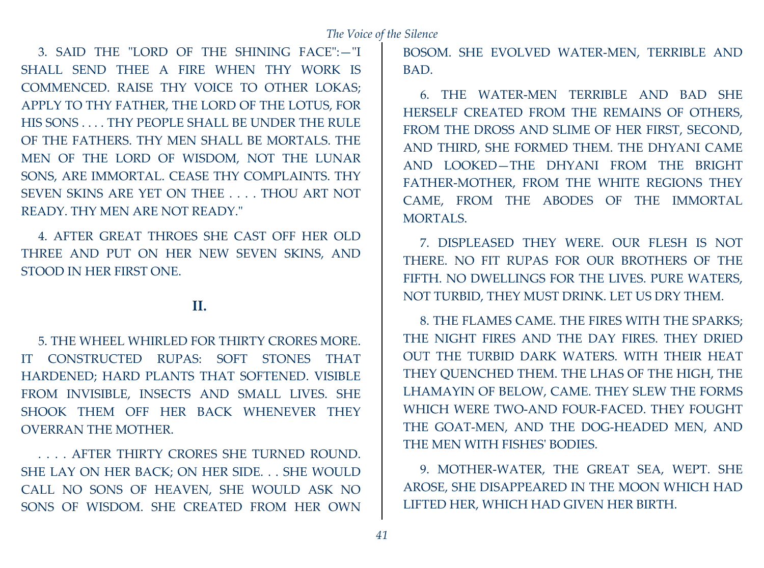3. SAID THE "LORD OF THE SHINING FACE":—"I SHALL SEND THEE A FIRE WHEN THY WORK IS COMMENCED. RAISE THY VOICE TO OTHER LOKAS; APPLY TO THY FATHER, THE LORD OF THE LOTUS, FOR HIS SONS . . . . THY PEOPLE SHALL BE UNDER THE RULE OF THE FATHERS. THY MEN SHALL BE MORTALS. THE MEN OF THE LORD OF WISDOM, NOT THE LUNAR SONS, ARE IMMORTAL. CEASE THY COMPLAINTS. THY SEVEN SKINS ARE YET ON THEE . . . . THOU ART NOT READY. THY MEN ARE NOT READY."

4. AFTER GREAT THROES SHE CAST OFF HER OLD THREE AND PUT ON HER NEW SEVEN SKINS, AND STOOD IN HER FIRST ONE.

## II.

5. THE WHEEL WHIRLED FOR THIRTY CRORES MORE. IT CONSTRUCTED RUPAS: SOFT STONES THAT HARDENED; HARD PLANTS THAT SOFTENED. VISIBLE FROM INVISIBLE, INSECTS AND SMALL LIVES. SHE SHOOK THEM OFF HER BACK WHENEVER THEY OVERRAN THE MOTHER.

. . . . AFTER THIRTY CRORES SHE TURNED ROUND. SHE LAY ON HER BACK; ON HER SIDE. . . SHE WOULD CALL NO SONS OF HEAVEN, SHE WOULD ASK NO SONS OF WISDOM. SHE CREATED FROM HER OWN BOSOM. SHE EVOLVED WATER-MEN, TERRIBLE AND BAD.

6. THE WATER-MEN TERRIBLE AND BAD SHE HERSELF CREATED FROM THE REMAINS OF OTHERS, FROM THE DROSS AND SLIME OF HER FIRST, SECOND, AND THIRD, SHE FORMED THEM. THE DHYANI CAME AND LOOKED—THE DHYANI FROM THE BRIGHT FATHER-MOTHER, FROM THE WHITE REGIONS THEY CAME, FROM THE ABODES OF THE IMMORTAL MORTALS.

7. DISPLEASED THEY WERE. OUR FLESH IS NOT THERE. NO FIT RUPAS FOR OUR BROTHERS OF THE FIFTH. NO DWELLINGS FOR THE LIVES. PURE WATERS, NOT TURBID, THEY MUST DRINK. LET US DRY THEM.

8. THE FLAMES CAME. THE FIRES WITH THE SPARKS; THE NIGHT FIRES AND THE DAY FIRES. THEY DRIED OUT THE TURBID DARK WATERS. WITH THEIR HEAT THEY QUENCHED THEM. THE LHAS OF THE HIGH, THE LHAMAYIN OF BELOW, CAME. THEY SLEW THE FORMS WHICH WERE TWO-AND FOUR-FACED. THEY FOUGHT THE GOAT-MEN, AND THE DOG-HEADED MEN, AND THE MEN WITH FISHES' BODIES.

9. MOTHER-WATER, THE GREAT SEA, WEPT. SHE AROSE, SHE DISAPPEARED IN THE MOON WHICH HAD LIFTED HER, WHICH HAD GIVEN HER BIRTH.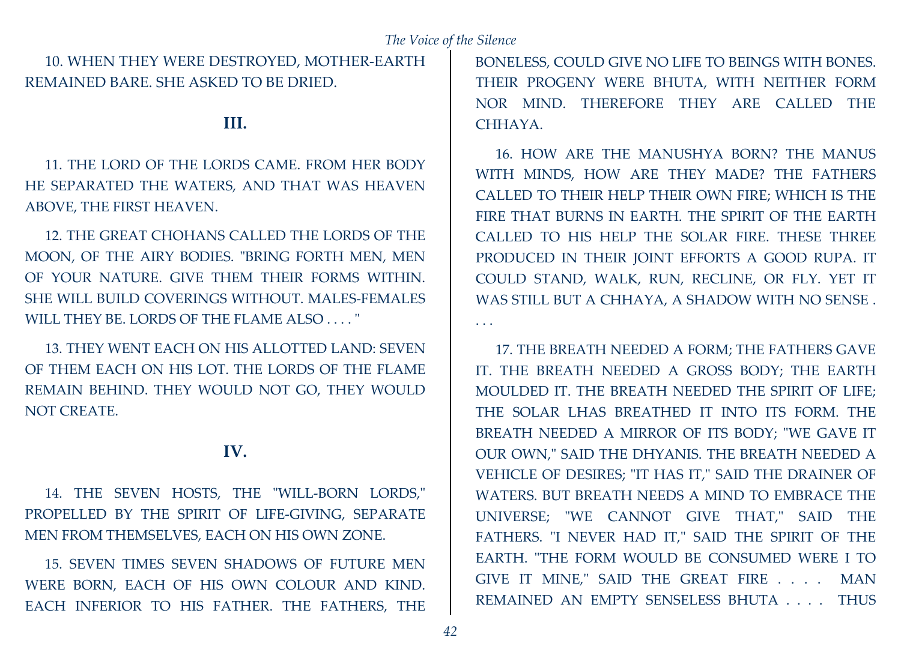10. WHEN THEY WERE DESTROYED, MOTHER-EARTH REMAINED BARE. SHE ASKED TO BE DRIED.

### III.

11. THE LORD OF THE LORDS CAME. FROM HER BODY HE SEPARATED THE WATERS, AND THAT WAS HEAVEN ABOVE, THE FIRST HEAVEN.

12. THE GREAT CHOHANS CALLED THE LORDS OF THE MOON, OF THE AIRY BODIES. "BRING FORTH MEN, MEN OF YOUR NATURE. GIVE THEM THEIR FORMS WITHIN. SHE WILL BUILD COVERINGS WITHOUT. MALES-FEMALES WILL THEY BE. LORDS OF THE FLAME ALSO . . . . "

13. THEY WENT EACH ON HIS ALLOTTED LAND: SEVEN OF THEM EACH ON HIS LOT. THE LORDS OF THE FLAME REMAIN BEHIND. THEY WOULD NOT GO, THEY WOULD NOT CREATE.

### IV.

14. THE SEVEN HOSTS, THE "WILL-BORN LORDS," PROPELLED BY THE SPIRIT OF LIFE-GIVING, SEPARATE MEN FROM THEMSELVES, EACH ON HIS OWN ZONE.

15. SEVEN TIMES SEVEN SHADOWS OF FUTURE MEN WERE BORN, EACH OF HIS OWN COLOUR AND KIND. EACH INFERIOR TO HIS FATHER. THE FATHERS, THE BONELESS, COULD GIVE NO LIFE TO BEINGS WITH BONES. THEIR PROGENY WERE BHUTA, WITH NEITHER FORM NOR MIND. THEREFORE THEY ARE CALLED THE CHHAYA.

16. HOW ARE THE MANUSHYA BORN? THE MANUS WITH MINDS, HOW ARE THEY MADE? THE FATHERS CALLED TO THEIR HELP THEIR OWN FIRE; WHICH IS THE FIRE THAT BURNS IN EARTH. THE SPIRIT OF THE EARTH CALLED TO HIS HELP THE SOLAR FIRE. THESE THREE PRODUCED IN THEIR JOINT EFFORTS A GOOD RUPA. IT COULD STAND, WALK, RUN, RECLINE, OR FLY. YET IT WAS STILL BUT A CHHAYA, A SHADOW WITH NO SENSE . . . .

17. THE BREATH NEEDED A FORM; THE FATHERS GAVE IT. THE BREATH NEEDED A GROSS BODY; THE EARTH MOULDED IT. THE BREATH NEEDED THE SPIRIT OF LIFE; THE SOLAR LHAS BREATHED IT INTO ITS FORM. THE BREATH NEEDED A MIRROR OF ITS BODY; "WE GAVE IT OUR OWN," SAID THE DHYANIS. THE BREATH NEEDED A VEHICLE OF DESIRES; "IT HAS IT," SAID THE DRAINER OF WATERS. BUT BREATH NEEDS A MIND TO EMBRACE THE UNIVERSE; "WE CANNOT GIVE THAT," SAID THE FATHERS. "I NEVER HAD IT," SAID THE SPIRIT OF THE EARTH. "THE FORM WOULD BE CONSUMED WERE I TO GIVE IT MINE," SAID THE GREAT FIRE . . . . MAN REMAINED AN EMPTY SENSELESS BHUTA . . . . THUS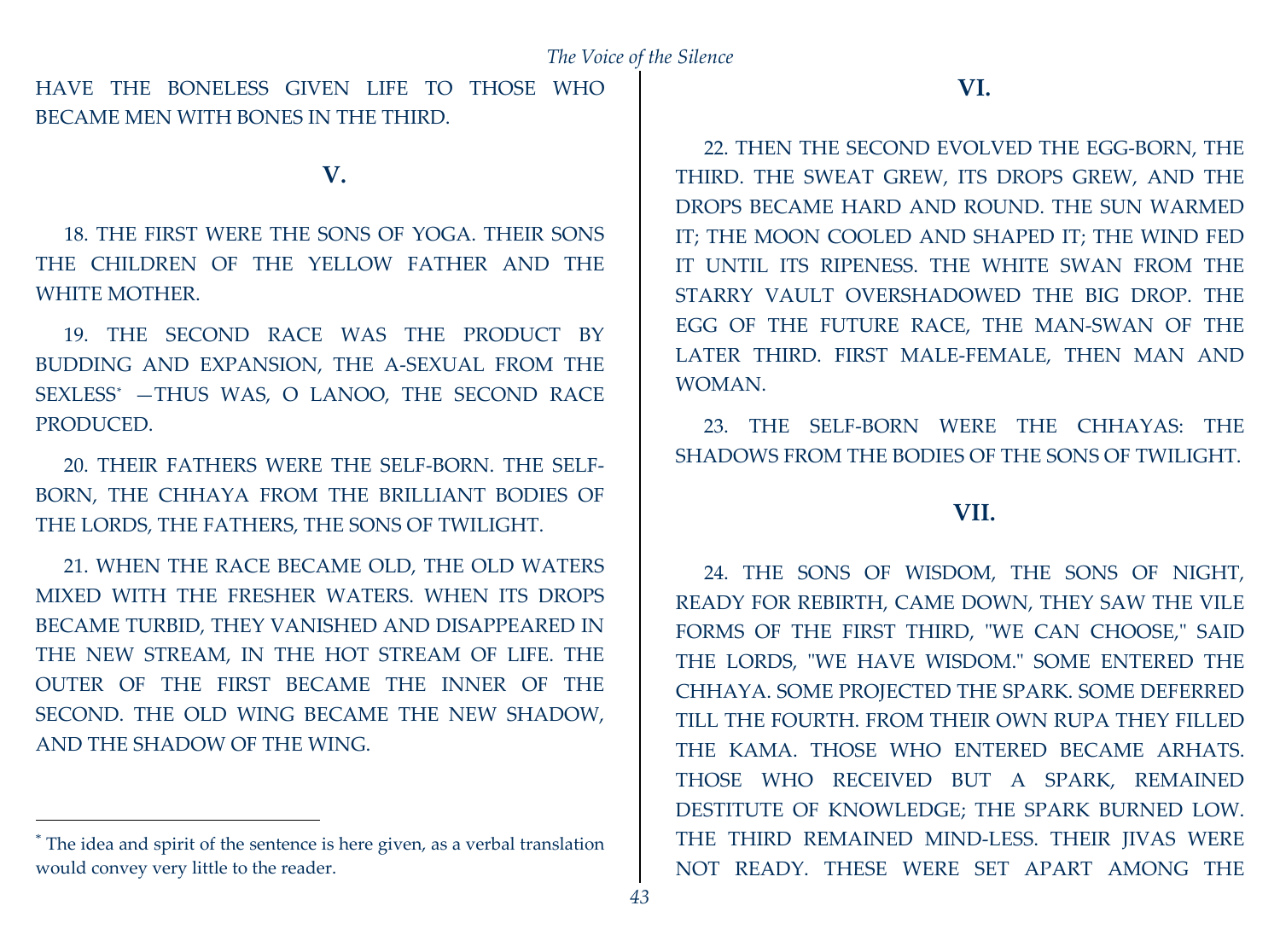HAVE THE BONELESS GIVEN LIFE TO THOSE WHO BECAME MEN WITH BONES IN THE THIRD.

### V.

18. THE FIRST WERE THE SONS OF YOGA. THEIR SONS THE CHILDREN OF THE YELLOW FATHER AND THE WHITE MOTHER.

19. THE SECOND RACE WAS THE PRODUCT BY BUDDING AND EXPANSION, THE A-SEXUAL FROM THE SEXLESS* —THUS WAS, O LANOO, THE SECOND RACE PRODUCED.

20. THEIR FATHERS WERE THE SELF-BORN. THE SELF-BORN, THE CHHAYA FROM THE BRILLIANT BODIES OF THE LORDS, THE FATHERS, THE SONS OF TWILIGHT.

21. WHEN THE RACE BECAME OLD, THE OLD WATERS MIXED WITH THE FRESHER WATERS. WHEN ITS DROPS BECAME TURBID, THEY VANISHED AND DISAPPEARED IN THE NEW STREAM, IN THE HOT STREAM OF LIFE. THE OUTER OF THE FIRST BECAME THE INNER OF THE SECOND. THE OLD WING BECAME THE NEW SHADOW, AND THE SHADOW OF THE WING.

* The idea and spirit of the sentence is here given, as a verbal translation would convey very little to the reader.

### VI.

22. THEN THE SECOND EVOLVED THE EGG-BORN, THE THIRD. THE SWEAT GREW, ITS DROPS GREW, AND THE DROPS BECAME HARD AND ROUND. THE SUN WARMED IT; THE MOON COOLED AND SHAPED IT; THE WIND FED IT UNTIL ITS RIPENESS. THE WHITE SWAN FROM THE STARRY VAULT OVERSHADOWED THE BIG DROP. THE EGG OF THE FUTURE RACE, THE MAN-SWAN OF THE LATER THIRD. FIRST MALE-FEMALE, THEN MAN AND WOMAN.

23. THE SELF-BORN WERE THE CHHAYAS: THE SHADOWS FROM THE BODIES OF THE SONS OF TWILIGHT.

### VII.

24. THE SONS OF WISDOM, THE SONS OF NIGHT, READY FOR REBIRTH, CAME DOWN, THEY SAW THE VILE FORMS OF THE FIRST THIRD, "WE CAN CHOOSE," SAID THE LORDS, "WE HAVE WISDOM." SOME ENTERED THE CHHAYA. SOME PROJECTED THE SPARK. SOME DEFERRED TILL THE FOURTH. FROM THEIR OWN RUPA THEY FILLED THE KAMA. THOSE WHO ENTERED BECAME ARHATS. THOSE WHO RECEIVED BUT A SPARK, REMAINED DESTITUTE OF KNOWLEDGE; THE SPARK BURNED LOW. THE THIRD REMAINED MIND-LESS. THEIR JIVAS WERE NOT READY. THESE WERE SET APART AMONG THE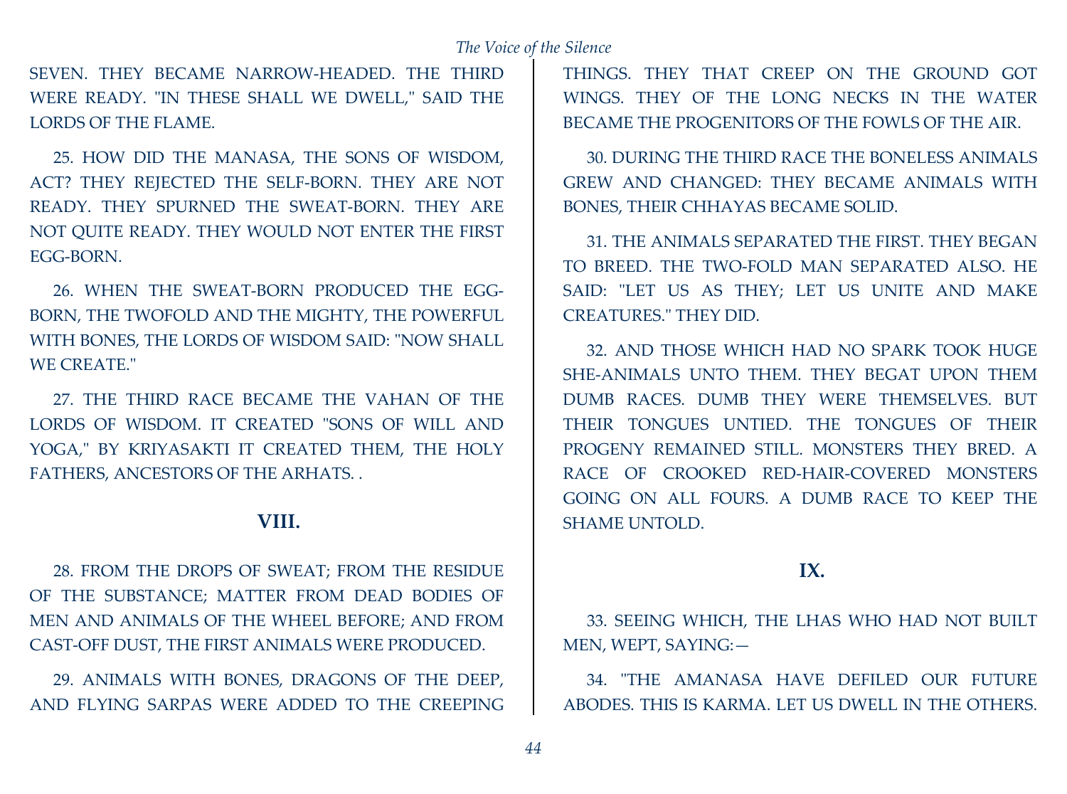SEVEN. THEY BECAME NARROW-HEADED. THE THIRD WERE READY. "IN THESE SHALL WE DWELL," SAID THE LORDS OF THE FLAME.

25. HOW DID THE MANASA, THE SONS OF WISDOM, ACT? THEY REJECTED THE SELF-BORN. THEY ARE NOT READY. THEY SPURNED THE SWEAT-BORN. THEY ARE NOT QUITE READY. THEY WOULD NOT ENTER THE FIRST EGG-BORN.

26. WHEN THE SWEAT-BORN PRODUCED THE EGG-BORN, THE TWOFOLD AND THE MIGHTY, THE POWERFUL WITH BONES, THE LORDS OF WISDOM SAID: "NOW SHALL WE CREATE."

27. THE THIRD RACE BECAME THE VAHAN OF THE LORDS OF WISDOM. IT CREATED "SONS OF WILL AND YOGA," BY KRIYASAKTI IT CREATED THEM, THE HOLY FATHERS, ANCESTORS OF THE ARHATS. .

## VIII.

28. FROM THE DROPS OF SWEAT; FROM THE RESIDUE OF THE SUBSTANCE; MATTER FROM DEAD BODIES OF MEN AND ANIMALS OF THE WHEEL BEFORE; AND FROM CAST-OFF DUST, THE FIRST ANIMALS WERE PRODUCED.

29. ANIMALS WITH BONES, DRAGONS OF THE DEEP, AND FLYING SARPAS WERE ADDED TO THE CREEPING THINGS. THEY THAT CREEP ON THE GROUND GOT WINGS. THEY OF THE LONG NECKS IN THE WATER BECAME THE PROGENITORS OF THE FOWLS OF THE AIR.

30. DURING THE THIRD RACE THE BONELESS ANIMALS GREW AND CHANGED: THEY BECAME ANIMALS WITH BONES, THEIR CHHAYAS BECAME SOLID.

31. THE ANIMALS SEPARATED THE FIRST. THEY BEGAN TO BREED. THE TWO-FOLD MAN SEPARATED ALSO. HE SAID: "LET US AS THEY; LET US UNITE AND MAKE CREATURES." THEY DID.

32. AND THOSE WHICH HAD NO SPARK TOOK HUGE SHE-ANIMALS UNTO THEM. THEY BEGAT UPON THEM DUMB RACES. DUMB THEY WERE THEMSELVES. BUT THEIR TONGUES UNTIED. THE TONGUES OF THEIR PROGENY REMAINED STILL. MONSTERS THEY BRED. A RACE OF CROOKED RED-HAIR-COVERED MONSTERS GOING ON ALL FOURS. A DUMB RACE TO KEEP THE SHAME UNTOLD.

## IX.

33. SEEING WHICH, THE LHAS WHO HAD NOT BUILT MEN, WEPT, SAYING:—

34. "THE AMANASA HAVE DEFILED OUR FUTURE ABODES. THIS IS KARMA. LET US DWELL IN THE OTHERS.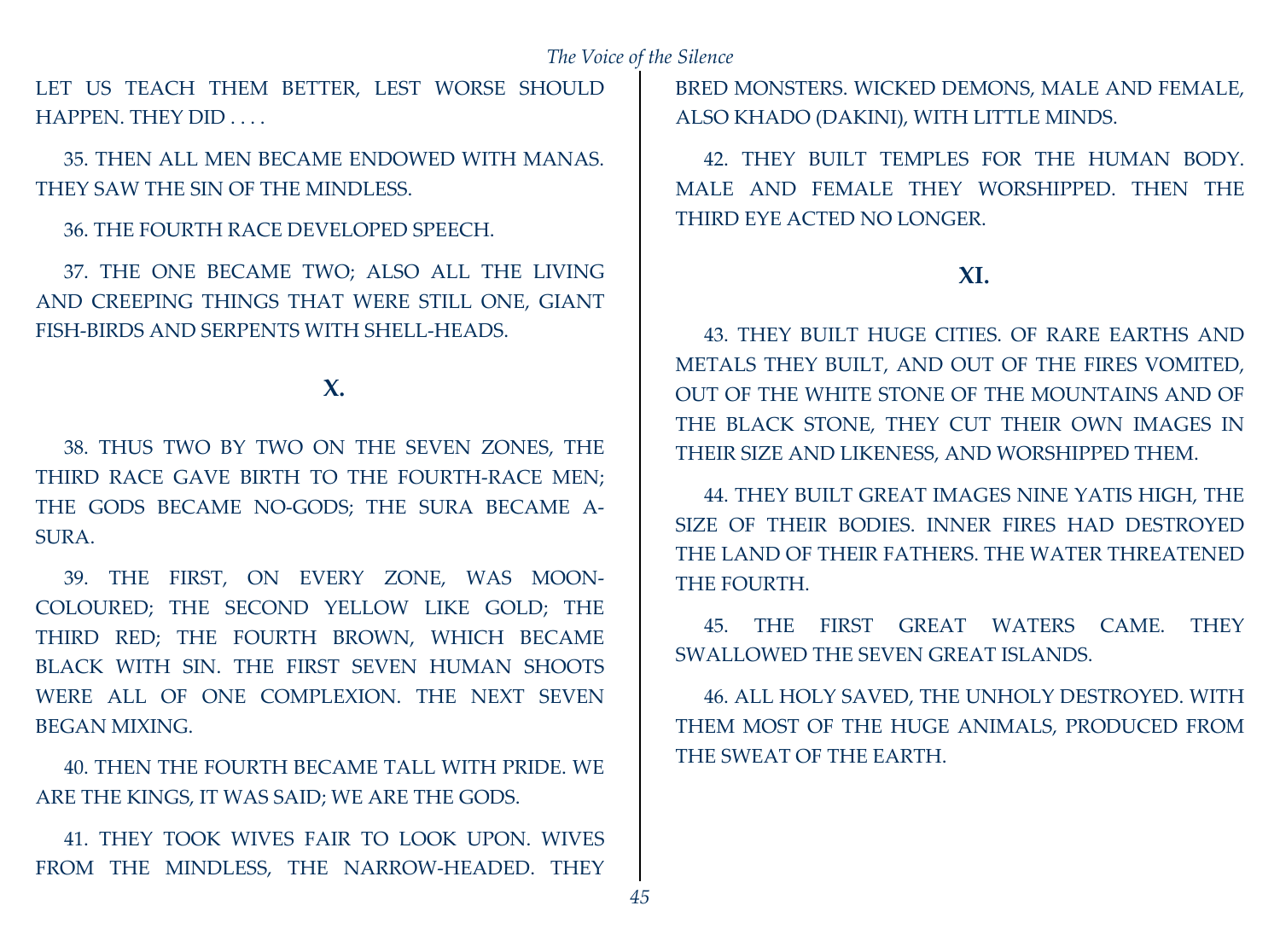LET US TEACH THEM BETTER, LEST WORSE SHOULD HAPPEN. THEY DID . . . .

35. THEN ALL MEN BECAME ENDOWED WITH MANAS. THEY SAW THE SIN OF THE MINDLESS.

36. THE FOURTH RACE DEVELOPED SPEECH.

37. THE ONE BECAME TWO; ALSO ALL THE LIVING AND CREEPING THINGS THAT WERE STILL ONE, GIANT FISH-BIRDS AND SERPENTS WITH SHELL-HEADS.

## X.

38. THUS TWO BY TWO ON THE SEVEN ZONES, THE THIRD RACE GAVE BIRTH TO THE FOURTH-RACE MEN; THE GODS BECAME NO-GODS; THE SURA BECAME A-SURA.

39. THE FIRST, ON EVERY ZONE, WAS MOON-COLOURED; THE SECOND YELLOW LIKE GOLD; THE THIRD RED; THE FOURTH BROWN, WHICH BECAME BLACK WITH SIN. THE FIRST SEVEN HUMAN SHOOTS WERE ALL OF ONE COMPLEXION. THE NEXT SEVEN BEGAN MIXING.

40. THEN THE FOURTH BECAME TALL WITH PRIDE. WE ARE THE KINGS, IT WAS SAID; WE ARE THE GODS.

41. THEY TOOK WIVES FAIR TO LOOK UPON. WIVES FROM THE MINDLESS, THE NARROW-HEADED. THEY BRED MONSTERS. WICKED DEMONS, MALE AND FEMALE, ALSO KHADO (DAKINI), WITH LITTLE MINDS.

42. THEY BUILT TEMPLES FOR THE HUMAN BODY. MALE AND FEMALE THEY WORSHIPPED. THEN THE THIRD EYE ACTED NO LONGER.

## XI.

43. THEY BUILT HUGE CITIES. OF RARE EARTHS AND METALS THEY BUILT, AND OUT OF THE FIRES VOMITED, OUT OF THE WHITE STONE OF THE MOUNTAINS AND OF THE BLACK STONE, THEY CUT THEIR OWN IMAGES IN THEIR SIZE AND LIKENESS, AND WORSHIPPED THEM.

44. THEY BUILT GREAT IMAGES NINE YATIS HIGH, THE SIZE OF THEIR BODIES. INNER FIRES HAD DESTROYED THE LAND OF THEIR FATHERS. THE WATER THREATENED THE FOURTH.

45. THE FIRST GREAT WATERS CAME. THEY SWALLOWED THE SEVEN GREAT ISLANDS.

46. ALL HOLY SAVED, THE UNHOLY DESTROYED. WITH THEM MOST OF THE HUGE ANIMALS, PRODUCED FROM THE SWEAT OF THE EARTH.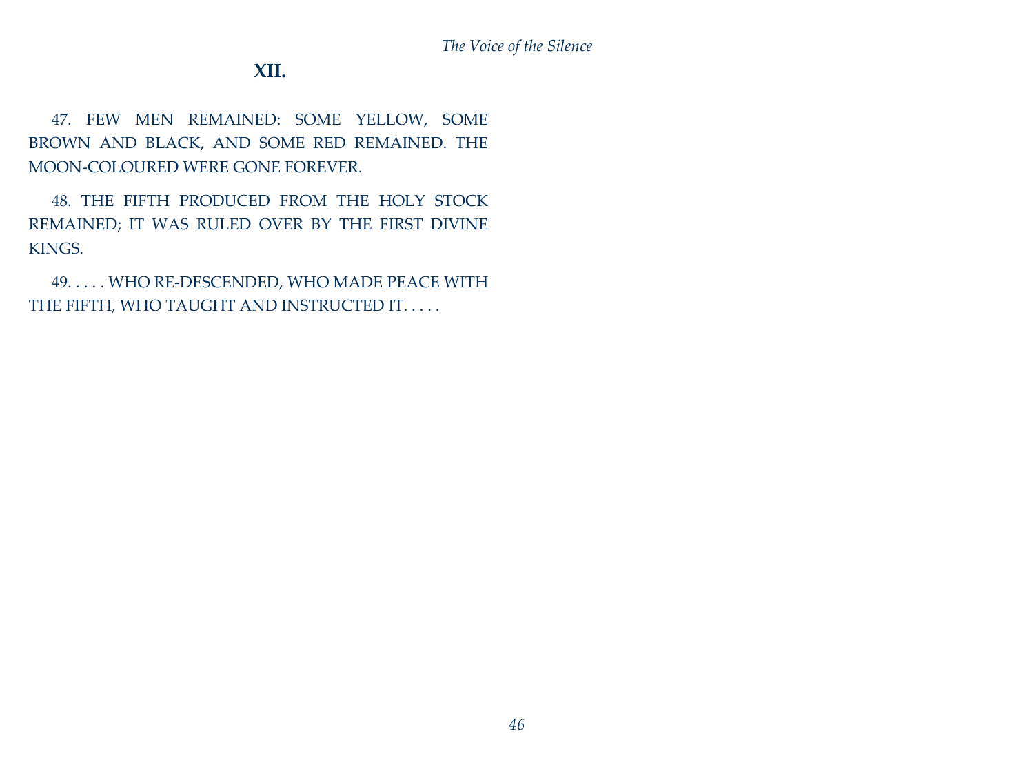## XII.

47. FEW MEN REMAINED: SOME YELLOW, SOME BROWN AND BLACK, AND SOME RED REMAINED. THE MOON-COLOURED WERE GONE FOREVER.

48. THE FIFTH PRODUCED FROM THE HOLY STOCK REMAINED; IT WAS RULED OVER BY THE FIRST DIVINE KINGS.

49. . . . . . WHO RE-DESCENDED, WHO MADE PEACE WITH THE FIFTH, WHO TAUGHT AND INSTRUCTED IT. . . . .